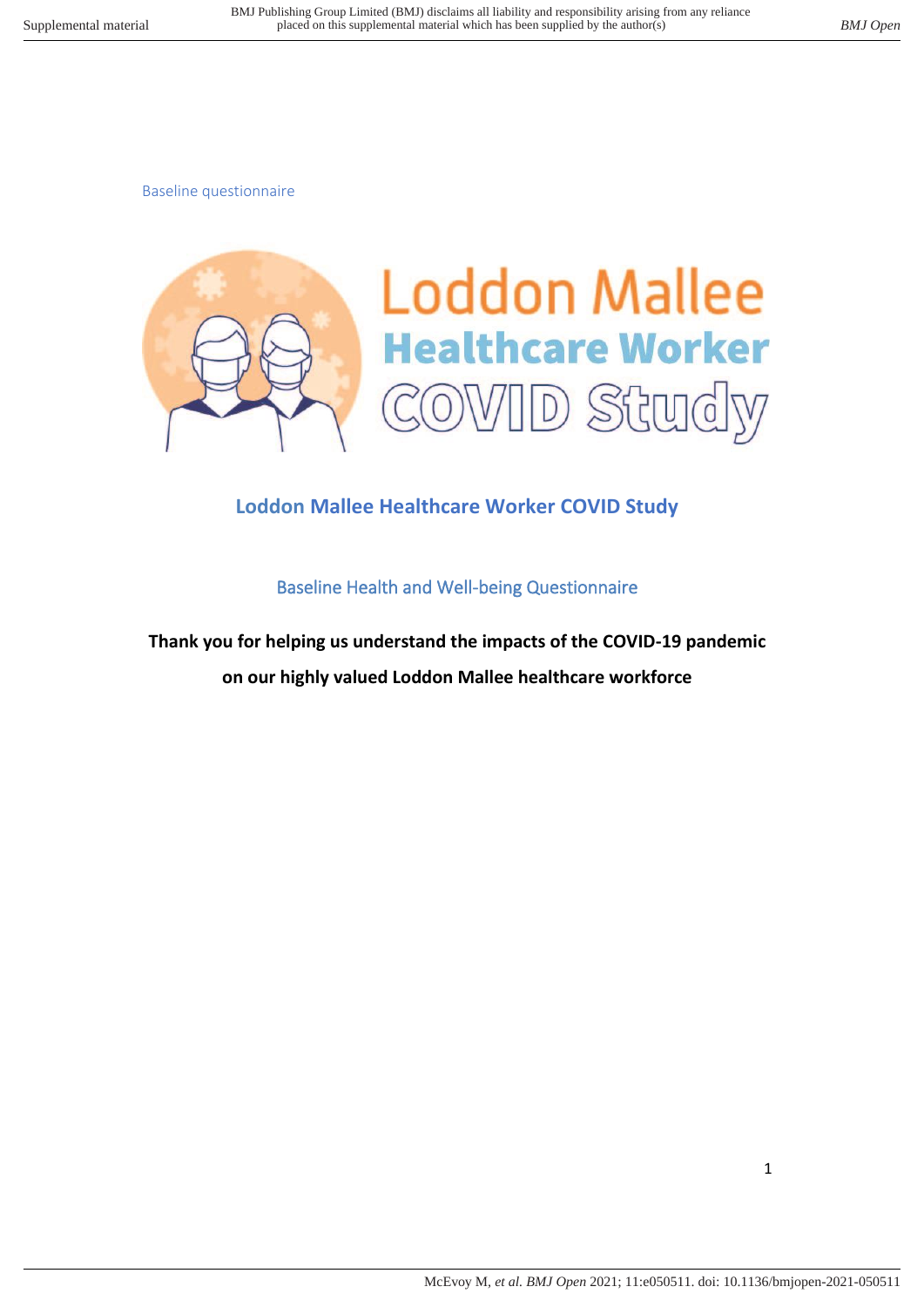Baseline questionnaire

# Loddon Mallee Healthcare Worker COVID Study

## Loddon Mallee Healthcare Worker COVID Study

### Baseline Health and Well-being Questionnaire

**Thank you for helping us understand the impacts of the COVID-19 pandemic on our highly valued Loddon Mallee healthcare workforce**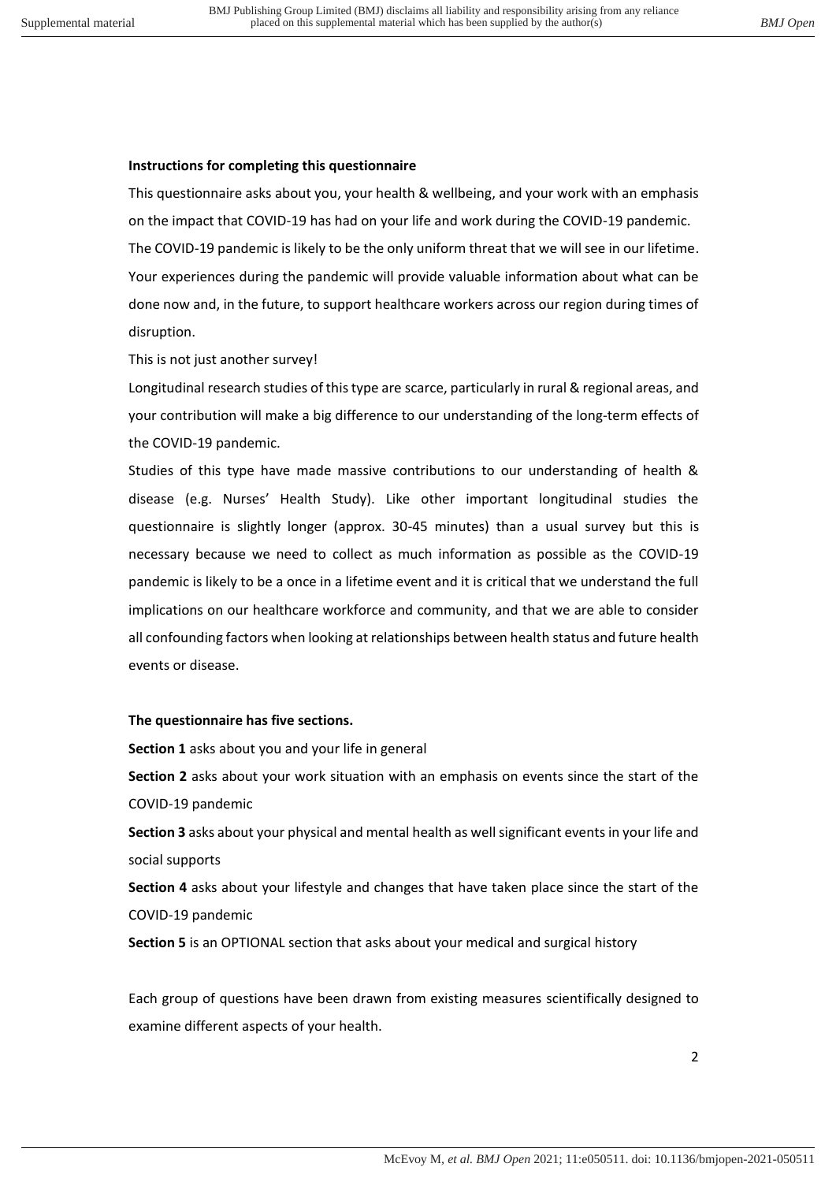**Instructions for completing this questionnaire**

This questionnaire asks about you, your health & wellbeing, and your work with an emphasis on the impact that COVID-19 has had on your life and work during the COVID-19 pandemic.

The COVID-19 pandemic is likely to be the only uniform threat that we will see in our lifetime. Your experiences during the pandemic will provide valuable information about what can be done now and, in the future, to support healthcare workers across our region during times of disruption.

This is not just another survey!

Longitudinal research studies of this type are scarce, particularly in rural & regional areas, and your contribution will make a big difference to our understanding of the long-term effects of the COVID-19 pandemic.

Studies of this type have made massive contributions to our understanding of health & disease (e.g. Nurses' Health Study). Like other important longitudinal studies the questionnaire is slightly longer (approx. 30-45 minutes) than a usual survey but this is necessary because we need to collect as much information as possible as the COVID-19 pandemic is likely to be a once in a lifetime event and it is critical that we understand the full implications on our healthcare workforce and community, and that we are able to consider all confounding factors when looking at relationships between health status and future health events or disease.

**The questionnaire has five sections.**

**Section 1** asks about you and your life in general

**Section 2** asks about your work situation with an emphasis on events since the start of the COVID-19 pandemic

**Section 3** asks about your physical and mental health as well significant events in your life and social supports

**Section 4** asks about your lifestyle and changes that have taken place since the start of the COVID-19 pandemic

**Section 5** is an OPTIONAL section that asks about your medical and surgical history

Each group of questions have been drawn from existing measures scientifically designed to examine different aspects of your health.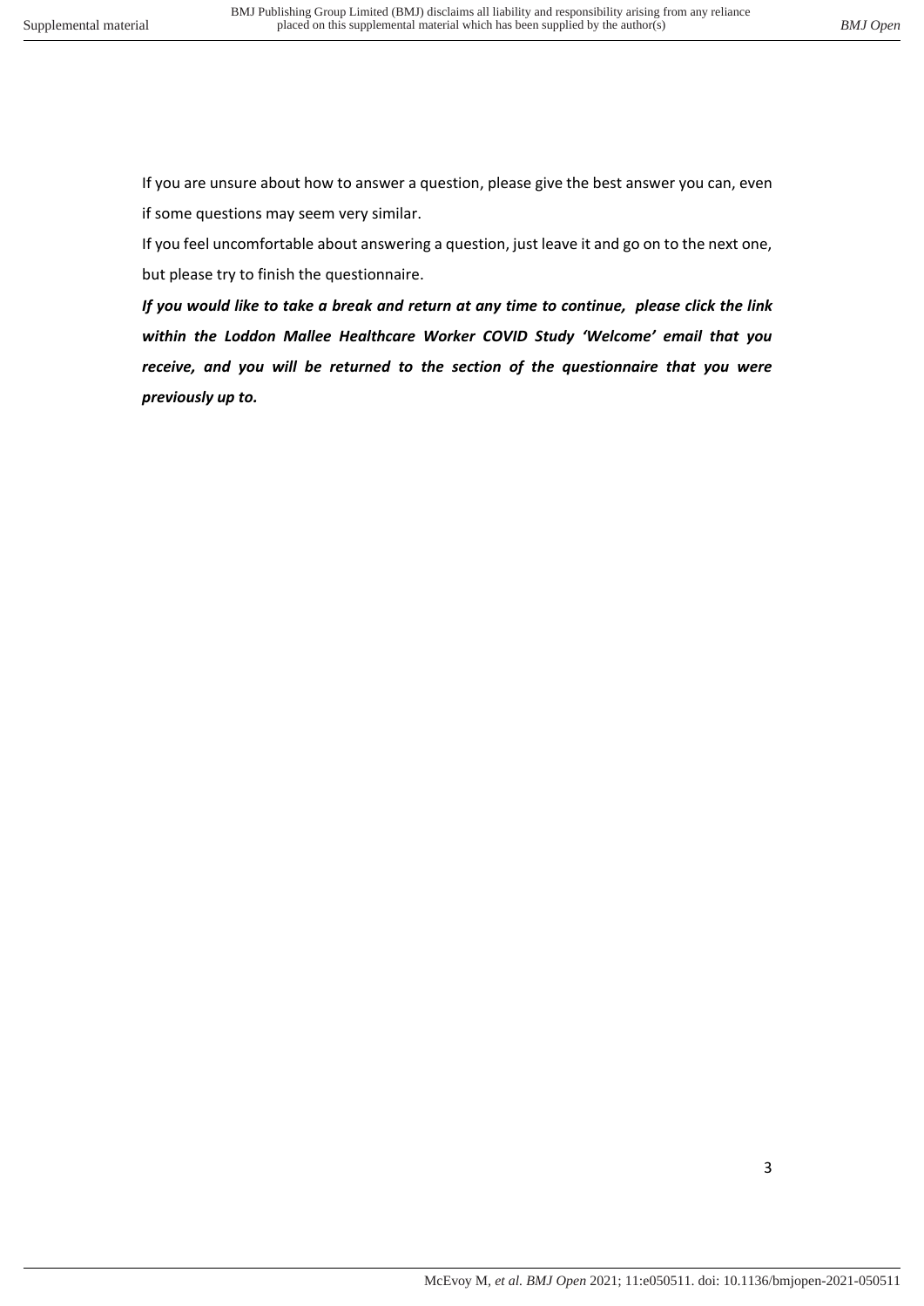If you are unsure about how to answer a question, please give the best answer you can, even if some questions may seem very similar.

If you feel uncomfortable about answering a question, just leave it and go on to the next one, but please try to finish the questionnaire.

***If you would like to take a break and return at any time to continue, please click the link within the Loddon Mallee Healthcare Worker COVID Study 'Welcome' email that you receive, and you will be returned to the section of the questionnaire that you were previously up to.***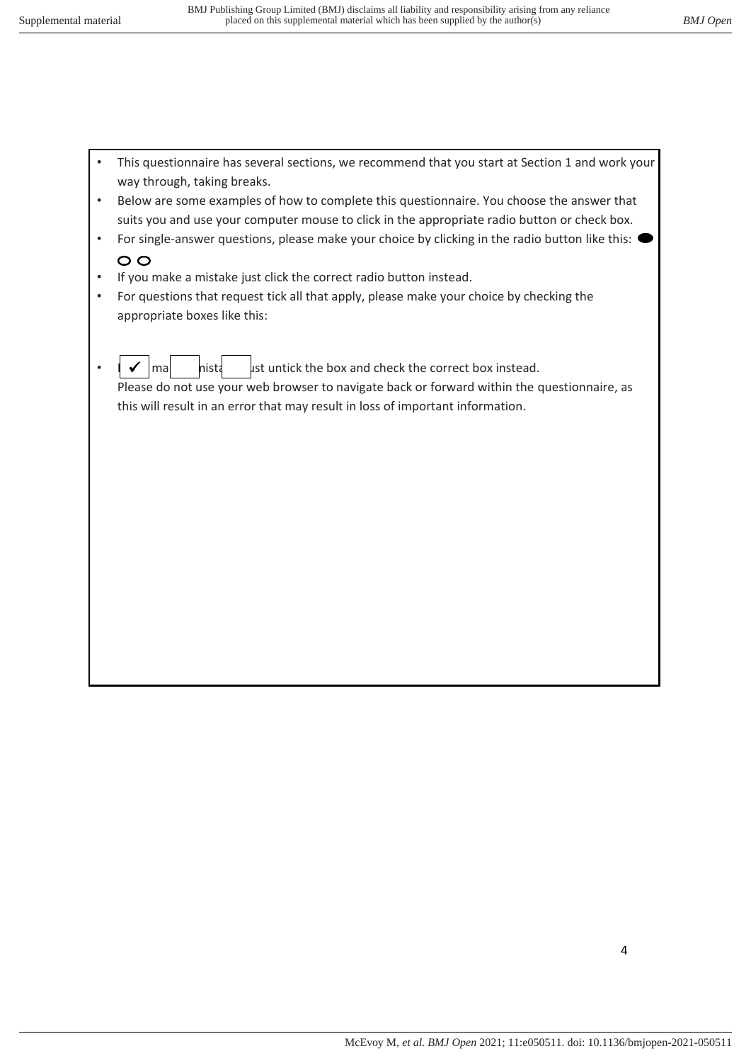- This questionnaire has several sections, we recommend that you start at Section 1 and work your way through, taking breaks.
- Below are some examples of how to complete this questionnaire. You choose the answer that suits you and use your computer mouse to click in the appropriate radio button or check box.
- For single-answer questions, please make your choice by clicking in the radio button like this: ● ○ ○
- If you make a mistake just click the correct radio button instead.
- For questions that request tick all that apply, please make your choice by checking the appropriate boxes like this:

  ✓ ☐ ☐

- If you make a mistake just untick the box and check the correct box instead.

  Please do not use your web browser to navigate back or forward within the questionnaire, as this will result in an error that may result in loss of important information.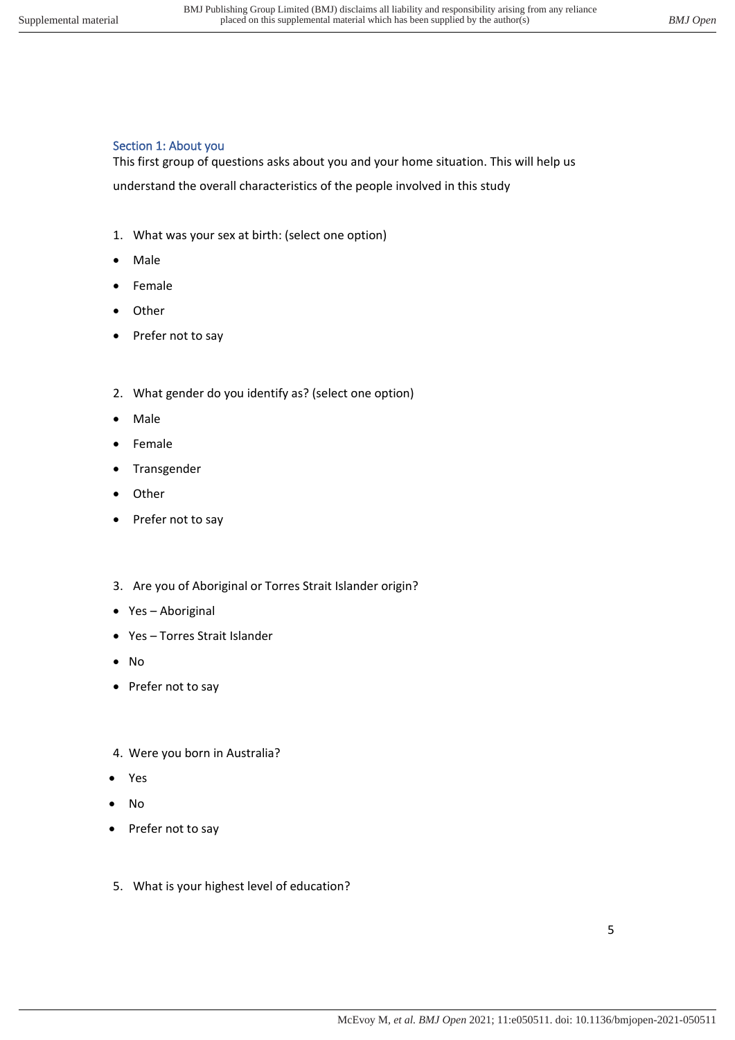## Section 1: About you

This first group of questions asks about you and your home situation. This will help us understand the overall characteristics of the people involved in this study

1. What was your sex at birth: (select one option)

- Male
- Female
- Other
- Prefer not to say

2. What gender do you identify as? (select one option)

- Male
- Female
- Transgender
- Other
- Prefer not to say

3. Are you of Aboriginal or Torres Strait Islander origin?

- Yes – Aboriginal
- Yes – Torres Strait Islander
- No
- Prefer not to say

4. Were you born in Australia?

- Yes
- No
- Prefer not to say

5. What is your highest level of education?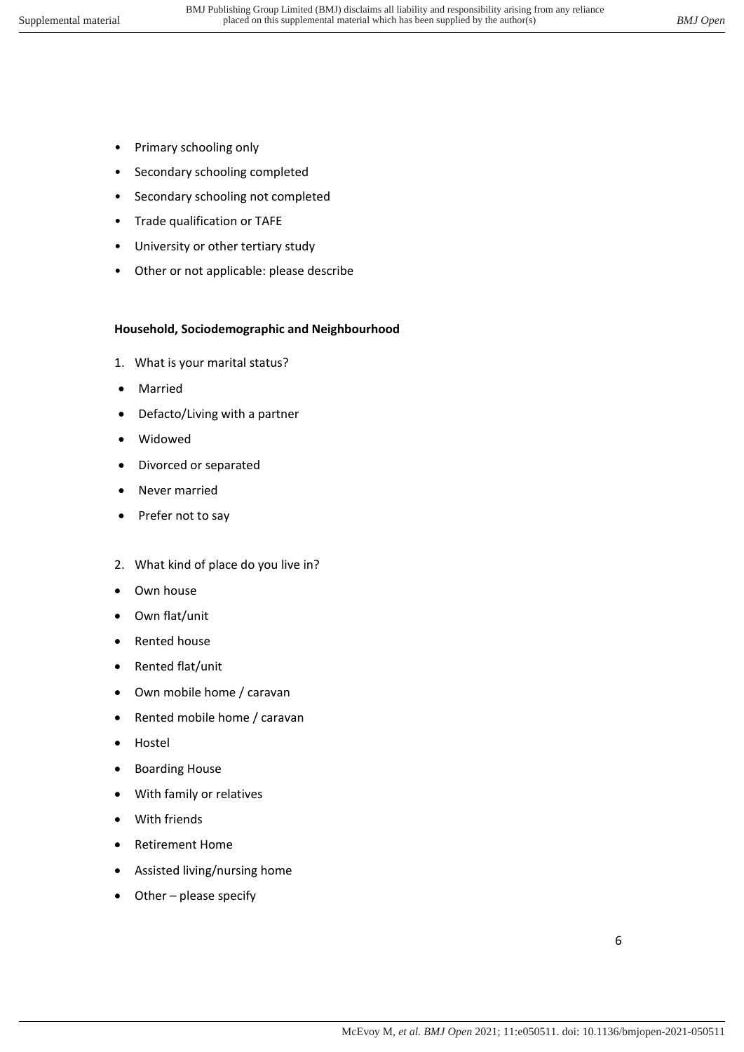- Primary schooling only
- Secondary schooling completed
- Secondary schooling not completed
- Trade qualification or TAFE
- University or other tertiary study
- Other or not applicable: please describe

**Household, Sociodemographic and Neighbourhood**

1. What is your marital status?

- Married
- Defacto/Living with a partner
- Widowed
- Divorced or separated
- Never married
- Prefer not to say

2. What kind of place do you live in?

- Own house
- Own flat/unit
- Rented house
- Rented flat/unit
- Own mobile home / caravan
- Rented mobile home / caravan
- Hostel
- Boarding House
- With family or relatives
- With friends
- Retirement Home
- Assisted living/nursing home
- Other – please specify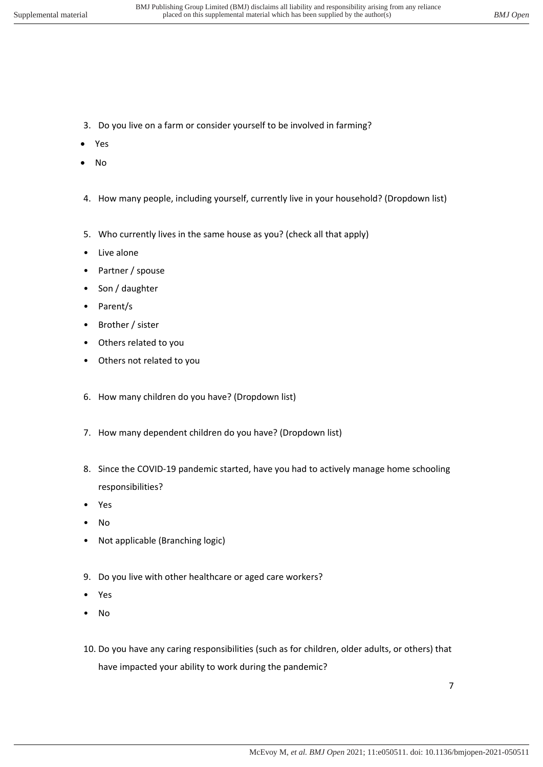3. Do you live on a farm or consider yourself to be involved in farming?

- Yes
- No

4. How many people, including yourself, currently live in your household? (Dropdown list)

5. Who currently lives in the same house as you? (check all that apply)

- Live alone
- Partner / spouse
- Son / daughter
- Parent/s
- Brother / sister
- Others related to you
- Others not related to you

6. How many children do you have? (Dropdown list)

7. How many dependent children do you have? (Dropdown list)

8. Since the COVID-19 pandemic started, have you had to actively manage home schooling responsibilities?

- Yes
- No
- Not applicable (Branching logic)

9. Do you live with other healthcare or aged care workers?

- Yes
- No

10. Do you have any caring responsibilities (such as for children, older adults, or others) that have impacted your ability to work during the pandemic?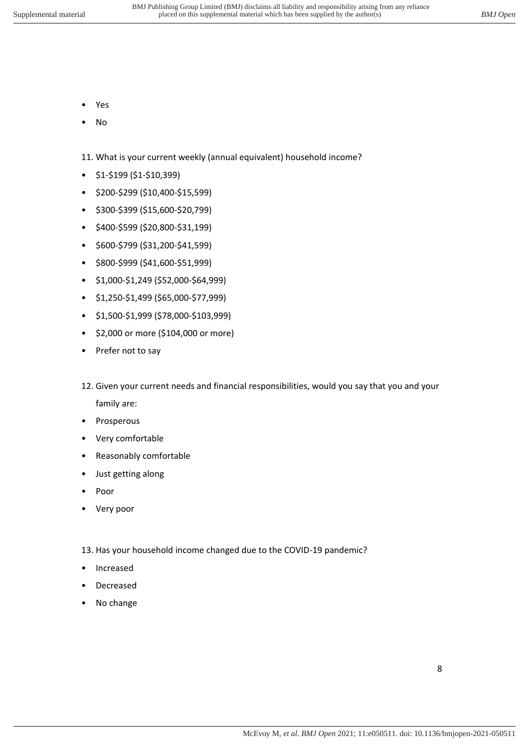- Yes
- No

11. What is your current weekly (annual equivalent) household income?

- $1-$199 ($1-$10,399)
- $200-$299 ($10,400-$15,599)
- $300-$399 ($15,600-$20,799)
- $400-$599 ($20,800-$31,199)
- $600-$799 ($31,200-$41,599)
- $800-$999 ($41,600-$51,999)
- $1,000-$1,249 ($52,000-$64,999)
- $1,250-$1,499 ($65,000-$77,999)
- $1,500-$1,999 ($78,000-$103,999)
- $2,000 or more ($104,000 or more)
- Prefer not to say

12. Given your current needs and financial responsibilities, would you say that you and your family are:

- Prosperous
- Very comfortable
- Reasonably comfortable
- Just getting along
- Poor
- Very poor

13. Has your household income changed due to the COVID-19 pandemic?

- Increased
- Decreased
- No change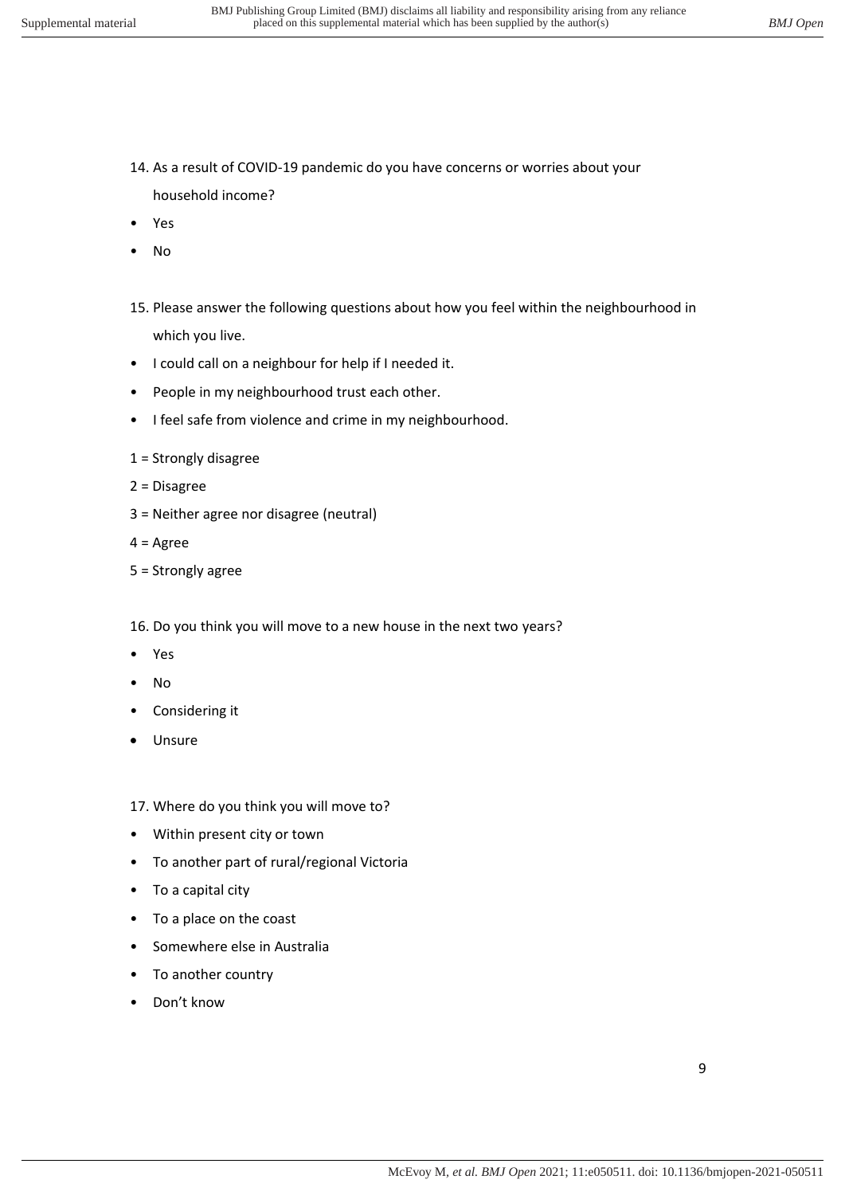14. As a result of COVID-19 pandemic do you have concerns or worries about your household income?

- Yes
- No

15. Please answer the following questions about how you feel within the neighbourhood in which you live.

- I could call on a neighbour for help if I needed it.
- People in my neighbourhood trust each other.
- I feel safe from violence and crime in my neighbourhood.

1 = Strongly disagree

2 = Disagree

3 = Neither agree nor disagree (neutral)

4 = Agree

5 = Strongly agree

16. Do you think you will move to a new house in the next two years?

- Yes
- No
- Considering it
- Unsure

17. Where do you think you will move to?

- Within present city or town
- To another part of rural/regional Victoria
- To a capital city
- To a place on the coast
- Somewhere else in Australia
- To another country
- Don't know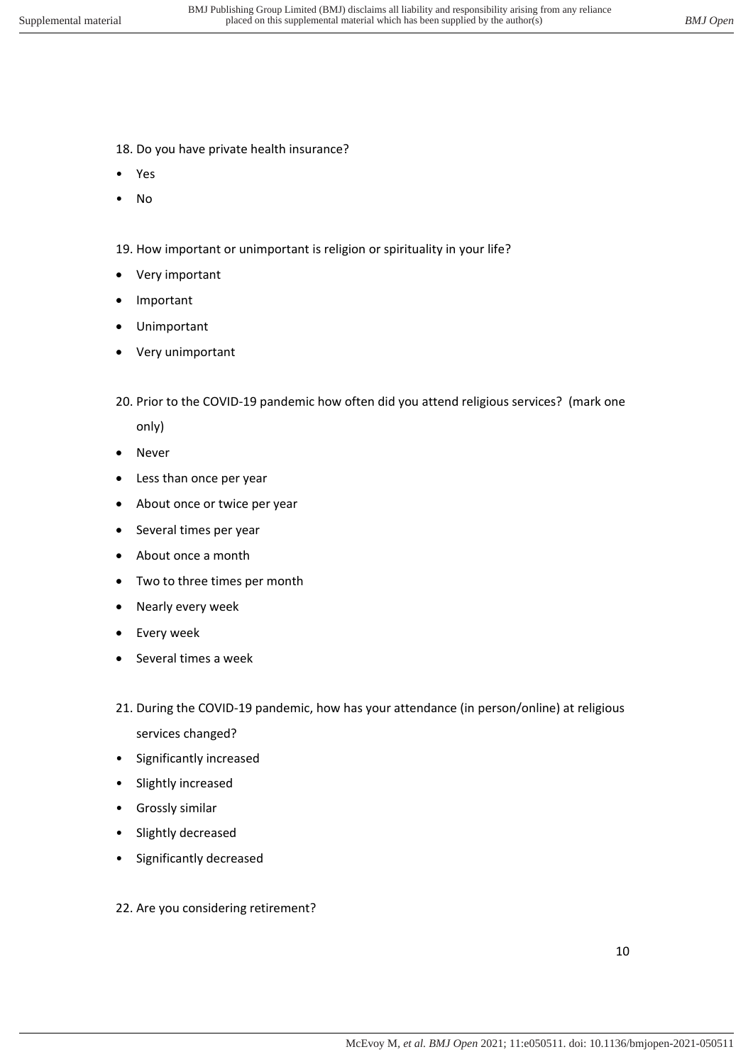18. Do you have private health insurance?

- Yes
- No

19. How important or unimportant is religion or spirituality in your life?

- Very important
- Important
- Unimportant
- Very unimportant

20. Prior to the COVID-19 pandemic how often did you attend religious services? (mark one only)

- Never
- Less than once per year
- About once or twice per year
- Several times per year
- About once a month
- Two to three times per month
- Nearly every week
- Every week
- Several times a week

21. During the COVID-19 pandemic, how has your attendance (in person/online) at religious services changed?

- Significantly increased
- Slightly increased
- Grossly similar
- Slightly decreased
- Significantly decreased

22. Are you considering retirement?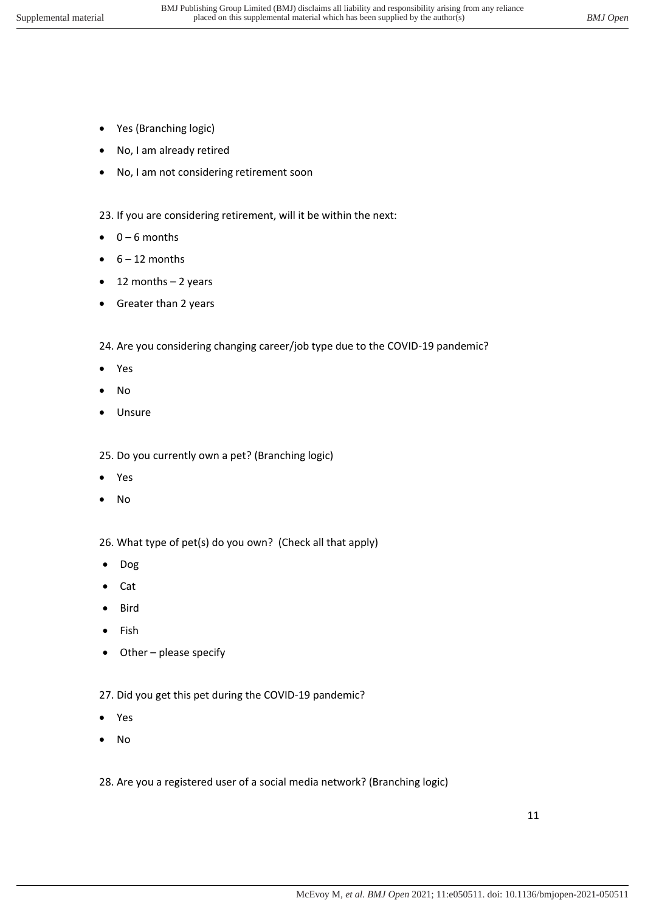- Yes (Branching logic)
- No, I am already retired
- No, I am not considering retirement soon

23. If you are considering retirement, will it be within the next:

- 0 – 6 months
- 6 – 12 months
- 12 months – 2 years
- Greater than 2 years

24. Are you considering changing career/job type due to the COVID-19 pandemic?

- Yes
- No
- Unsure

25. Do you currently own a pet? (Branching logic)

- Yes
- No

26. What type of pet(s) do you own? (Check all that apply)

- Dog
- Cat
- Bird
- Fish
- Other – please specify

27. Did you get this pet during the COVID-19 pandemic?

- Yes
- No

28. Are you a registered user of a social media network? (Branching logic)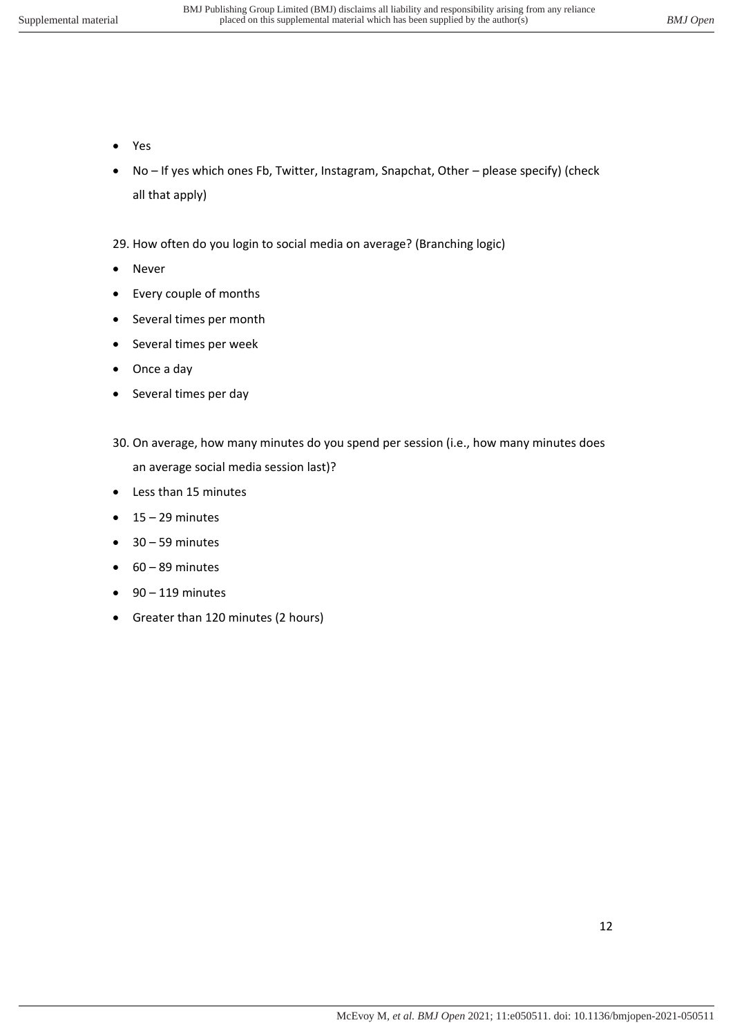- Yes
- No – If yes which ones Fb, Twitter, Instagram, Snapchat, Other – please specify) (check all that apply)

29. How often do you login to social media on average? (Branching logic)

- Never
- Every couple of months
- Several times per month
- Several times per week
- Once a day
- Several times per day

30. On average, how many minutes do you spend per session (i.e., how many minutes does an average social media session last)?

- Less than 15 minutes
- 15 – 29 minutes
- 30 – 59 minutes
- 60 – 89 minutes
- 90 – 119 minutes
- Greater than 120 minutes (2 hours)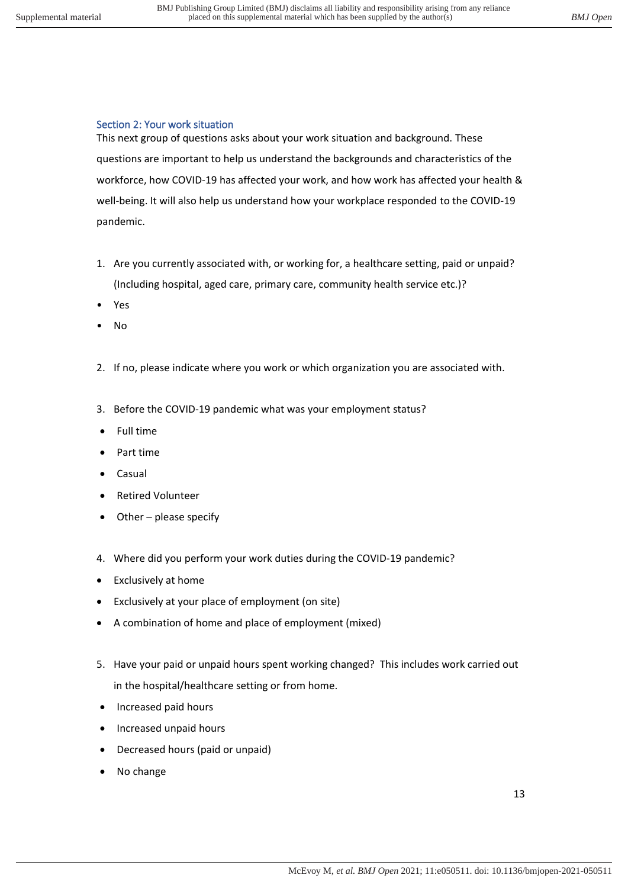## Section 2: Your work situation

This next group of questions asks about your work situation and background. These questions are important to help us understand the backgrounds and characteristics of the workforce, how COVID-19 has affected your work, and how work has affected your health & well-being. It will also help us understand how your workplace responded to the COVID-19 pandemic.

1. Are you currently associated with, or working for, a healthcare setting, paid or unpaid? (Including hospital, aged care, primary care, community health service etc.)?

- Yes
- No

2. If no, please indicate where you work or which organization you are associated with.

3. Before the COVID-19 pandemic what was your employment status?

- Full time
- Part time
- Casual
- Retired Volunteer
- Other – please specify

4. Where did you perform your work duties during the COVID-19 pandemic?

- Exclusively at home
- Exclusively at your place of employment (on site)
- A combination of home and place of employment (mixed)

5. Have your paid or unpaid hours spent working changed? This includes work carried out in the hospital/healthcare setting or from home.

- Increased paid hours
- Increased unpaid hours
- Decreased hours (paid or unpaid)
- No change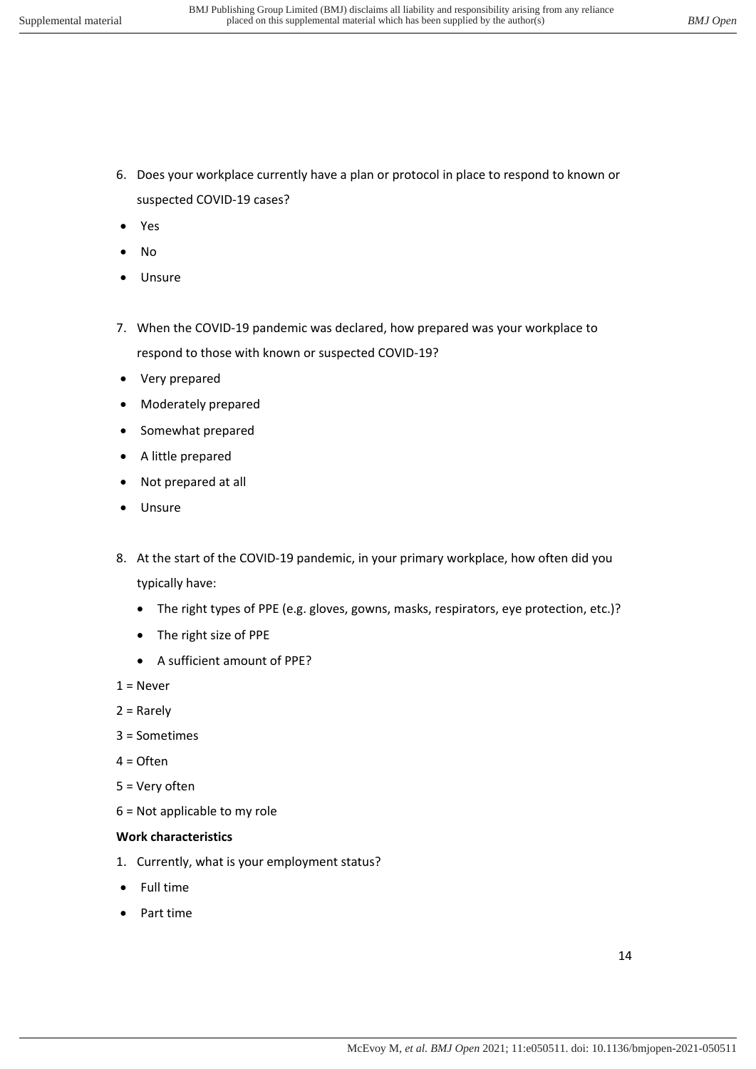6. Does your workplace currently have a plan or protocol in place to respond to known or suspected COVID-19 cases?

- Yes
- No
- Unsure

7. When the COVID-19 pandemic was declared, how prepared was your workplace to respond to those with known or suspected COVID-19?

- Very prepared
- Moderately prepared
- Somewhat prepared
- A little prepared
- Not prepared at all
- Unsure

8. At the start of the COVID-19 pandemic, in your primary workplace, how often did you typically have:
   - The right types of PPE (e.g. gloves, gowns, masks, respirators, eye protection, etc.)?
   - The right size of PPE
   - A sufficient amount of PPE?

1 = Never

2 = Rarely

3 = Sometimes

4 = Often

5 = Very often

6 = Not applicable to my role

**Work characteristics**

1. Currently, what is your employment status?

- Full time
- Part time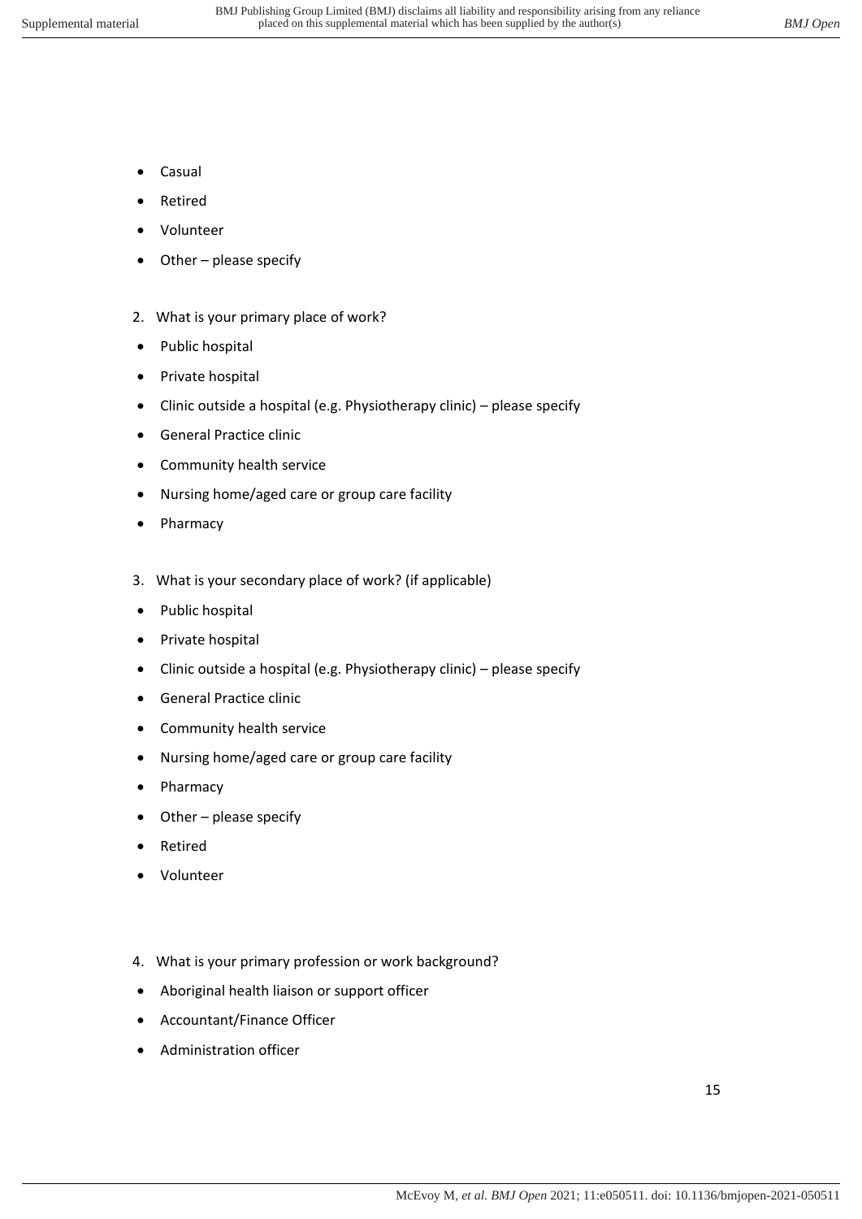- Casual
- Retired
- Volunteer
- Other – please specify

2. What is your primary place of work?

- Public hospital
- Private hospital
- Clinic outside a hospital (e.g. Physiotherapy clinic) – please specify
- General Practice clinic
- Community health service
- Nursing home/aged care or group care facility
- Pharmacy

3. What is your secondary place of work? (if applicable)

- Public hospital
- Private hospital
- Clinic outside a hospital (e.g. Physiotherapy clinic) – please specify
- General Practice clinic
- Community health service
- Nursing home/aged care or group care facility
- Pharmacy
- Other – please specify
- Retired
- Volunteer

4. What is your primary profession or work background?

- Aboriginal health liaison or support officer
- Accountant/Finance Officer
- Administration officer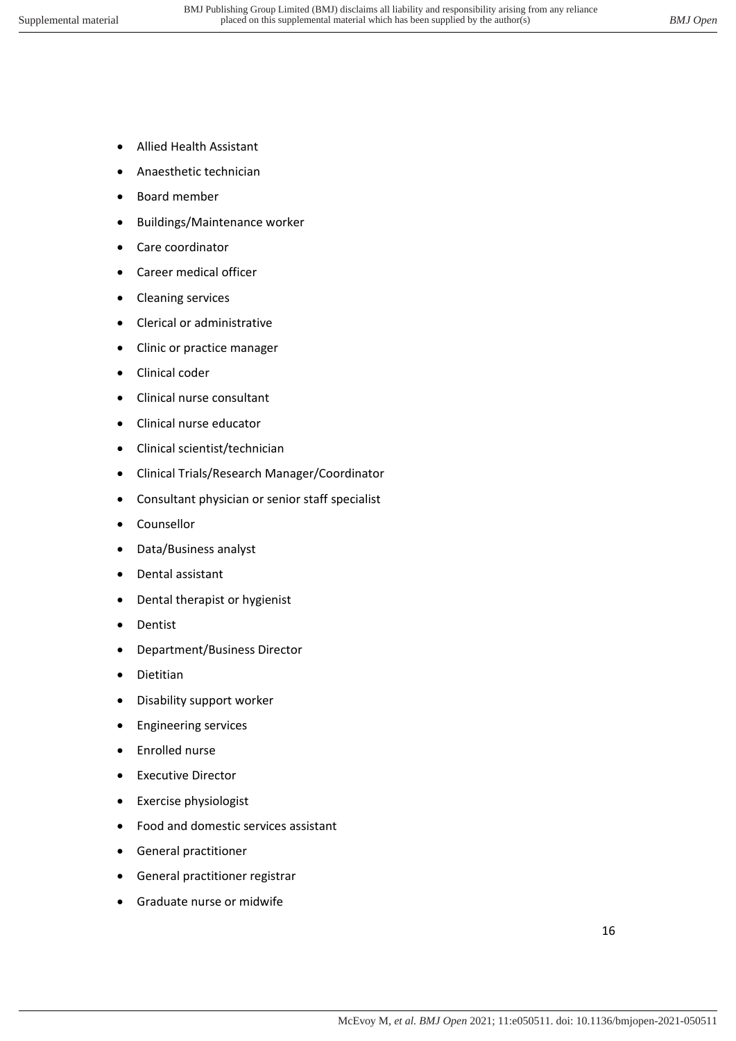- Allied Health Assistant
- Anaesthetic technician
- Board member
- Buildings/Maintenance worker
- Care coordinator
- Career medical officer
- Cleaning services
- Clerical or administrative
- Clinic or practice manager
- Clinical coder
- Clinical nurse consultant
- Clinical nurse educator
- Clinical scientist/technician
- Clinical Trials/Research Manager/Coordinator
- Consultant physician or senior staff specialist
- Counsellor
- Data/Business analyst
- Dental assistant
- Dental therapist or hygienist
- Dentist
- Department/Business Director
- Dietitian
- Disability support worker
- Engineering services
- Enrolled nurse
- Executive Director
- Exercise physiologist
- Food and domestic services assistant
- General practitioner
- General practitioner registrar
- Graduate nurse or midwife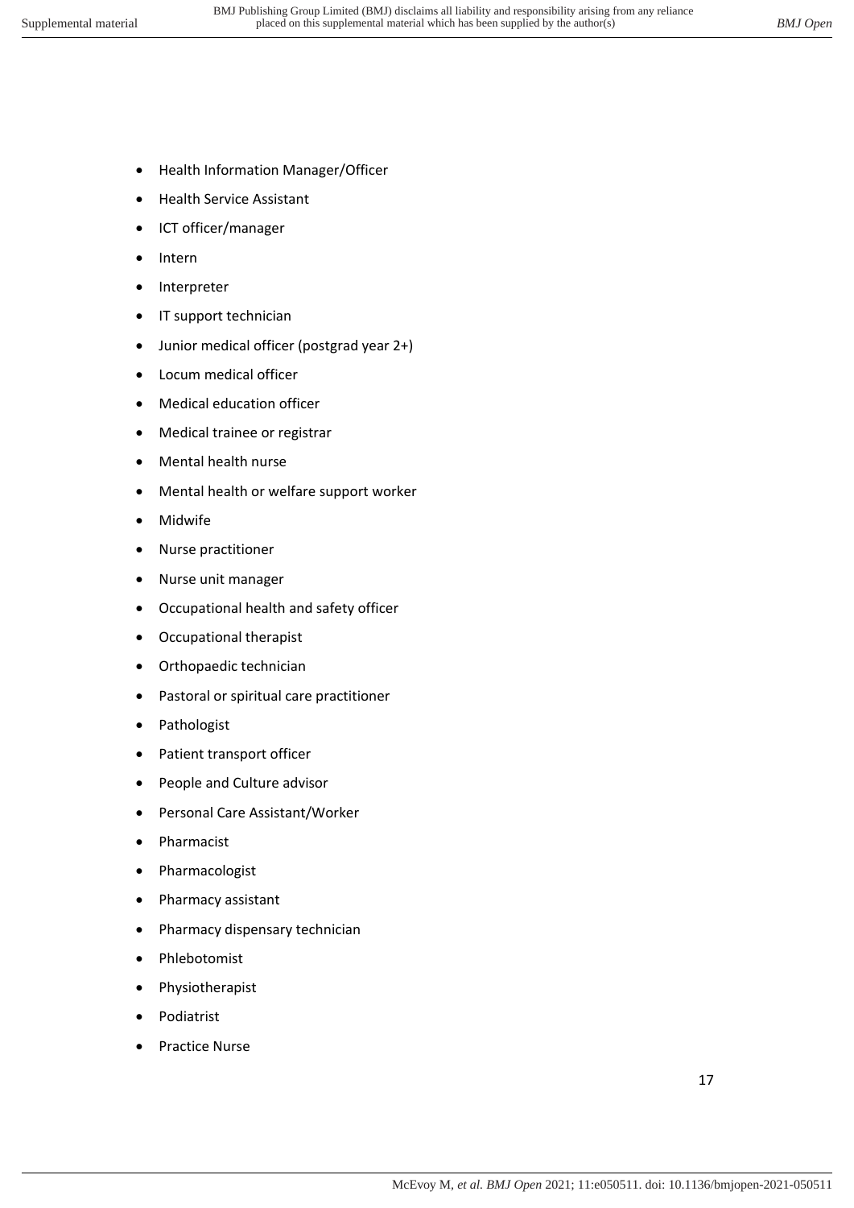- Health Information Manager/Officer
- Health Service Assistant
- ICT officer/manager
- Intern
- Interpreter
- IT support technician
- Junior medical officer (postgrad year 2+)
- Locum medical officer
- Medical education officer
- Medical trainee or registrar
- Mental health nurse
- Mental health or welfare support worker
- Midwife
- Nurse practitioner
- Nurse unit manager
- Occupational health and safety officer
- Occupational therapist
- Orthopaedic technician
- Pastoral or spiritual care practitioner
- Pathologist
- Patient transport officer
- People and Culture advisor
- Personal Care Assistant/Worker
- Pharmacist
- Pharmacologist
- Pharmacy assistant
- Pharmacy dispensary technician
- Phlebotomist
- Physiotherapist
- Podiatrist
- Practice Nurse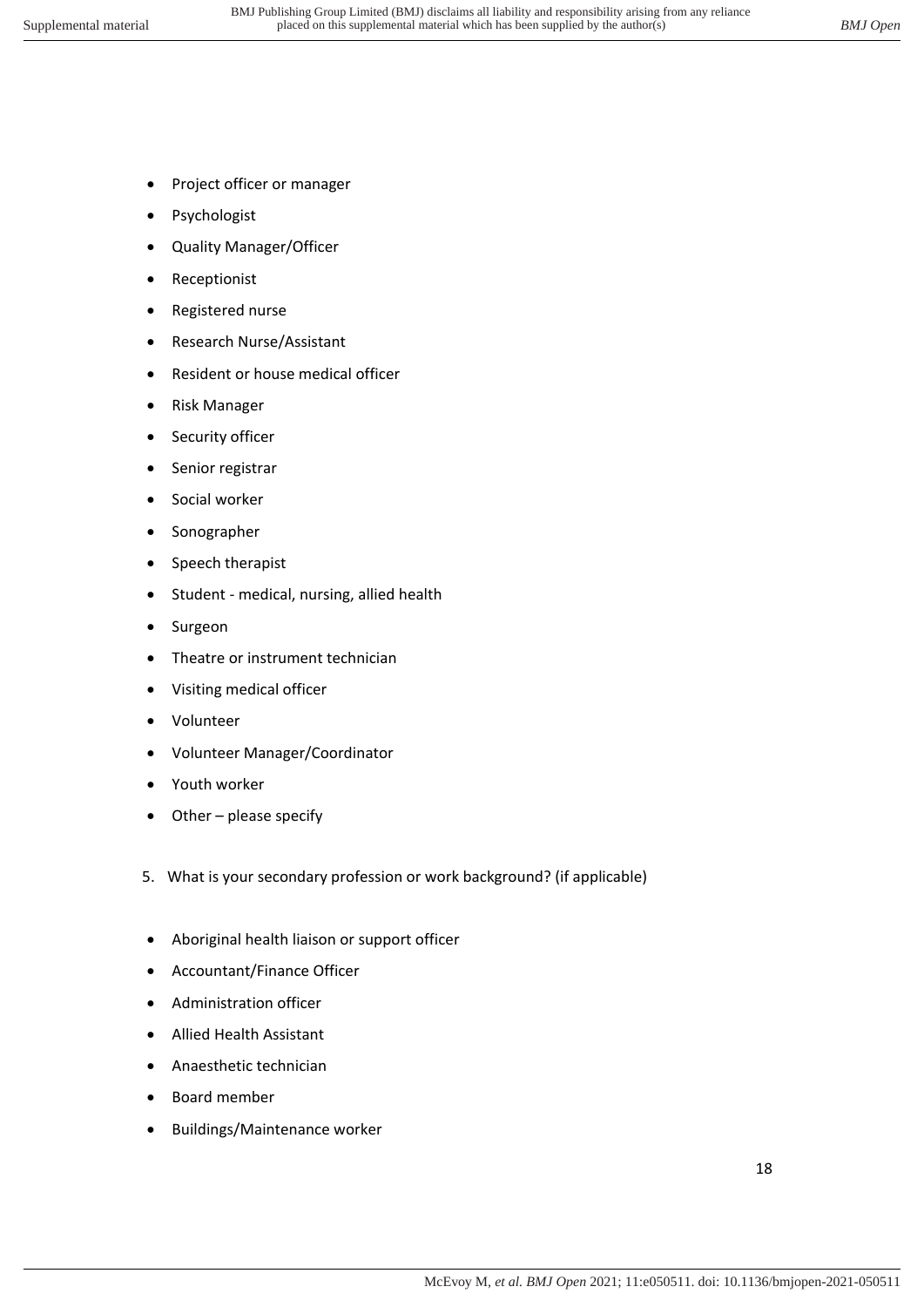- Project officer or manager
- Psychologist
- Quality Manager/Officer
- Receptionist
- Registered nurse
- Research Nurse/Assistant
- Resident or house medical officer
- Risk Manager
- Security officer
- Senior registrar
- Social worker
- Sonographer
- Speech therapist
- Student - medical, nursing, allied health
- Surgeon
- Theatre or instrument technician
- Visiting medical officer
- Volunteer
- Volunteer Manager/Coordinator
- Youth worker
- Other – please specify

5. What is your secondary profession or work background? (if applicable)

- Aboriginal health liaison or support officer
- Accountant/Finance Officer
- Administration officer
- Allied Health Assistant
- Anaesthetic technician
- Board member
- Buildings/Maintenance worker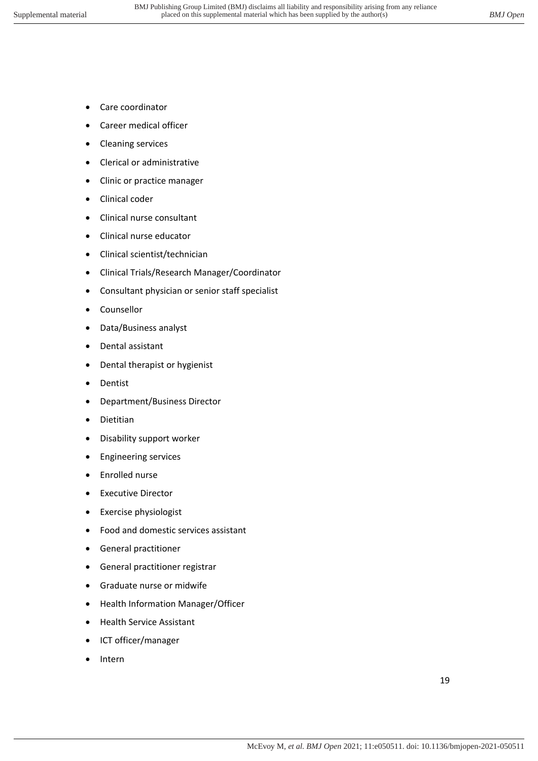- Care coordinator
- Career medical officer
- Cleaning services
- Clerical or administrative
- Clinic or practice manager
- Clinical coder
- Clinical nurse consultant
- Clinical nurse educator
- Clinical scientist/technician
- Clinical Trials/Research Manager/Coordinator
- Consultant physician or senior staff specialist
- Counsellor
- Data/Business analyst
- Dental assistant
- Dental therapist or hygienist
- Dentist
- Department/Business Director
- Dietitian
- Disability support worker
- Engineering services
- Enrolled nurse
- Executive Director
- Exercise physiologist
- Food and domestic services assistant
- General practitioner
- General practitioner registrar
- Graduate nurse or midwife
- Health Information Manager/Officer
- Health Service Assistant
- ICT officer/manager
- Intern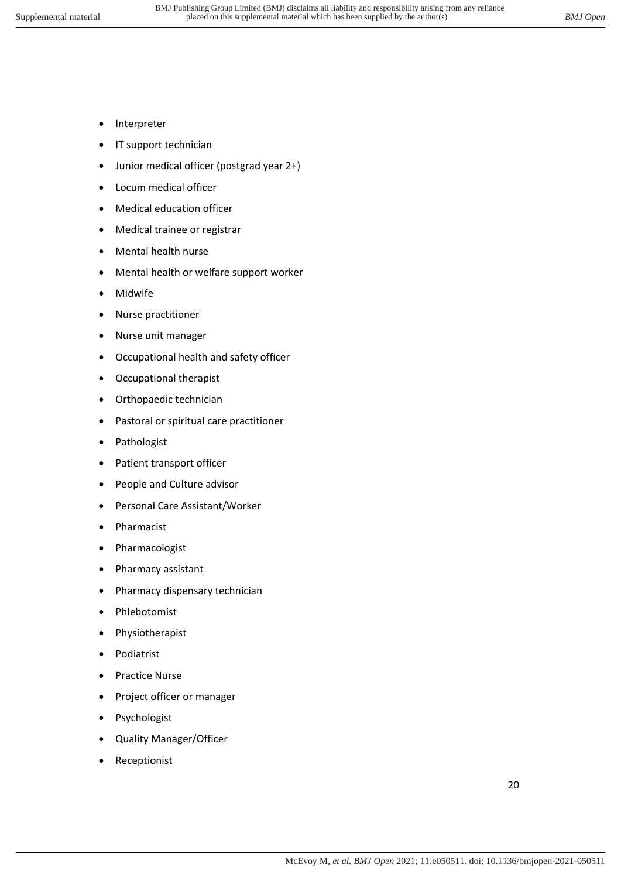- Interpreter
- IT support technician
- Junior medical officer (postgrad year 2+)
- Locum medical officer
- Medical education officer
- Medical trainee or registrar
- Mental health nurse
- Mental health or welfare support worker
- Midwife
- Nurse practitioner
- Nurse unit manager
- Occupational health and safety officer
- Occupational therapist
- Orthopaedic technician
- Pastoral or spiritual care practitioner
- Pathologist
- Patient transport officer
- People and Culture advisor
- Personal Care Assistant/Worker
- Pharmacist
- Pharmacologist
- Pharmacy assistant
- Pharmacy dispensary technician
- Phlebotomist
- Physiotherapist
- Podiatrist
- Practice Nurse
- Project officer or manager
- Psychologist
- Quality Manager/Officer
- Receptionist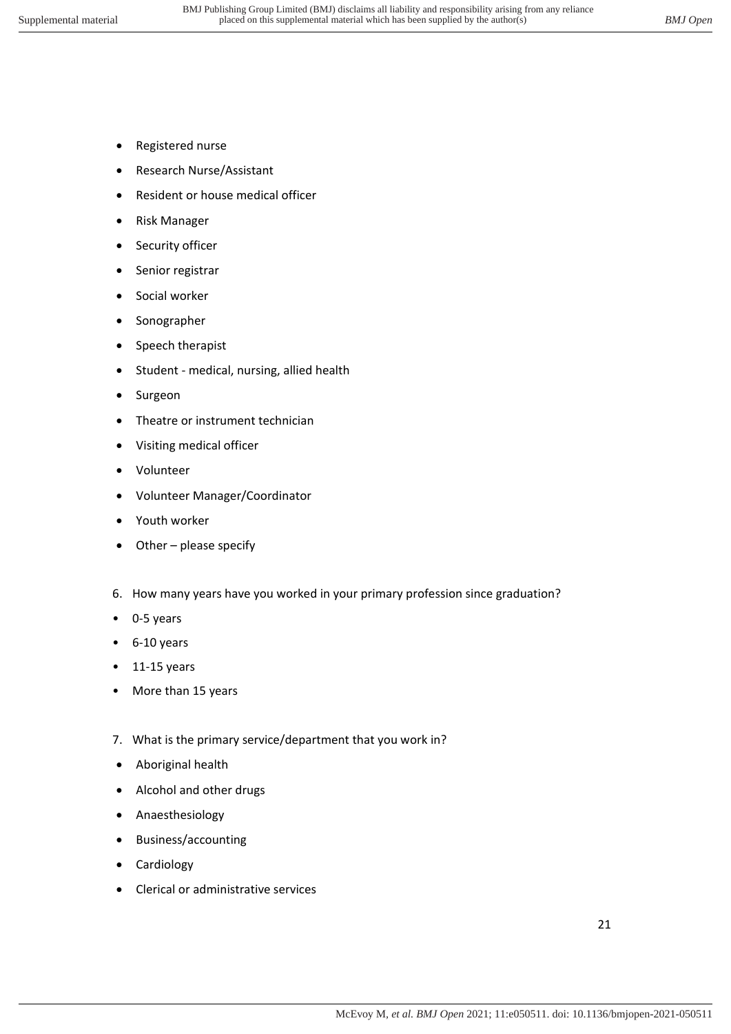- Registered nurse
- Research Nurse/Assistant
- Resident or house medical officer
- Risk Manager
- Security officer
- Senior registrar
- Social worker
- Sonographer
- Speech therapist
- Student - medical, nursing, allied health
- Surgeon
- Theatre or instrument technician
- Visiting medical officer
- Volunteer
- Volunteer Manager/Coordinator
- Youth worker
- Other – please specify

6. How many years have you worked in your primary profession since graduation?

- 0-5 years
- 6-10 years
- 11-15 years
- More than 15 years

7. What is the primary service/department that you work in?

- Aboriginal health
- Alcohol and other drugs
- Anaesthesiology
- Business/accounting
- Cardiology
- Clerical or administrative services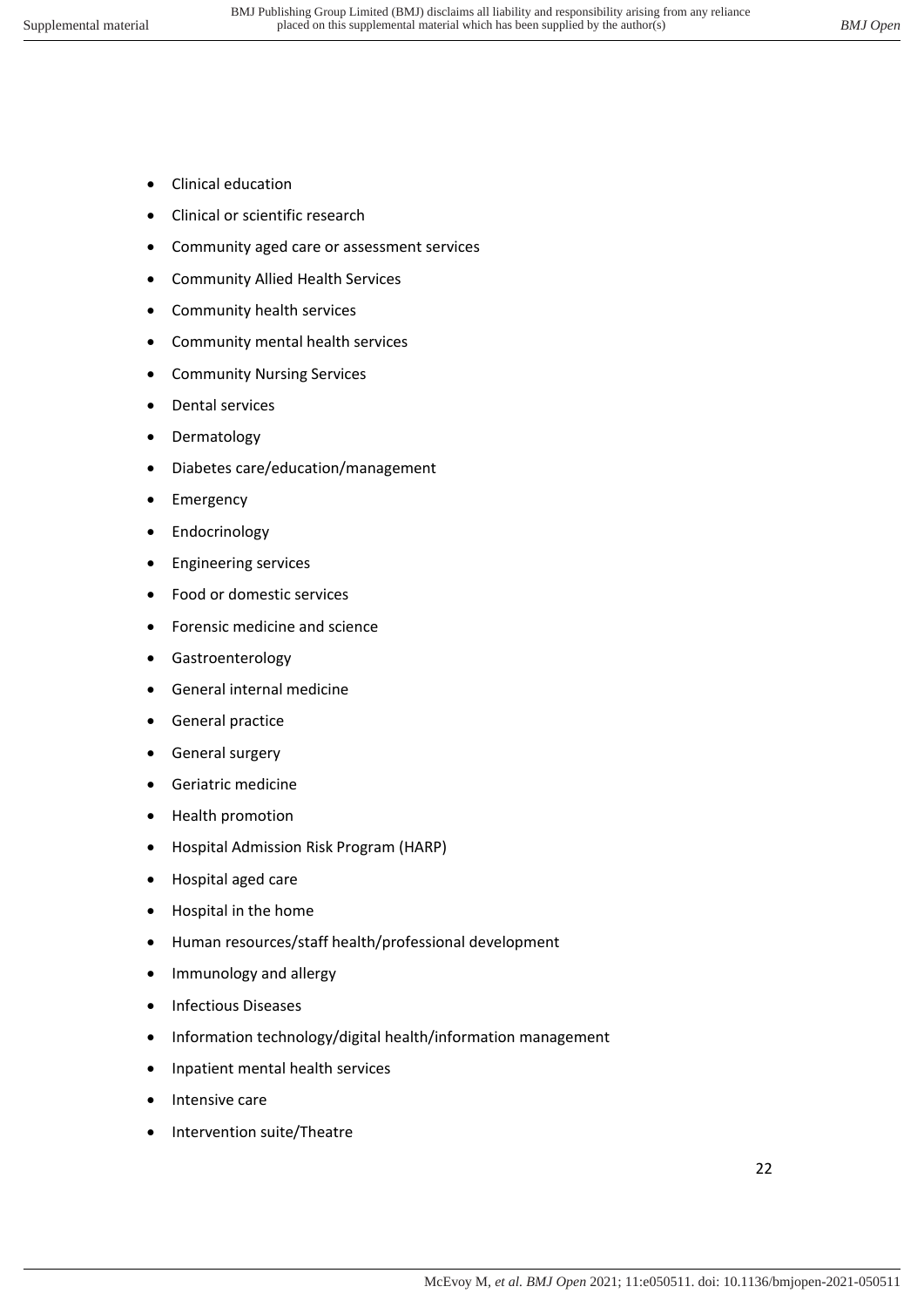- Clinical education
- Clinical or scientific research
- Community aged care or assessment services
- Community Allied Health Services
- Community health services
- Community mental health services
- Community Nursing Services
- Dental services
- Dermatology
- Diabetes care/education/management
- Emergency
- Endocrinology
- Engineering services
- Food or domestic services
- Forensic medicine and science
- Gastroenterology
- General internal medicine
- General practice
- General surgery
- Geriatric medicine
- Health promotion
- Hospital Admission Risk Program (HARP)
- Hospital aged care
- Hospital in the home
- Human resources/staff health/professional development
- Immunology and allergy
- Infectious Diseases
- Information technology/digital health/information management
- Inpatient mental health services
- Intensive care
- Intervention suite/Theatre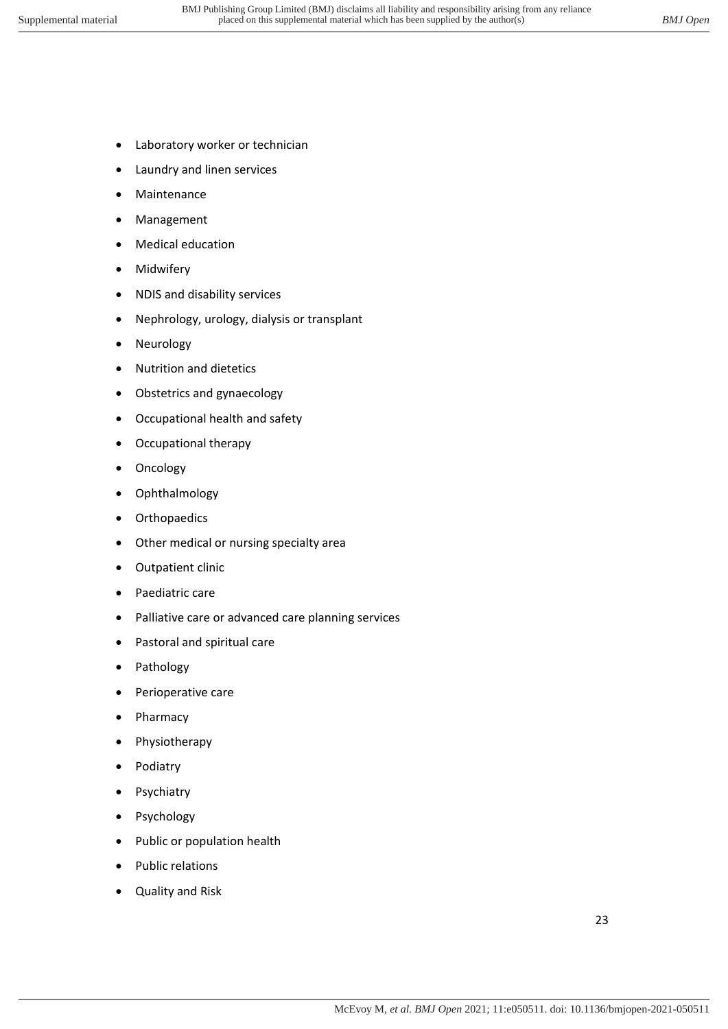- Laboratory worker or technician
- Laundry and linen services
- Maintenance
- Management
- Medical education
- Midwifery
- NDIS and disability services
- Nephrology, urology, dialysis or transplant
- Neurology
- Nutrition and dietetics
- Obstetrics and gynaecology
- Occupational health and safety
- Occupational therapy
- Oncology
- Ophthalmology
- Orthopaedics
- Other medical or nursing specialty area
- Outpatient clinic
- Paediatric care
- Palliative care or advanced care planning services
- Pastoral and spiritual care
- Pathology
- Perioperative care
- Pharmacy
- Physiotherapy
- Podiatry
- Psychiatry
- Psychology
- Public or population health
- Public relations
- Quality and Risk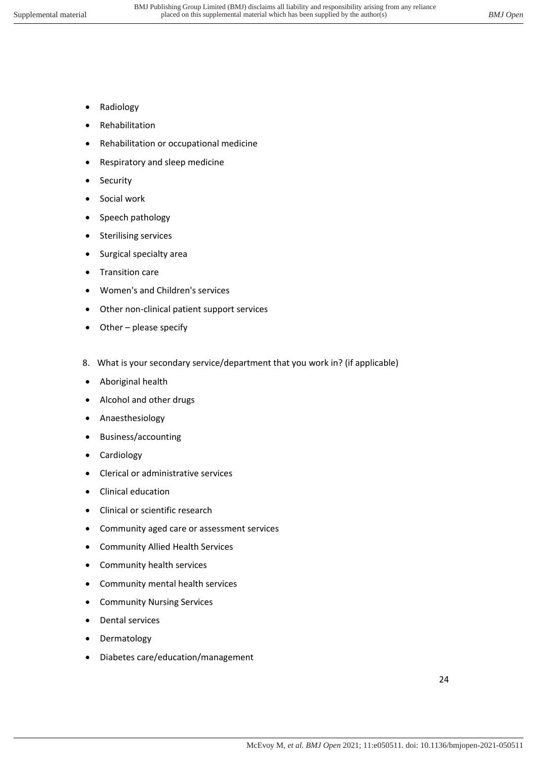- Radiology
- Rehabilitation
- Rehabilitation or occupational medicine
- Respiratory and sleep medicine
- Security
- Social work
- Speech pathology
- Sterilising services
- Surgical specialty area
- Transition care
- Women's and Children's services
- Other non-clinical patient support services
- Other – please specify

8. What is your secondary service/department that you work in? (if applicable)

- Aboriginal health
- Alcohol and other drugs
- Anaesthesiology
- Business/accounting
- Cardiology
- Clerical or administrative services
- Clinical education
- Clinical or scientific research
- Community aged care or assessment services
- Community Allied Health Services
- Community health services
- Community mental health services
- Community Nursing Services
- Dental services
- Dermatology
- Diabetes care/education/management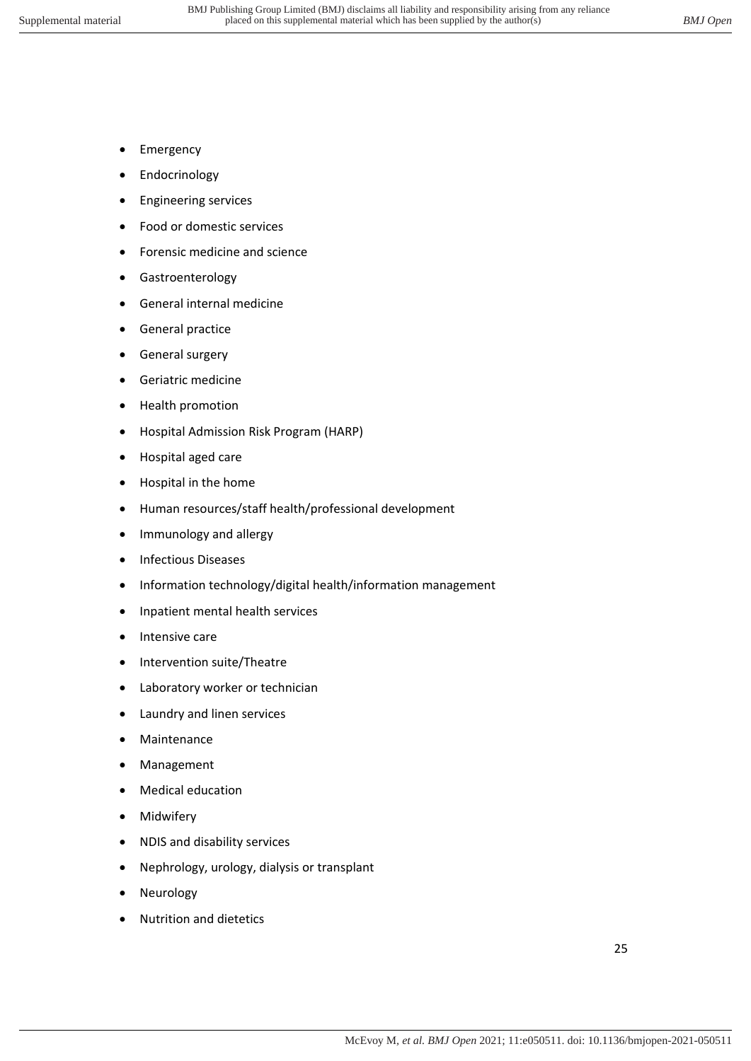- Emergency
- Endocrinology
- Engineering services
- Food or domestic services
- Forensic medicine and science
- Gastroenterology
- General internal medicine
- General practice
- General surgery
- Geriatric medicine
- Health promotion
- Hospital Admission Risk Program (HARP)
- Hospital aged care
- Hospital in the home
- Human resources/staff health/professional development
- Immunology and allergy
- Infectious Diseases
- Information technology/digital health/information management
- Inpatient mental health services
- Intensive care
- Intervention suite/Theatre
- Laboratory worker or technician
- Laundry and linen services
- Maintenance
- Management
- Medical education
- Midwifery
- NDIS and disability services
- Nephrology, urology, dialysis or transplant
- Neurology
- Nutrition and dietetics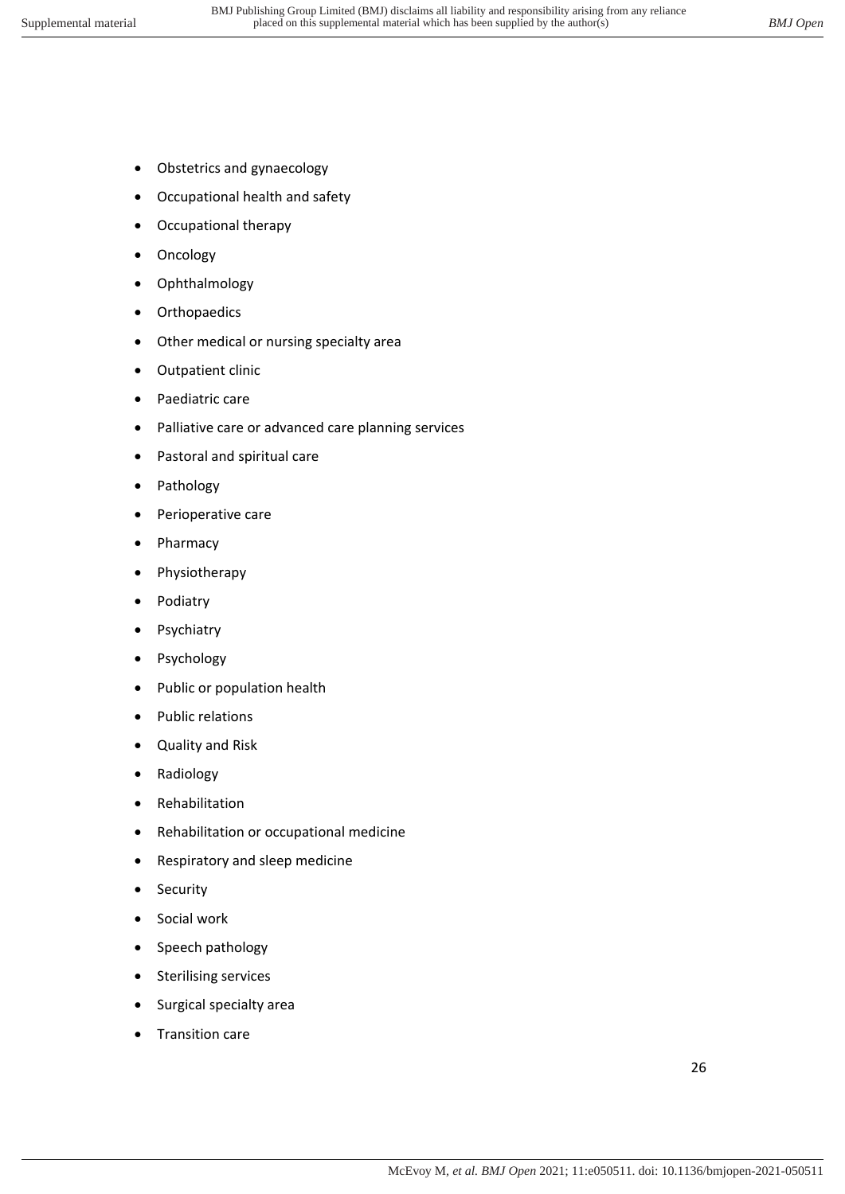- Obstetrics and gynaecology
- Occupational health and safety
- Occupational therapy
- Oncology
- Ophthalmology
- Orthopaedics
- Other medical or nursing specialty area
- Outpatient clinic
- Paediatric care
- Palliative care or advanced care planning services
- Pastoral and spiritual care
- Pathology
- Perioperative care
- Pharmacy
- Physiotherapy
- Podiatry
- Psychiatry
- Psychology
- Public or population health
- Public relations
- Quality and Risk
- Radiology
- Rehabilitation
- Rehabilitation or occupational medicine
- Respiratory and sleep medicine
- Security
- Social work
- Speech pathology
- Sterilising services
- Surgical specialty area
- Transition care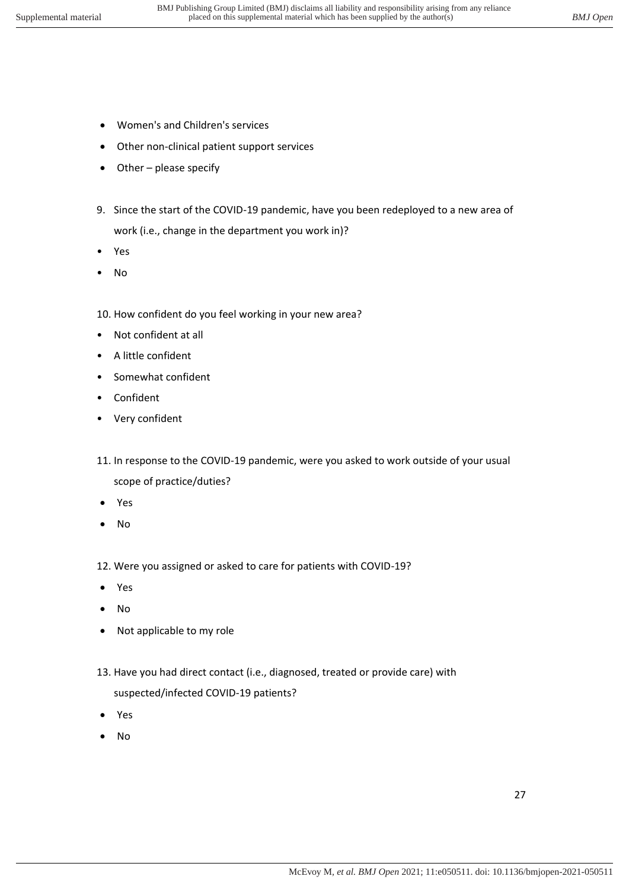- Women's and Children's services
- Other non-clinical patient support services
- Other – please specify

9. Since the start of the COVID-19 pandemic, have you been redeployed to a new area of work (i.e., change in the department you work in)?

- Yes
- No

10. How confident do you feel working in your new area?

- Not confident at all
- A little confident
- Somewhat confident
- Confident
- Very confident

11. In response to the COVID-19 pandemic, were you asked to work outside of your usual scope of practice/duties?

- Yes
- No

12. Were you assigned or asked to care for patients with COVID-19?

- Yes
- No
- Not applicable to my role

13. Have you had direct contact (i.e., diagnosed, treated or provide care) with suspected/infected COVID-19 patients?

- Yes
- No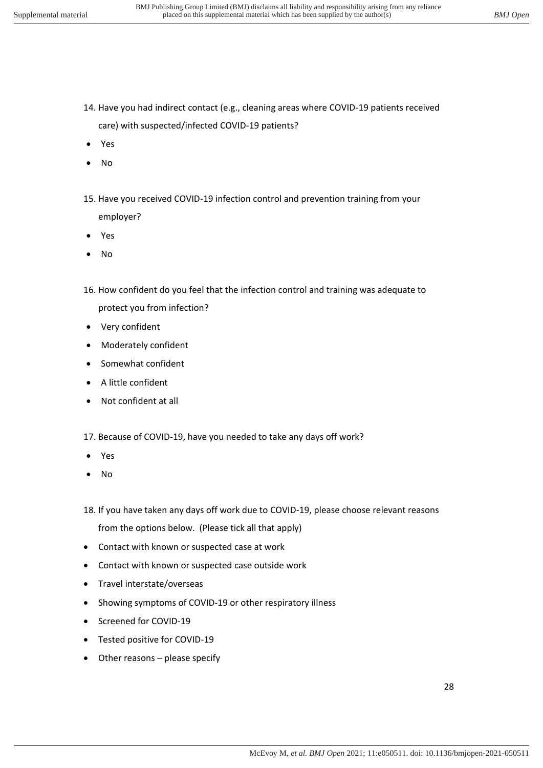14. Have you had indirect contact (e.g., cleaning areas where COVID-19 patients received care) with suspected/infected COVID-19 patients?

- Yes
- No

15. Have you received COVID-19 infection control and prevention training from your employer?

- Yes
- No

16. How confident do you feel that the infection control and training was adequate to protect you from infection?

- Very confident
- Moderately confident
- Somewhat confident
- A little confident
- Not confident at all

17. Because of COVID-19, have you needed to take any days off work?

- Yes
- No

18. If you have taken any days off work due to COVID-19, please choose relevant reasons from the options below. (Please tick all that apply)

- Contact with known or suspected case at work
- Contact with known or suspected case outside work
- Travel interstate/overseas
- Showing symptoms of COVID-19 or other respiratory illness
- Screened for COVID-19
- Tested positive for COVID-19
- Other reasons – please specify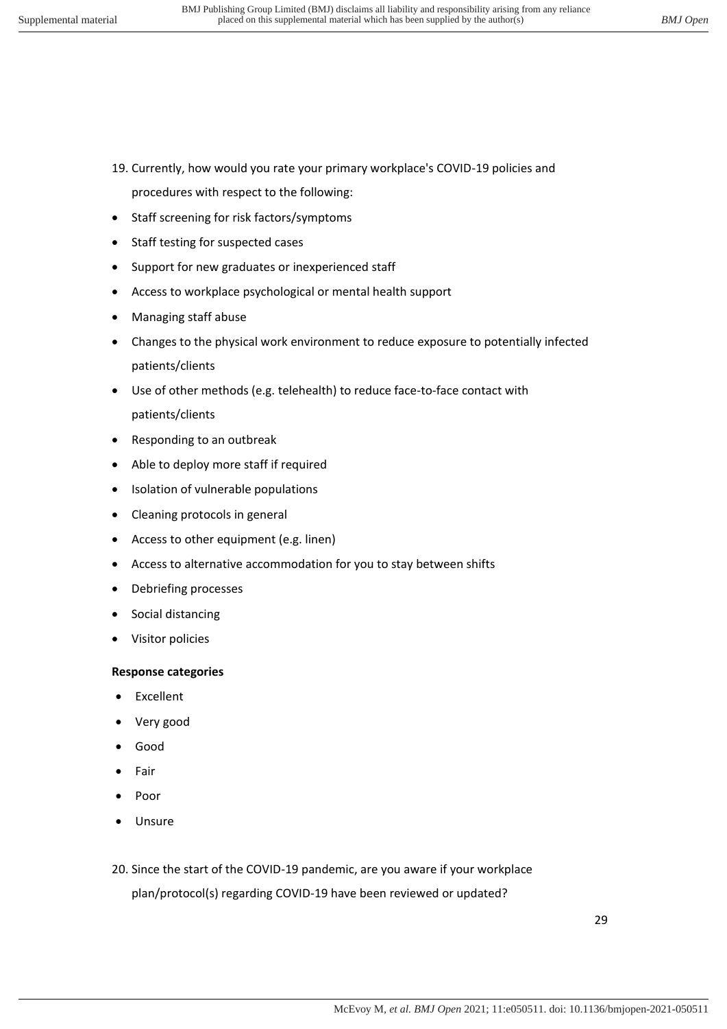19. Currently, how would you rate your primary workplace's COVID-19 policies and procedures with respect to the following:

- Staff screening for risk factors/symptoms
- Staff testing for suspected cases
- Support for new graduates or inexperienced staff
- Access to workplace psychological or mental health support
- Managing staff abuse
- Changes to the physical work environment to reduce exposure to potentially infected patients/clients
- Use of other methods (e.g. telehealth) to reduce face-to-face contact with patients/clients
- Responding to an outbreak
- Able to deploy more staff if required
- Isolation of vulnerable populations
- Cleaning protocols in general
- Access to other equipment (e.g. linen)
- Access to alternative accommodation for you to stay between shifts
- Debriefing processes
- Social distancing
- Visitor policies

**Response categories**

- Excellent
- Very good
- Good
- Fair
- Poor
- Unsure

20. Since the start of the COVID-19 pandemic, are you aware if your workplace plan/protocol(s) regarding COVID-19 have been reviewed or updated?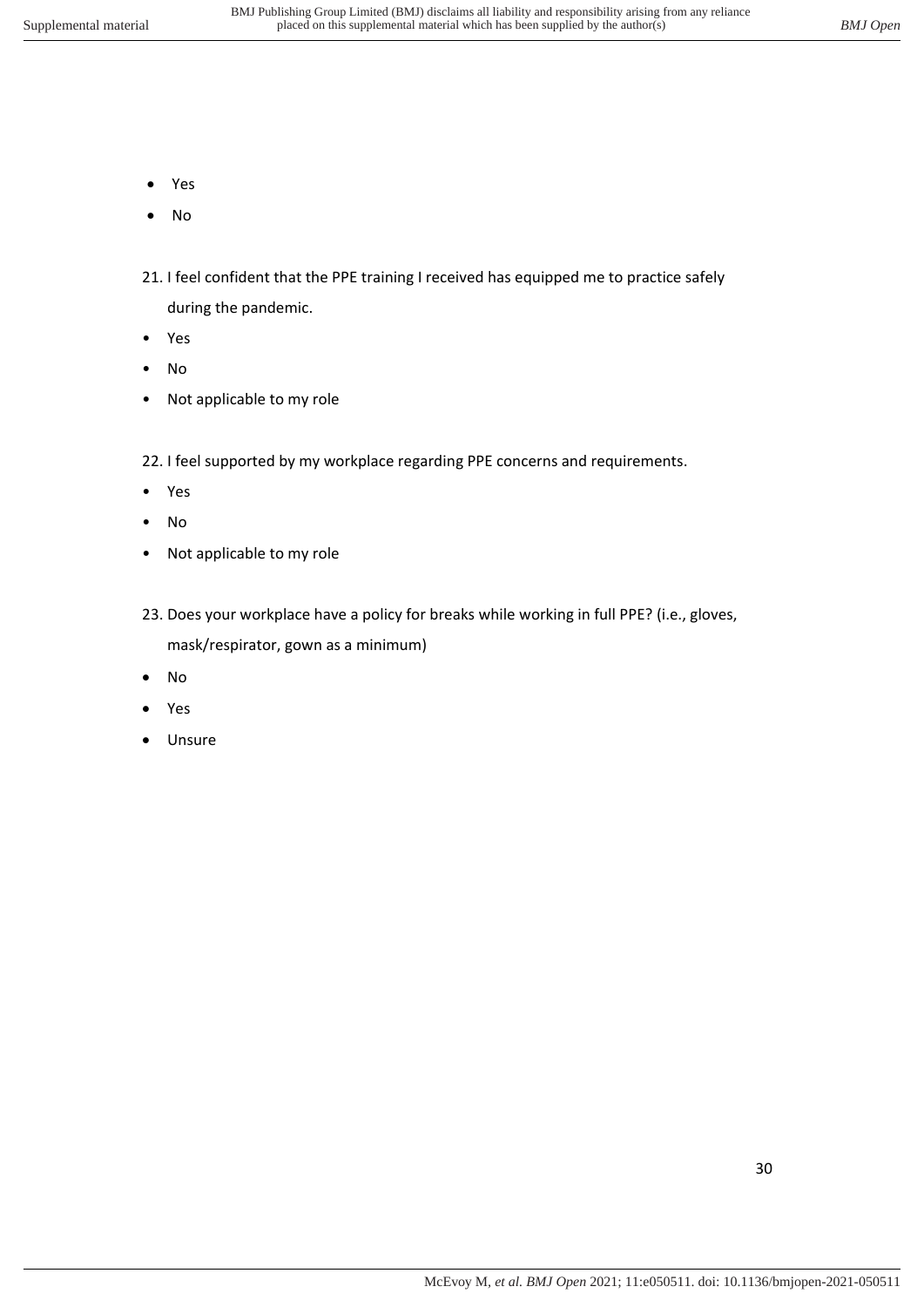- Yes
- No

21. I feel confident that the PPE training I received has equipped me to practice safely during the pandemic.

- Yes
- No
- Not applicable to my role

22. I feel supported by my workplace regarding PPE concerns and requirements.

- Yes
- No
- Not applicable to my role

23. Does your workplace have a policy for breaks while working in full PPE? (i.e., gloves, mask/respirator, gown as a minimum)

- No
- Yes
- Unsure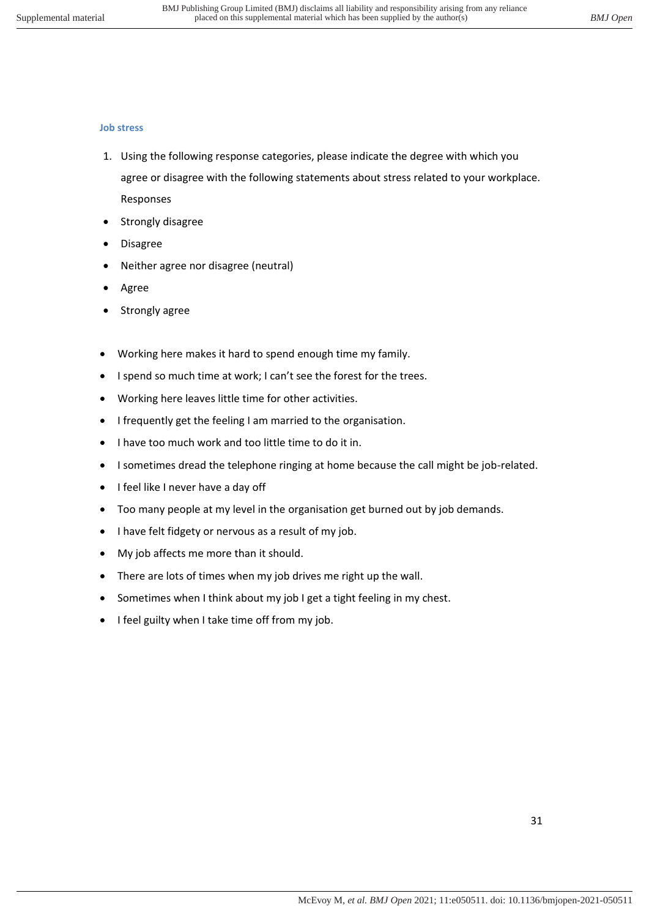### Job stress

1. Using the following response categories, please indicate the degree with which you agree or disagree with the following statements about stress related to your workplace. Responses

- Strongly disagree
- Disagree
- Neither agree nor disagree (neutral)
- Agree
- Strongly agree

- Working here makes it hard to spend enough time my family.
- I spend so much time at work; I can't see the forest for the trees.
- Working here leaves little time for other activities.
- I frequently get the feeling I am married to the organisation.
- I have too much work and too little time to do it in.
- I sometimes dread the telephone ringing at home because the call might be job-related.
- I feel like I never have a day off
- Too many people at my level in the organisation get burned out by job demands.
- I have felt fidgety or nervous as a result of my job.
- My job affects me more than it should.
- There are lots of times when my job drives me right up the wall.
- Sometimes when I think about my job I get a tight feeling in my chest.
- I feel guilty when I take time off from my job.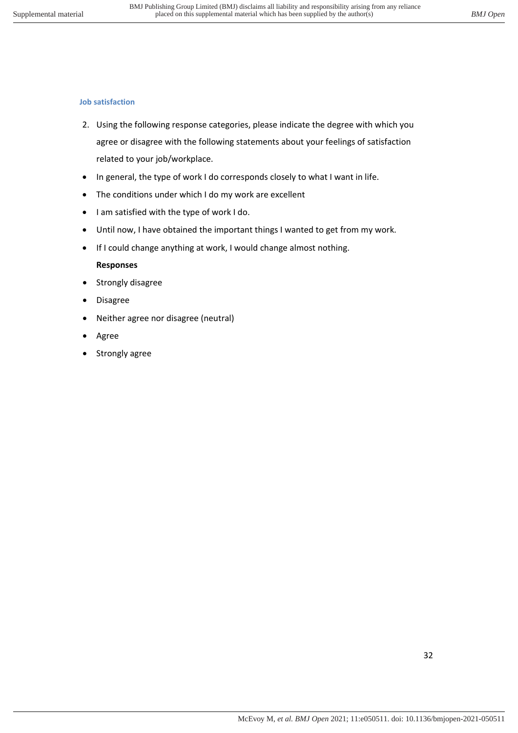### Job satisfaction

2. Using the following response categories, please indicate the degree with which you agree or disagree with the following statements about your feelings of satisfaction related to your job/workplace.

- In general, the type of work I do corresponds closely to what I want in life.
- The conditions under which I do my work are excellent
- I am satisfied with the type of work I do.
- Until now, I have obtained the important things I wanted to get from my work.
- If I could change anything at work, I would change almost nothing.

**Responses**

- Strongly disagree
- Disagree
- Neither agree nor disagree (neutral)
- Agree
- Strongly agree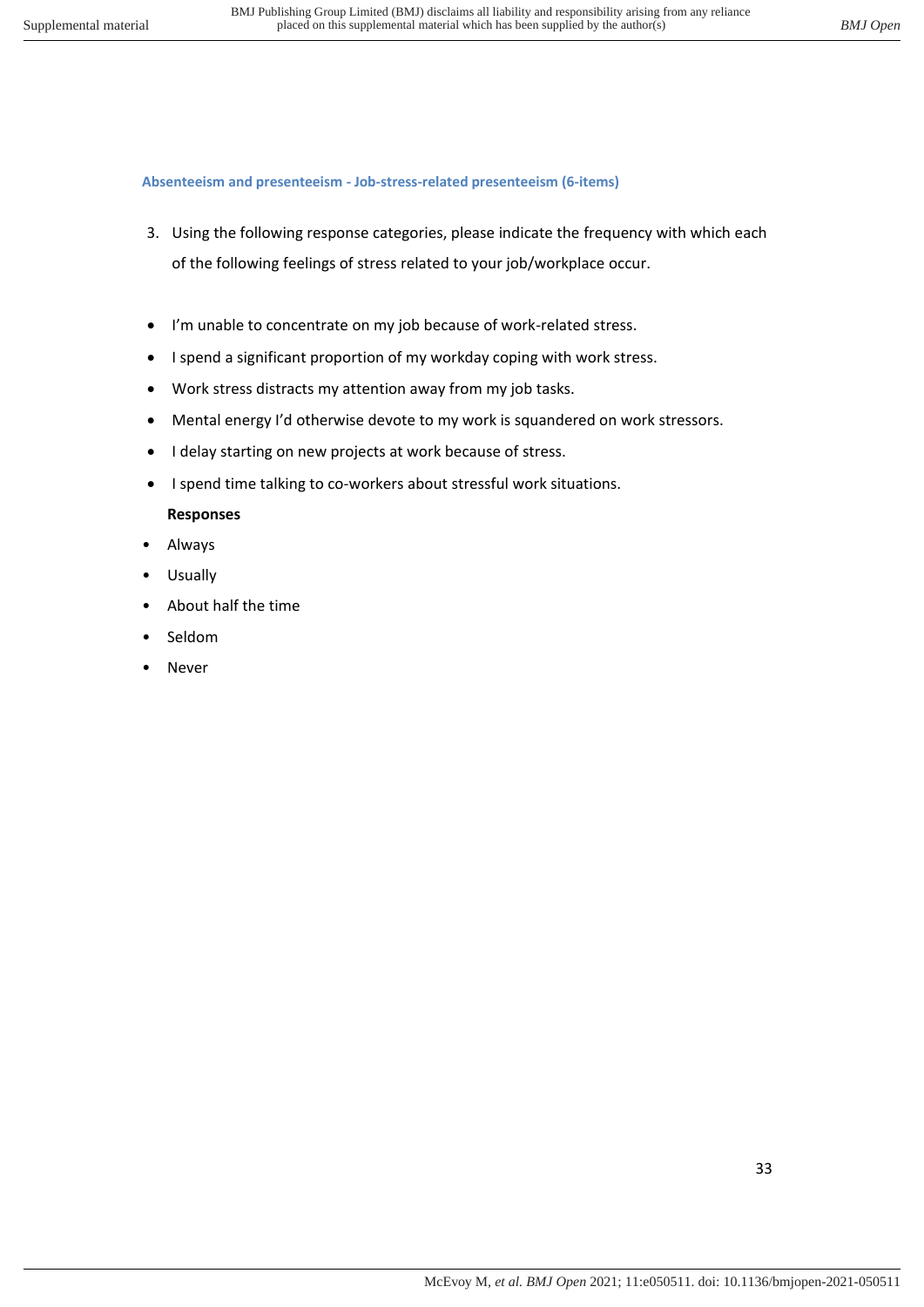### Absenteeism and presenteeism - Job-stress-related presenteeism (6-items)

3. Using the following response categories, please indicate the frequency with which each of the following feelings of stress related to your job/workplace occur.

- I'm unable to concentrate on my job because of work-related stress.
- I spend a significant proportion of my workday coping with work stress.
- Work stress distracts my attention away from my job tasks.
- Mental energy I'd otherwise devote to my work is squandered on work stressors.
- I delay starting on new projects at work because of stress.
- I spend time talking to co-workers about stressful work situations.

**Responses**

- Always
- Usually
- About half the time
- Seldom
- Never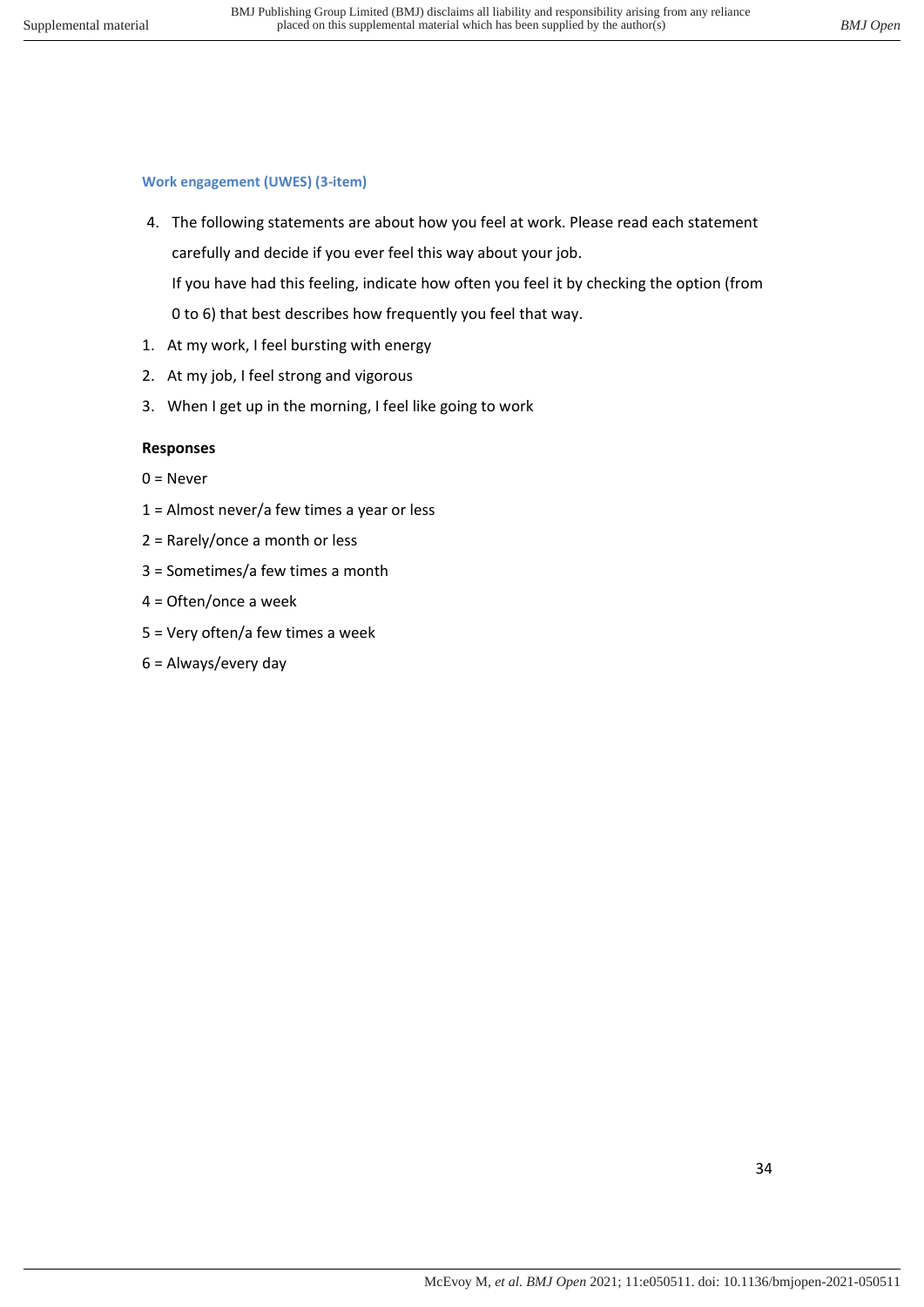#### Work engagement (UWES) (3-item)

4. The following statements are about how you feel at work. Please read each statement carefully and decide if you ever feel this way about your job.
   If you have had this feeling, indicate how often you feel it by checking the option (from 0 to 6) that best describes how frequently you feel that way.

1. At my work, I feel bursting with energy
2. At my job, I feel strong and vigorous
3. When I get up in the morning, I feel like going to work

**Responses**

0 = Never

1 = Almost never/a few times a year or less

2 = Rarely/once a month or less

3 = Sometimes/a few times a month

4 = Often/once a week

5 = Very often/a few times a week

6 = Always/every day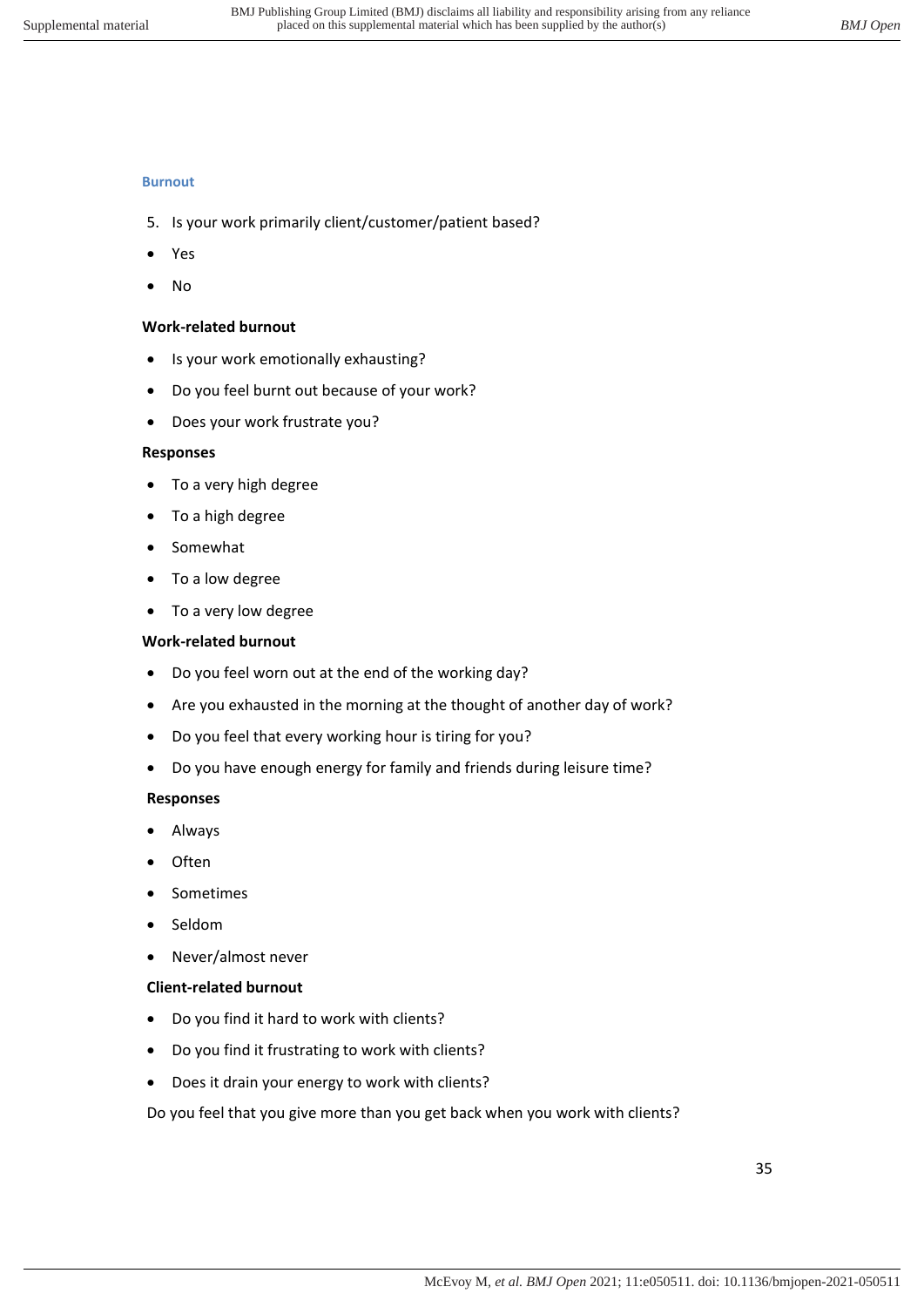### Burnout

5. Is your work primarily client/customer/patient based?

- Yes
- No

**Work-related burnout**

- Is your work emotionally exhausting?
- Do you feel burnt out because of your work?
- Does your work frustrate you?

**Responses**

- To a very high degree
- To a high degree
- Somewhat
- To a low degree
- To a very low degree

**Work-related burnout**

- Do you feel worn out at the end of the working day?
- Are you exhausted in the morning at the thought of another day of work?
- Do you feel that every working hour is tiring for you?
- Do you have enough energy for family and friends during leisure time?

**Responses**

- Always
- Often
- Sometimes
- Seldom
- Never/almost never

**Client-related burnout**

- Do you find it hard to work with clients?
- Do you find it frustrating to work with clients?
- Does it drain your energy to work with clients?

Do you feel that you give more than you get back when you work with clients?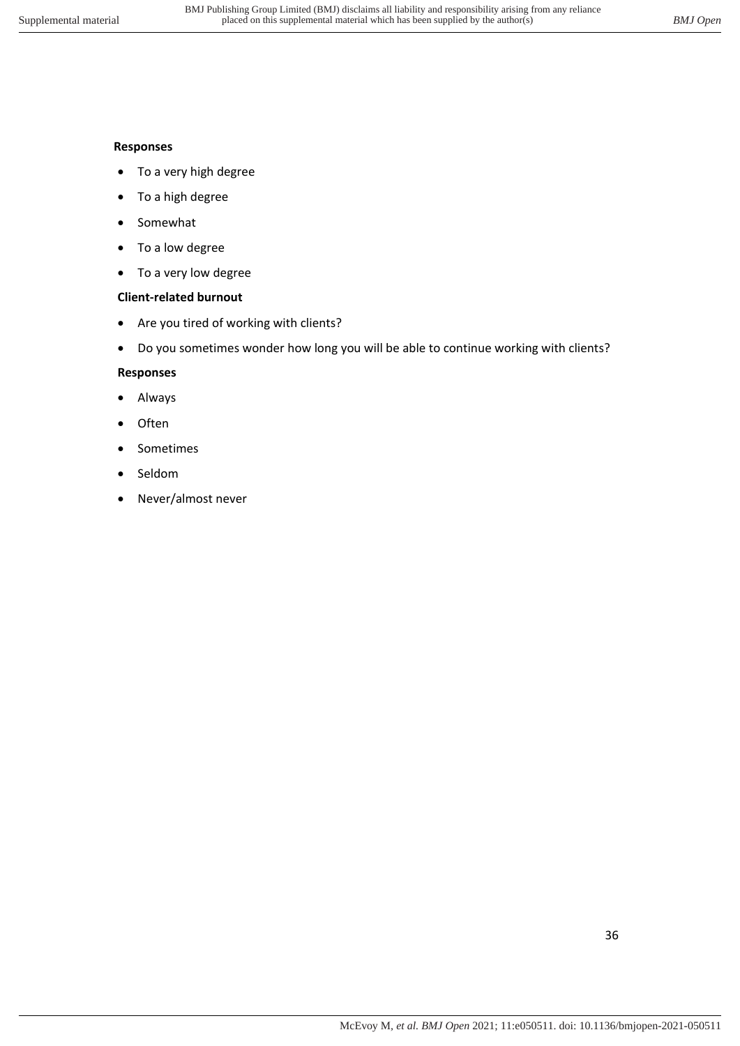**Responses**

- To a very high degree
- To a high degree
- Somewhat
- To a low degree
- To a very low degree

**Client-related burnout**

- Are you tired of working with clients?
- Do you sometimes wonder how long you will be able to continue working with clients?

**Responses**

- Always
- Often
- Sometimes
- Seldom
- Never/almost never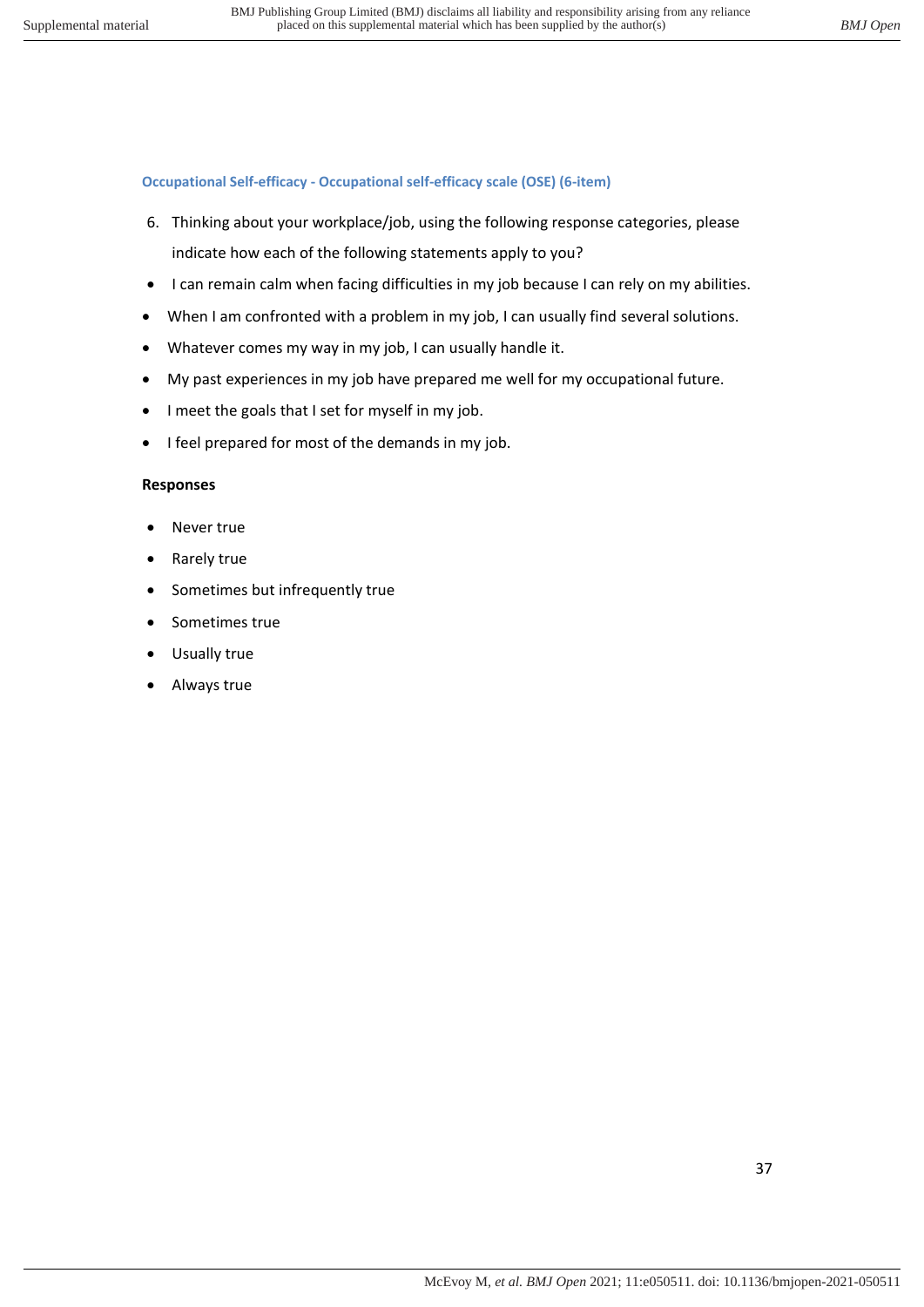#### Occupational Self-efficacy - Occupational self-efficacy scale (OSE) (6-item)

6. Thinking about your workplace/job, using the following response categories, please indicate how each of the following statements apply to you?

- I can remain calm when facing difficulties in my job because I can rely on my abilities.
- When I am confronted with a problem in my job, I can usually find several solutions.
- Whatever comes my way in my job, I can usually handle it.
- My past experiences in my job have prepared me well for my occupational future.
- I meet the goals that I set for myself in my job.
- I feel prepared for most of the demands in my job.

**Responses**

- Never true
- Rarely true
- Sometimes but infrequently true
- Sometimes true
- Usually true
- Always true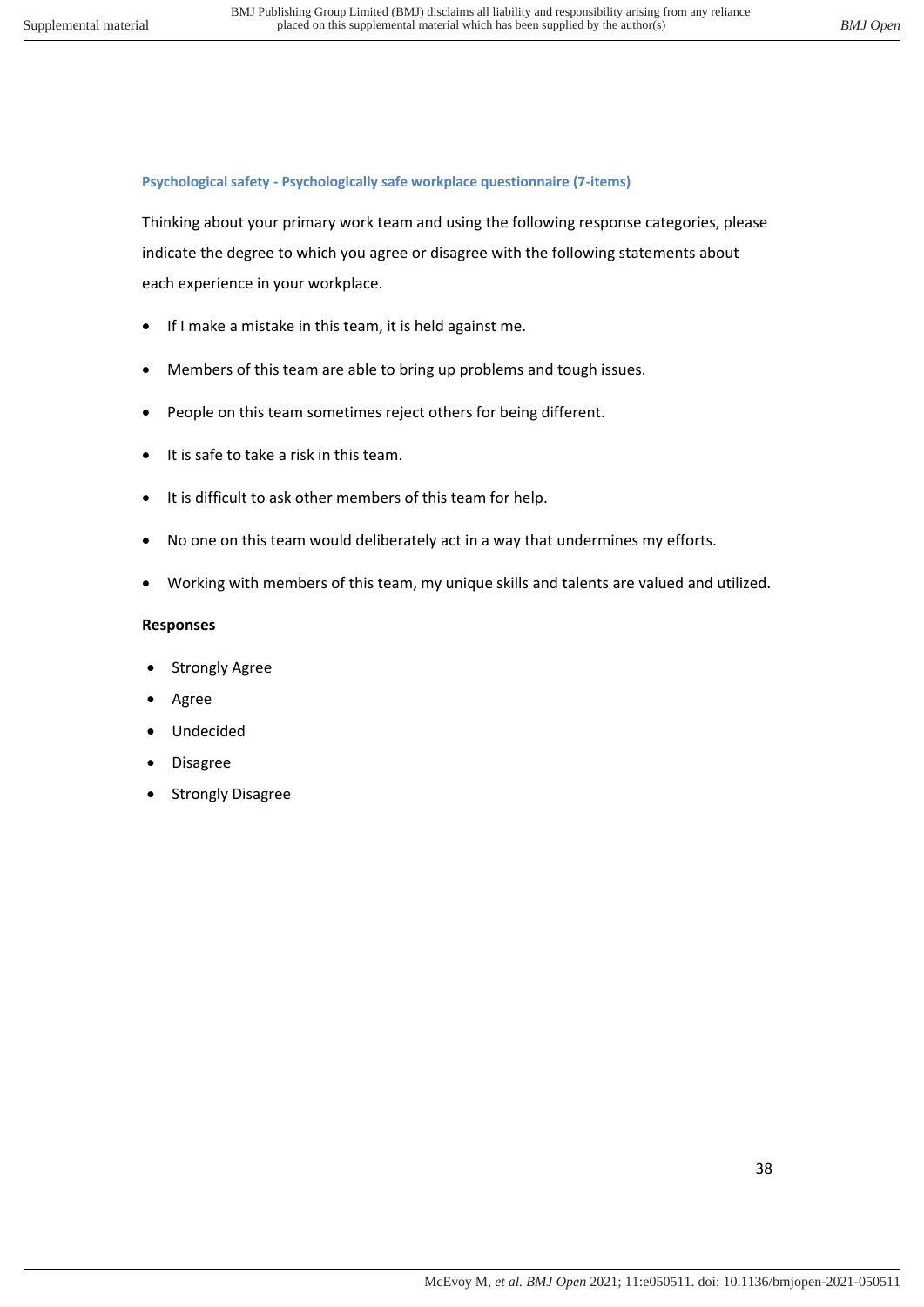### Psychological safety - Psychologically safe workplace questionnaire (7-items)

Thinking about your primary work team and using the following response categories, please indicate the degree to which you agree or disagree with the following statements about each experience in your workplace.

- If I make a mistake in this team, it is held against me.
- Members of this team are able to bring up problems and tough issues.
- People on this team sometimes reject others for being different.
- It is safe to take a risk in this team.
- It is difficult to ask other members of this team for help.
- No one on this team would deliberately act in a way that undermines my efforts.
- Working with members of this team, my unique skills and talents are valued and utilized.

**Responses**

- Strongly Agree
- Agree
- Undecided
- Disagree
- Strongly Disagree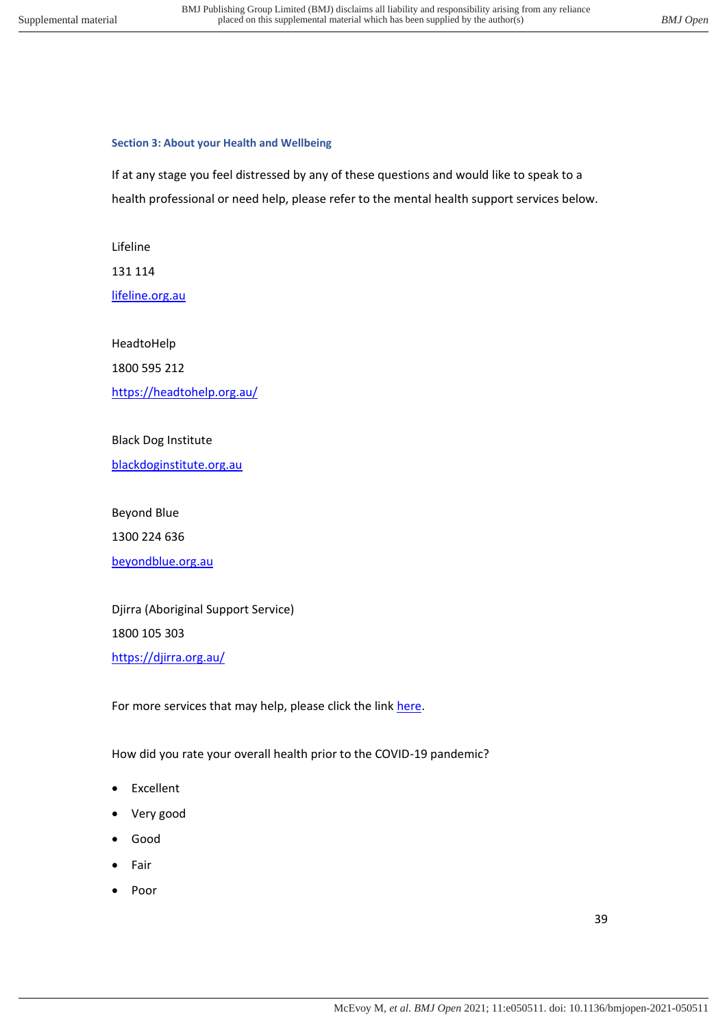### Section 3: About your Health and Wellbeing

If at any stage you feel distressed by any of these questions and would like to speak to a health professional or need help, please refer to the mental health support services below.

Lifeline

131 114

[lifeline.org.au](lifeline.org.au)

HeadtoHelp

1800 595 212

[https://headtohelp.org.au/](https://headtohelp.org.au/)

Black Dog Institute

[blackdoginstitute.org.au](blackdoginstitute.org.au)

Beyond Blue

1300 224 636

[beyondblue.org.au](beyondblue.org.au)

Djirra (Aboriginal Support Service)

1800 105 303

[https://djirra.org.au/](https://djirra.org.au/)

For more services that may help, please click the link here.

How did you rate your overall health prior to the COVID-19 pandemic?

- Excellent
- Very good
- Good
- Fair
- Poor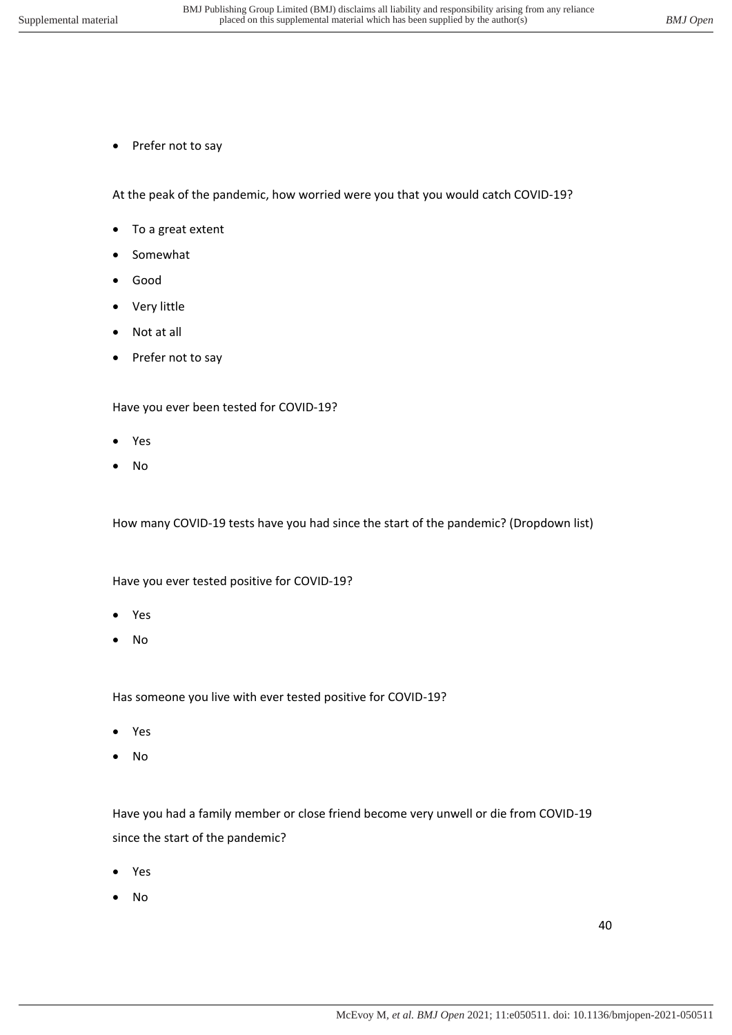- Prefer not to say

At the peak of the pandemic, how worried were you that you would catch COVID-19?

- To a great extent
- Somewhat
- Good
- Very little
- Not at all
- Prefer not to say

Have you ever been tested for COVID-19?

- Yes
- No

How many COVID-19 tests have you had since the start of the pandemic? (Dropdown list)

Have you ever tested positive for COVID-19?

- Yes
- No

Has someone you live with ever tested positive for COVID-19?

- Yes
- No

Have you had a family member or close friend become very unwell or die from COVID-19 since the start of the pandemic?

- Yes
- No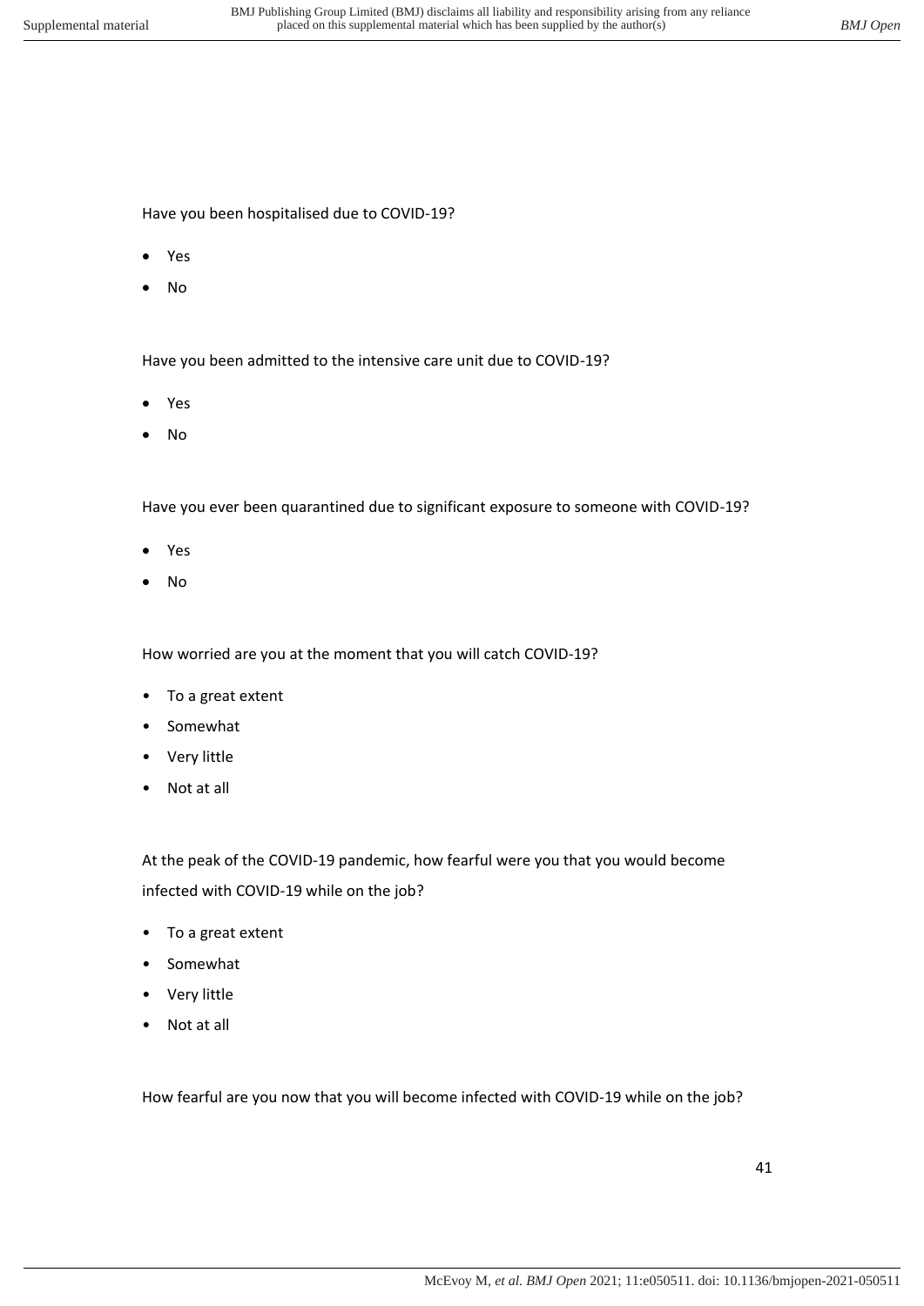Have you been hospitalised due to COVID-19?

- Yes
- No

Have you been admitted to the intensive care unit due to COVID-19?

- Yes
- No

Have you ever been quarantined due to significant exposure to someone with COVID-19?

- Yes
- No

How worried are you at the moment that you will catch COVID-19?

- To a great extent
- Somewhat
- Very little
- Not at all

At the peak of the COVID-19 pandemic, how fearful were you that you would become infected with COVID-19 while on the job?

- To a great extent
- Somewhat
- Very little
- Not at all

How fearful are you now that you will become infected with COVID-19 while on the job?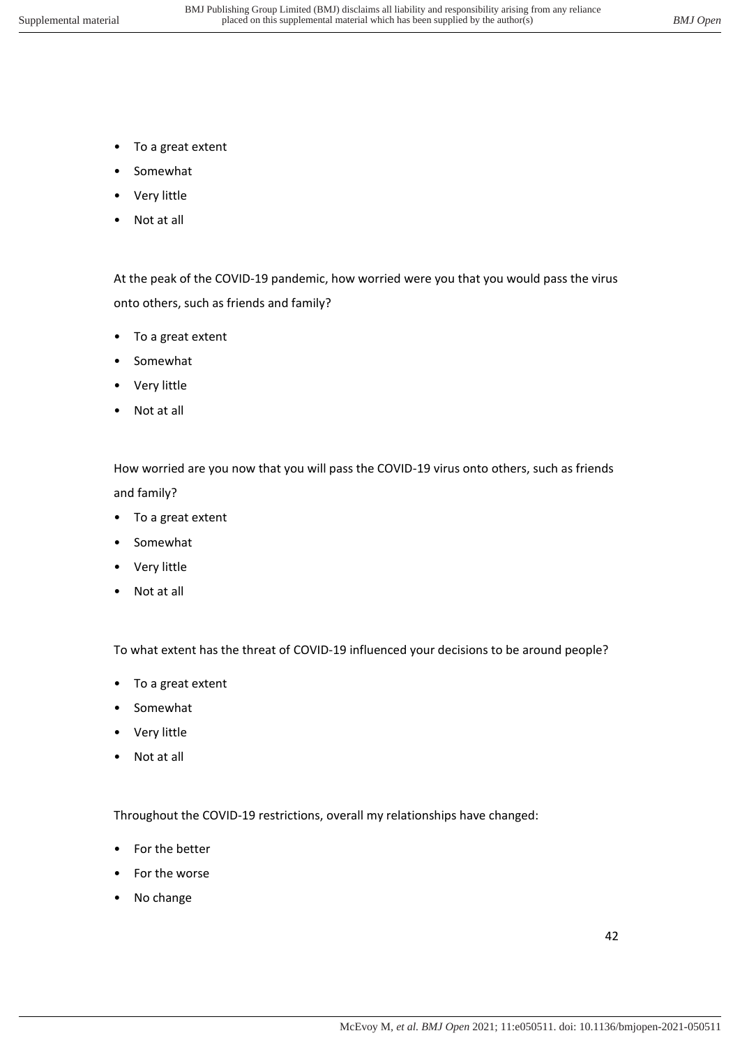- To a great extent
- Somewhat
- Very little
- Not at all

At the peak of the COVID-19 pandemic, how worried were you that you would pass the virus onto others, such as friends and family?

- To a great extent
- Somewhat
- Very little
- Not at all

How worried are you now that you will pass the COVID-19 virus onto others, such as friends and family?

- To a great extent
- Somewhat
- Very little
- Not at all

To what extent has the threat of COVID-19 influenced your decisions to be around people?

- To a great extent
- Somewhat
- Very little
- Not at all

Throughout the COVID-19 restrictions, overall my relationships have changed:

- For the better
- For the worse
- No change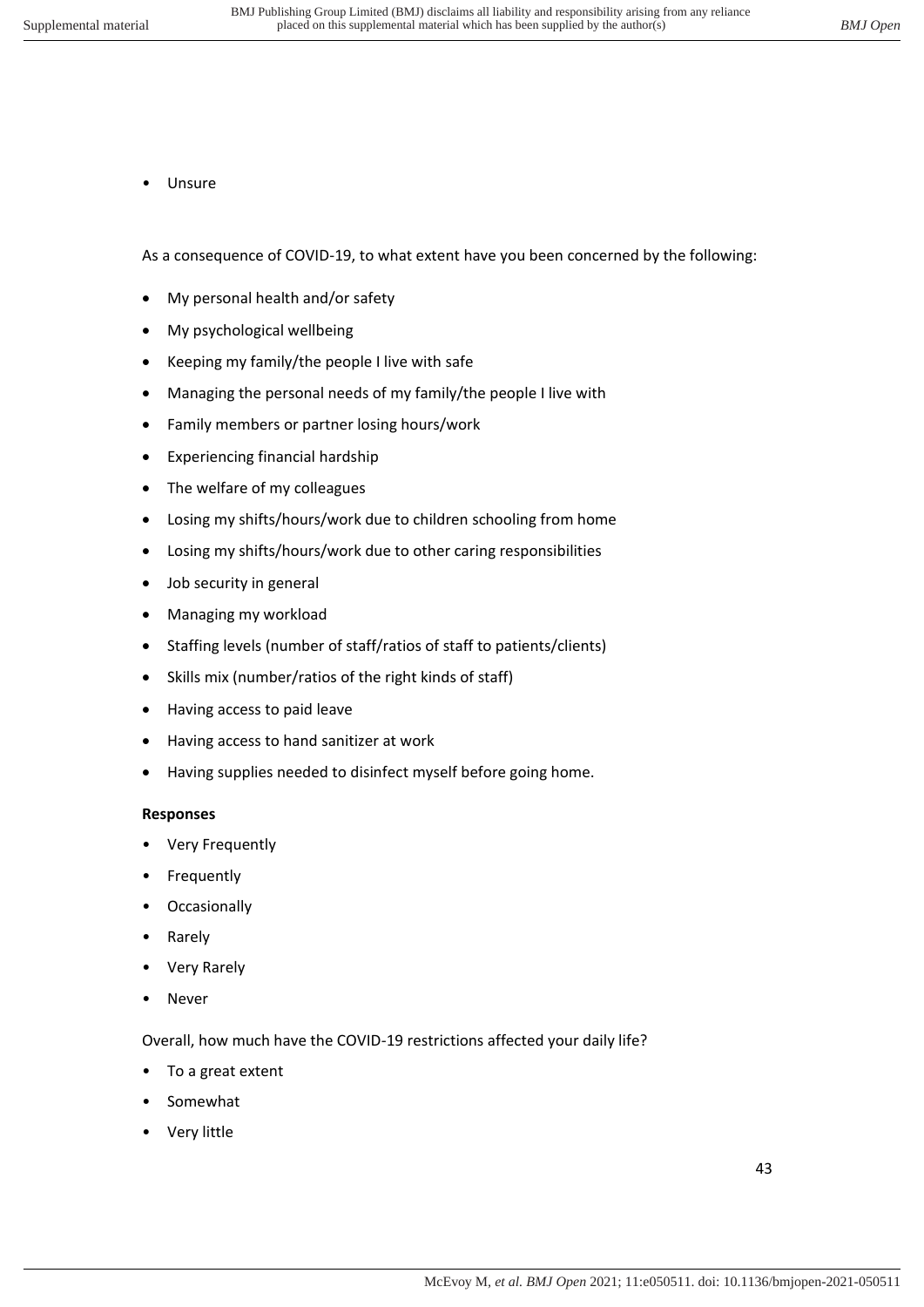- Unsure

As a consequence of COVID-19, to what extent have you been concerned by the following:

- My personal health and/or safety
- My psychological wellbeing
- Keeping my family/the people I live with safe
- Managing the personal needs of my family/the people I live with
- Family members or partner losing hours/work
- Experiencing financial hardship
- The welfare of my colleagues
- Losing my shifts/hours/work due to children schooling from home
- Losing my shifts/hours/work due to other caring responsibilities
- Job security in general
- Managing my workload
- Staffing levels (number of staff/ratios of staff to patients/clients)
- Skills mix (number/ratios of the right kinds of staff)
- Having access to paid leave
- Having access to hand sanitizer at work
- Having supplies needed to disinfect myself before going home.

**Responses**

- Very Frequently
- Frequently
- Occasionally
- Rarely
- Very Rarely
- Never

Overall, how much have the COVID-19 restrictions affected your daily life?

- To a great extent
- Somewhat
- Very little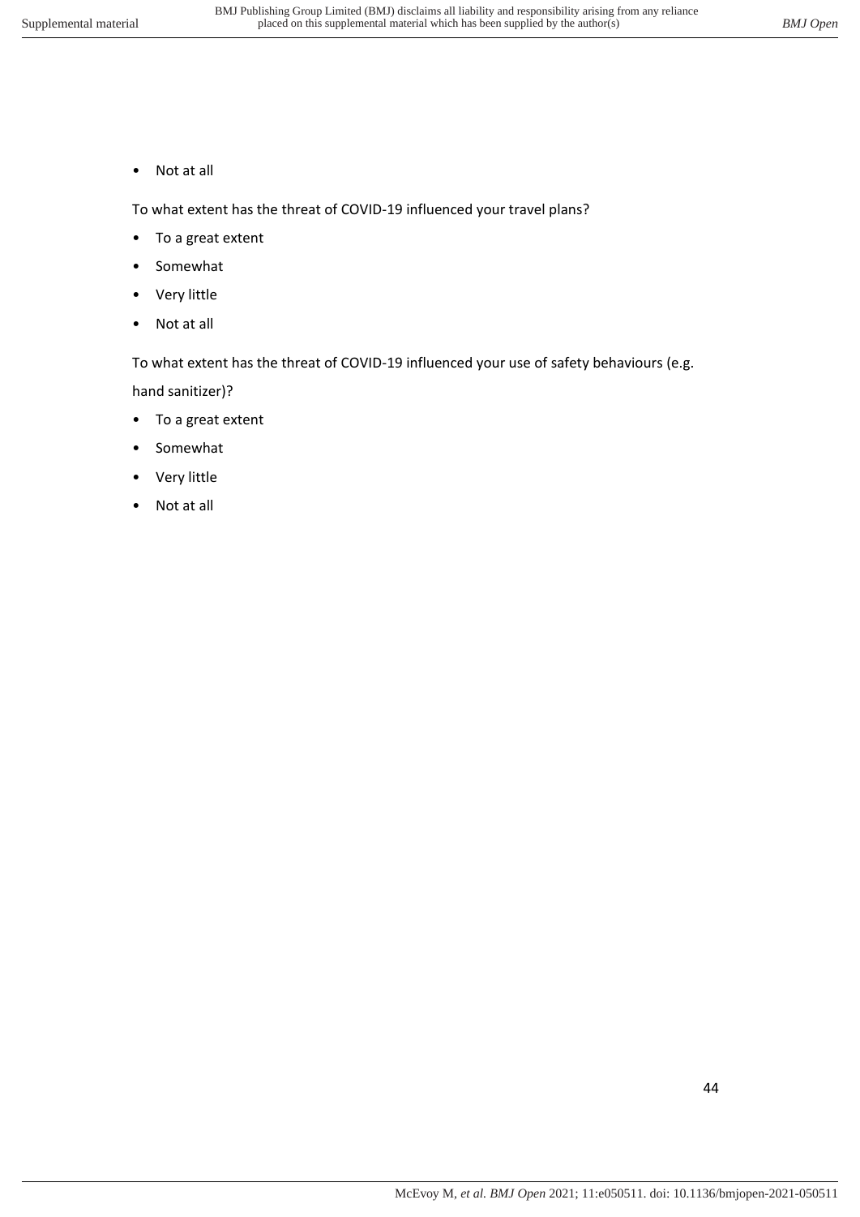- Not at all

To what extent has the threat of COVID-19 influenced your travel plans?

- To a great extent
- Somewhat
- Very little
- Not at all

To what extent has the threat of COVID-19 influenced your use of safety behaviours (e.g. hand sanitizer)?

- To a great extent
- Somewhat
- Very little
- Not at all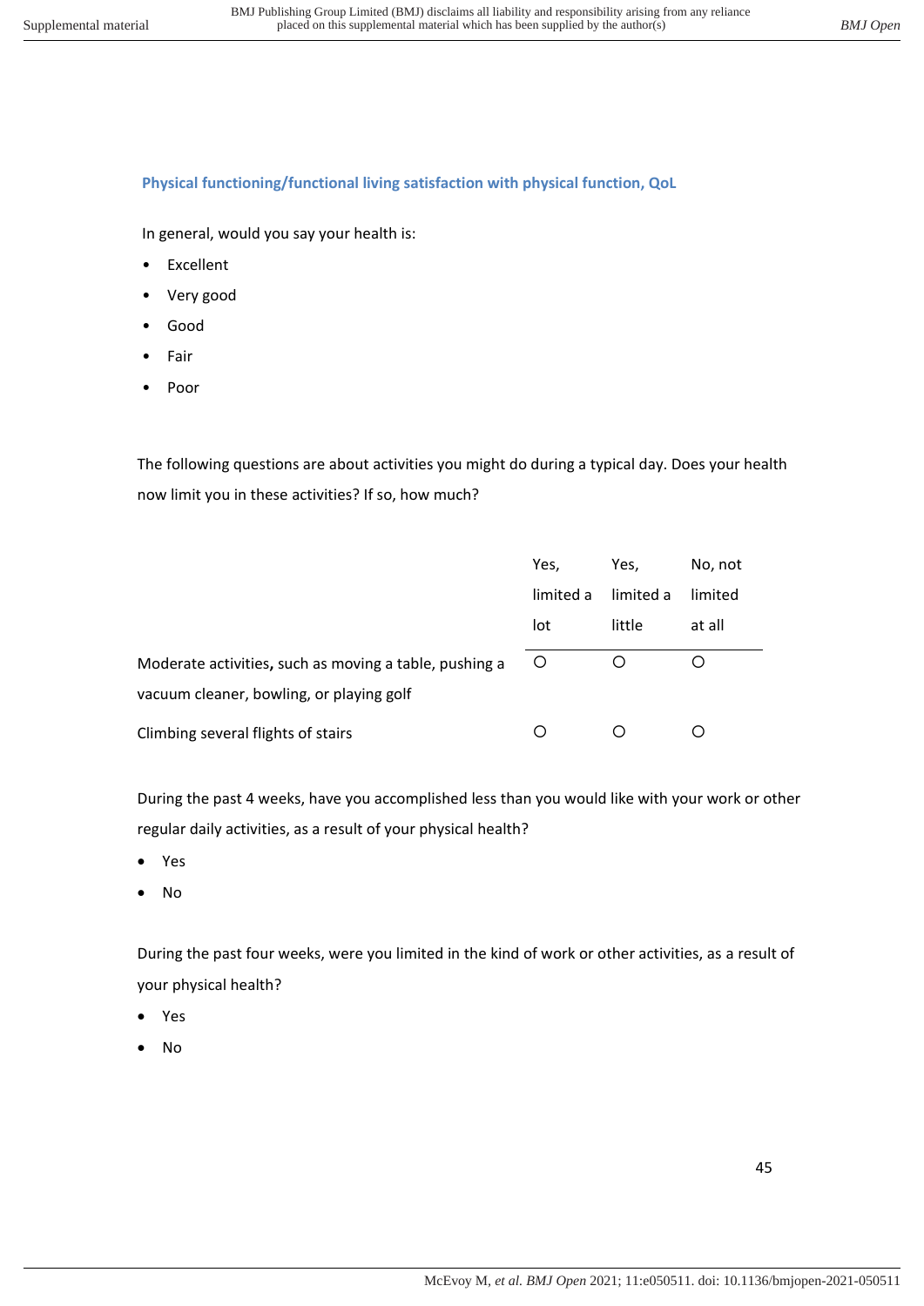### Physical functioning/functional living satisfaction with physical function, QoL

In general, would you say your health is:

- Excellent
- Very good
- Good
- Fair
- Poor

The following questions are about activities you might do during a typical day. Does your health now limit you in these activities? If so, how much?

| | Yes, limited a lot | Yes, limited a little | No, not limited at all |
|---|---|---|---|
| Moderate activities**,** such as moving a table, pushing a vacuum cleaner, bowling, or playing golf | ○ | ○ | ○ |
| Climbing several flights of stairs | ○ | ○ | ○ |

During the past 4 weeks, have you accomplished less than you would like with your work or other regular daily activities, as a result of your physical health?

- Yes
- No

During the past four weeks, were you limited in the kind of work or other activities, as a result of your physical health?

- Yes
- No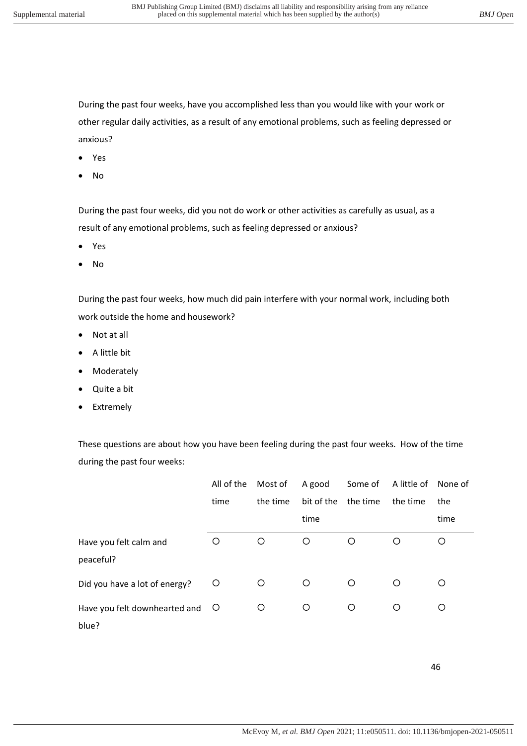During the past four weeks, have you accomplished less than you would like with your work or other regular daily activities, as a result of any emotional problems, such as feeling depressed or anxious?

- Yes
- No

During the past four weeks, did you not do work or other activities as carefully as usual, as a result of any emotional problems, such as feeling depressed or anxious?

- Yes
- No

During the past four weeks, how much did pain interfere with your normal work, including both work outside the home and housework?

- Not at all
- A little bit
- Moderately
- Quite a bit
- Extremely

These questions are about how you have been feeling during the past four weeks. How of the time during the past four weeks:

| | All of the time | Most of the time | A good bit of the time | Some of the time | A little of the time | None of the time |
|---|---|---|---|---|---|---|
| Have you felt calm and peaceful? | ○ | ○ | ○ | ○ | ○ | ○ |
| Did you have a lot of energy? | ○ | ○ | ○ | ○ | ○ | ○ |
| Have you felt downhearted and blue? | ○ | ○ | ○ | ○ | ○ | ○ |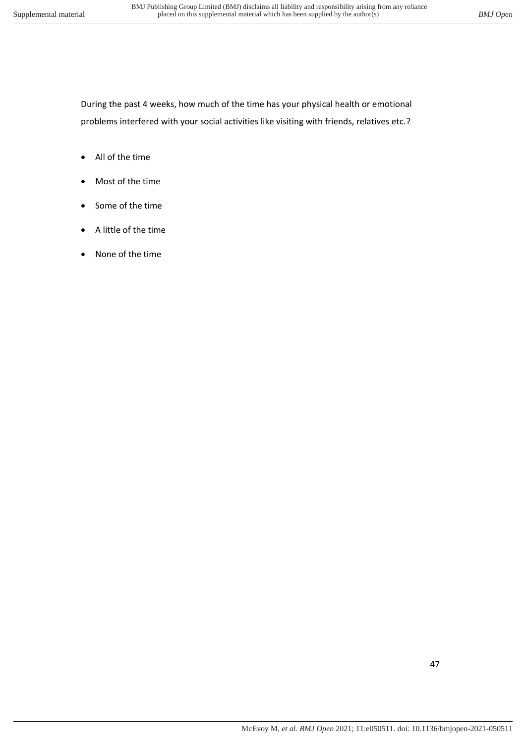During the past 4 weeks, how much of the time has your physical health or emotional problems interfered with your social activities like visiting with friends, relatives etc.?

- All of the time
- Most of the time
- Some of the time
- A little of the time
- None of the time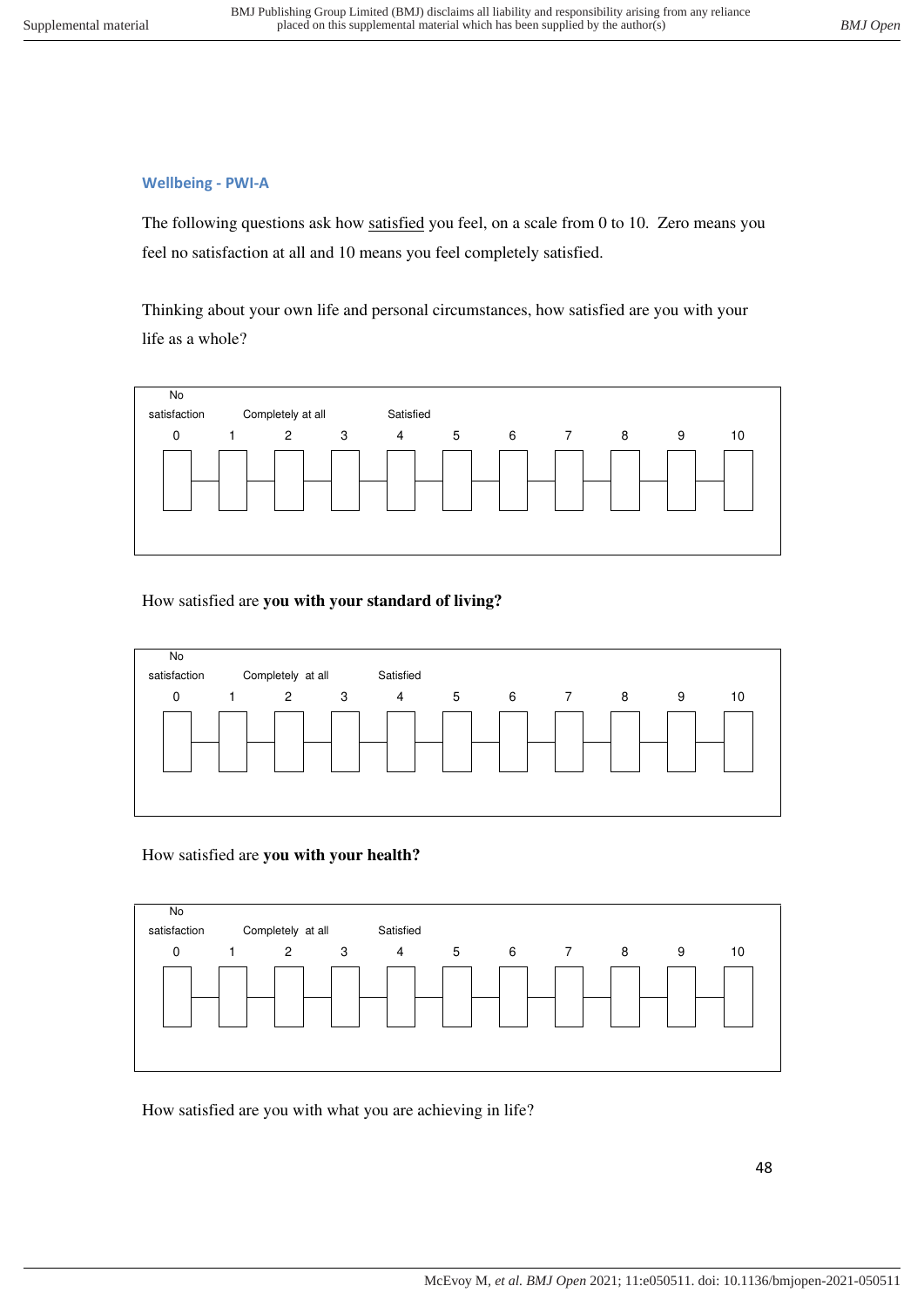#### Wellbeing - PWI-A

The following questions ask how satisfied you feel, on a scale from 0 to 10. Zero means you feel no satisfaction at all and 10 means you feel completely satisfied.

Thinking about your own life and personal circumstances, how satisfied are you with your life as a whole?

| No satisfaction | | Completely at all | | Satisfied | | | | | | |
|---|---|---|---|---|---|---|---|---|---|---|
| 0 | 1 | 2 | 3 | 4 | 5 | 6 | 7 | 8 | 9 | 10 |
| ☐ | ☐ | ☐ | ☐ | ☐ | ☐ | ☐ | ☐ | ☐ | ☐ | ☐ |

How satisfied are **you with your standard of living?**

| No satisfaction | | Completely at all | | Satisfied | | | | | | |
|---|---|---|---|---|---|---|---|---|---|---|
| 0 | 1 | 2 | 3 | 4 | 5 | 6 | 7 | 8 | 9 | 10 |
| ☐ | ☐ | ☐ | ☐ | ☐ | ☐ | ☐ | ☐ | ☐ | ☐ | ☐ |

How satisfied are **you with your health?**

| No satisfaction | | Completely at all | | Satisfied | | | | | | |
|---|---|---|---|---|---|---|---|---|---|---|
| 0 | 1 | 2 | 3 | 4 | 5 | 6 | 7 | 8 | 9 | 10 |
| ☐ | ☐ | ☐ | ☐ | ☐ | ☐ | ☐ | ☐ | ☐ | ☐ | ☐ |

How satisfied are you with what you are achieving in life?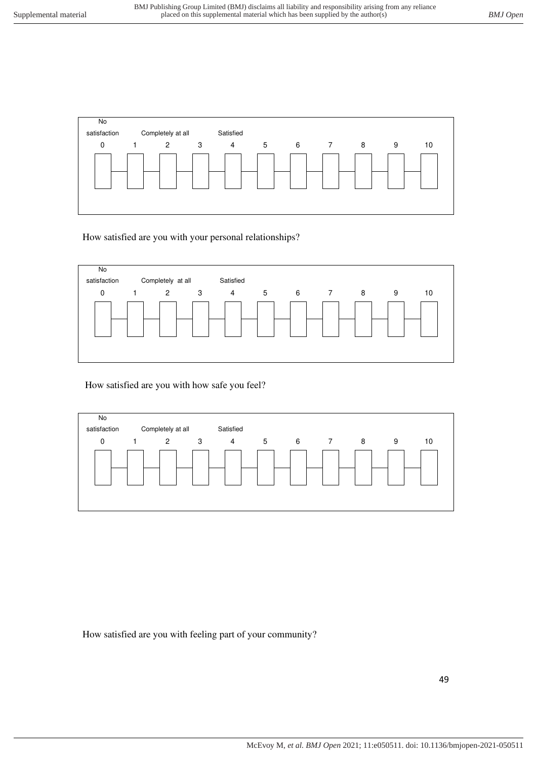| No satisfaction | | Completely at all | | Satisfied | | | | | | |
|---|---|---|---|---|---|---|---|---|---|---|
| 0 | 1 | 2 | 3 | 4 | 5 | 6 | 7 | 8 | 9 | 10 |
| ☐ | ☐ | ☐ | ☐ | ☐ | ☐ | ☐ | ☐ | ☐ | ☐ | ☐ |

How satisfied are you with your personal relationships?

| No satisfaction | | Completely at all | | Satisfied | | | | | | |
|---|---|---|---|---|---|---|---|---|---|---|
| 0 | 1 | 2 | 3 | 4 | 5 | 6 | 7 | 8 | 9 | 10 |
| ☐ | ☐ | ☐ | ☐ | ☐ | ☐ | ☐ | ☐ | ☐ | ☐ | ☐ |

How satisfied are you with how safe you feel?

| No satisfaction | | Completely at all | | Satisfied | | | | | | |
|---|---|---|---|---|---|---|---|---|---|---|
| 0 | 1 | 2 | 3 | 4 | 5 | 6 | 7 | 8 | 9 | 10 |
| ☐ | ☐ | ☐ | ☐ | ☐ | ☐ | ☐ | ☐ | ☐ | ☐ | ☐ |

How satisfied are you with feeling part of your community?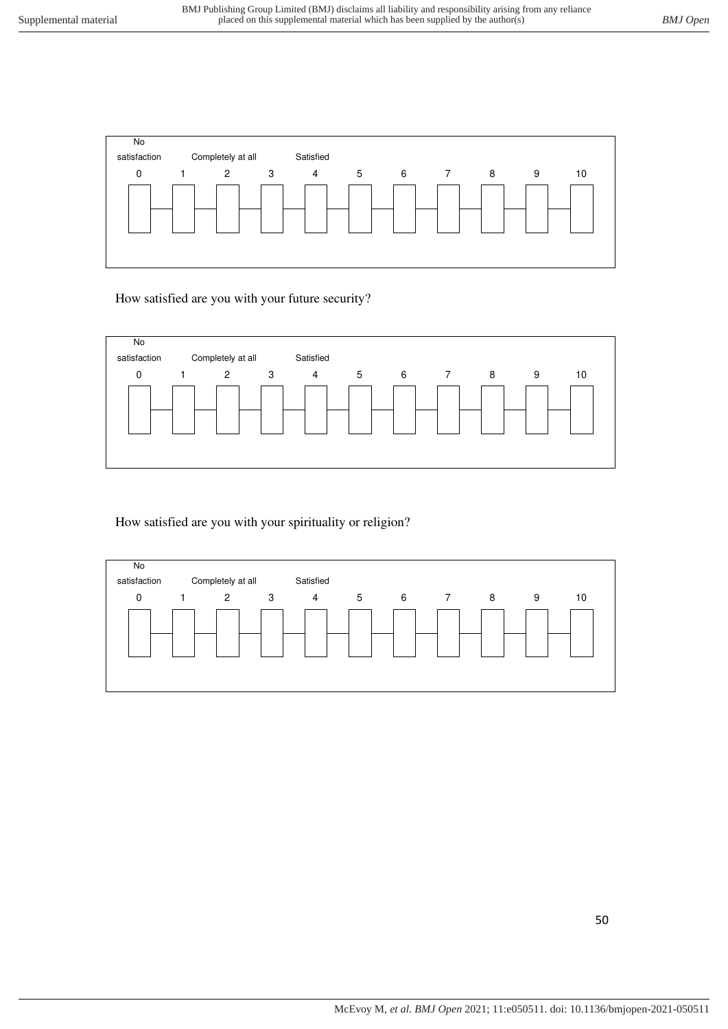| No satisfaction | | Completely at all | | Satisfied | | | | | | |
|---|---|---|---|---|---|---|---|---|---|---|
| 0 | 1 | 2 | 3 | 4 | 5 | 6 | 7 | 8 | 9 | 10 |
| ☐ | ☐ | ☐ | ☐ | ☐ | ☐ | ☐ | ☐ | ☐ | ☐ | ☐ |

How satisfied are you with your future security?

| No satisfaction | | Completely at all | | Satisfied | | | | | | |
|---|---|---|---|---|---|---|---|---|---|---|
| 0 | 1 | 2 | 3 | 4 | 5 | 6 | 7 | 8 | 9 | 10 |
| ☐ | ☐ | ☐ | ☐ | ☐ | ☐ | ☐ | ☐ | ☐ | ☐ | ☐ |

How satisfied are you with your spirituality or religion?

| No satisfaction | | Completely at all | | Satisfied | | | | | | |
|---|---|---|---|---|---|---|---|---|---|---|
| 0 | 1 | 2 | 3 | 4 | 5 | 6 | 7 | 8 | 9 | 10 |
| ☐ | ☐ | ☐ | ☐ | ☐ | ☐ | ☐ | ☐ | ☐ | ☐ | ☐ |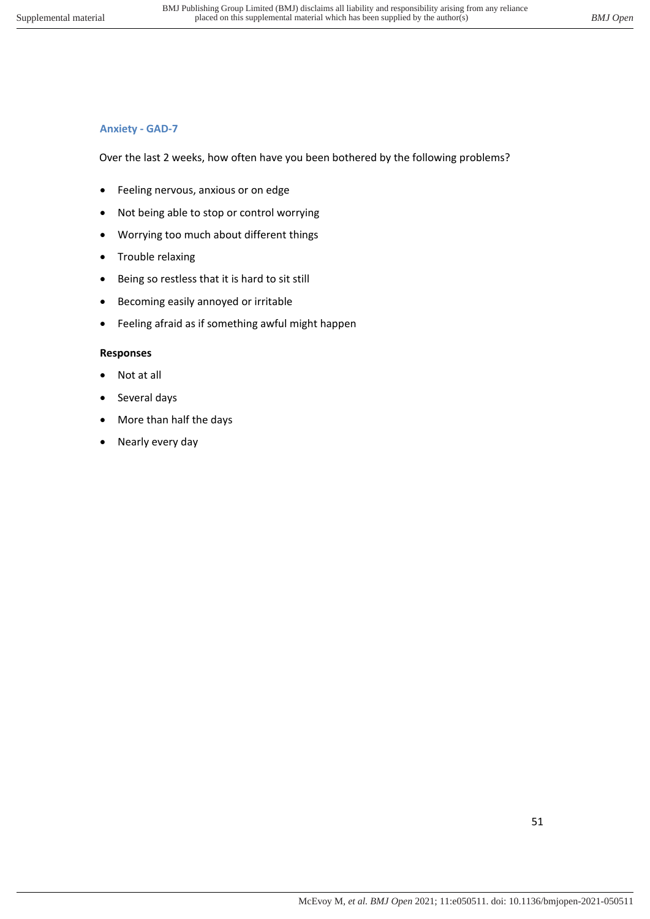### Anxiety - GAD-7

Over the last 2 weeks, how often have you been bothered by the following problems?

- Feeling nervous, anxious or on edge
- Not being able to stop or control worrying
- Worrying too much about different things
- Trouble relaxing
- Being so restless that it is hard to sit still
- Becoming easily annoyed or irritable
- Feeling afraid as if something awful might happen

**Responses**

- Not at all
- Several days
- More than half the days
- Nearly every day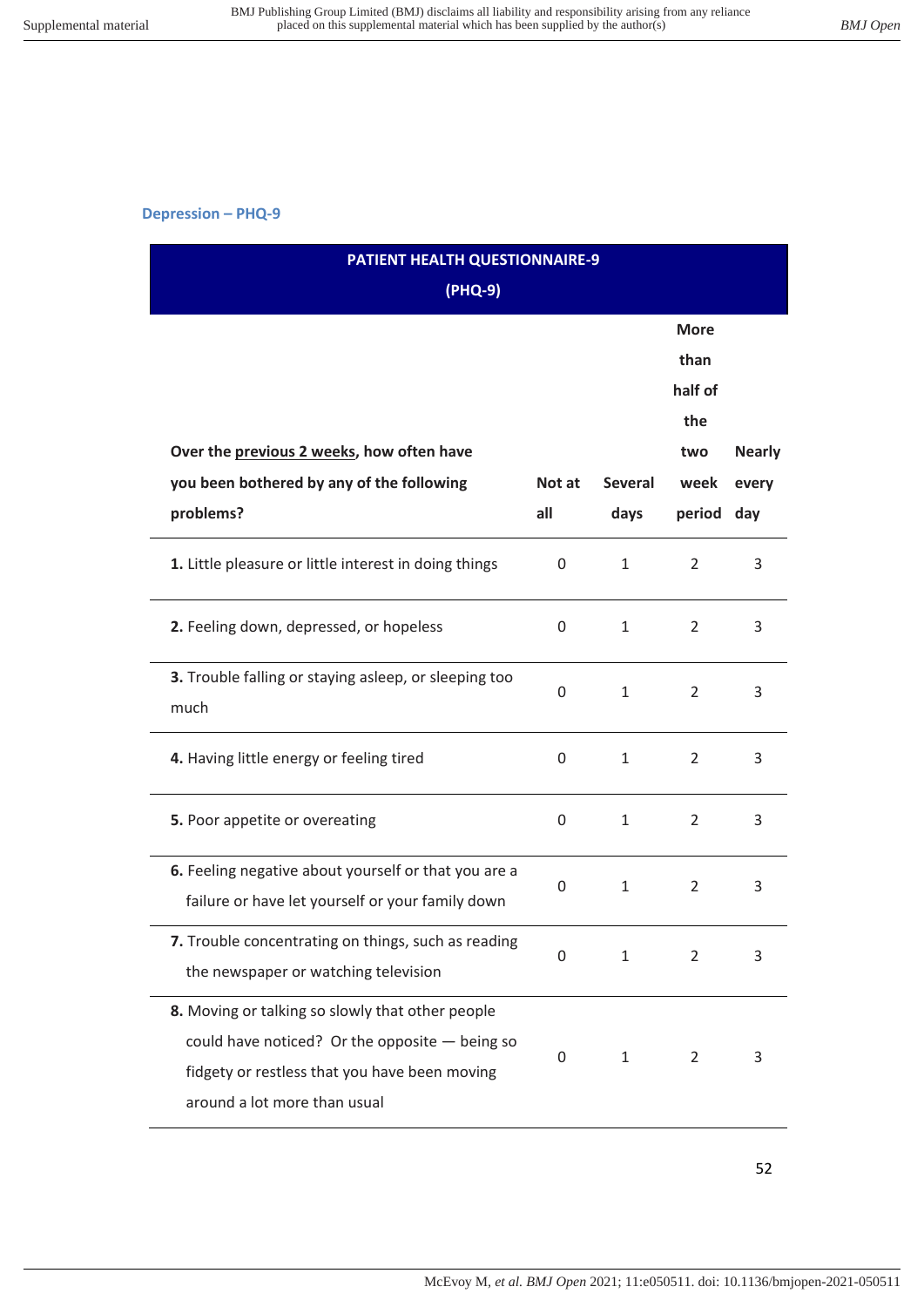### Depression – PHQ-9

| PATIENT HEALTH QUESTIONNAIRE-9 (PHQ-9) | | | | |
|---|---|---|---|---|
| **Over the previous 2 weeks, how often have you been bothered by any of the following problems?** | **Not at all** | **Several days** | **More than half of the two week period** | **Nearly every day** |
| **1.** Little pleasure or little interest in doing things | 0 | 1 | 2 | 3 |
| **2.** Feeling down, depressed, or hopeless | 0 | 1 | 2 | 3 |
| **3.** Trouble falling or staying asleep, or sleeping too much | 0 | 1 | 2 | 3 |
| **4.** Having little energy or feeling tired | 0 | 1 | 2 | 3 |
| **5.** Poor appetite or overeating | 0 | 1 | 2 | 3 |
| **6.** Feeling negative about yourself or that you are a failure or have let yourself or your family down | 0 | 1 | 2 | 3 |
| **7.** Trouble concentrating on things, such as reading the newspaper or watching television | 0 | 1 | 2 | 3 |
| **8.** Moving or talking so slowly that other people could have noticed? Or the opposite — being so fidgety or restless that you have been moving around a lot more than usual | 0 | 1 | 2 | 3 |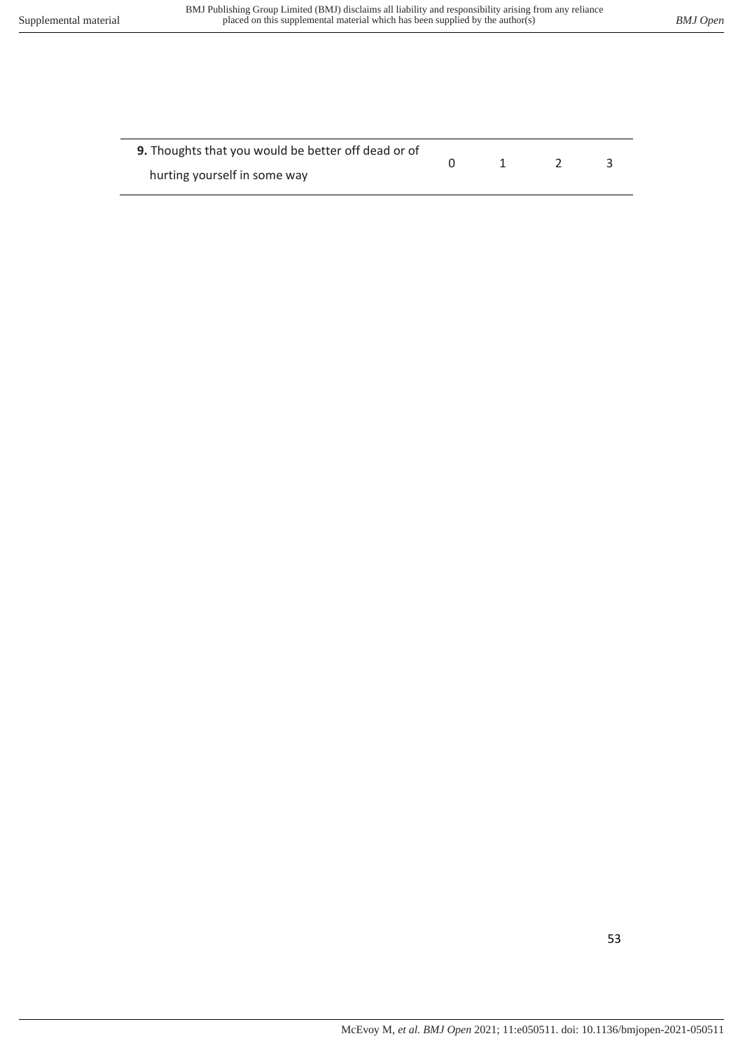| | | | | |
|---|---|---|---|---|
| **9.** Thoughts that you would be better off dead or of hurting yourself in some way | 0 | 1 | 2 | 3 |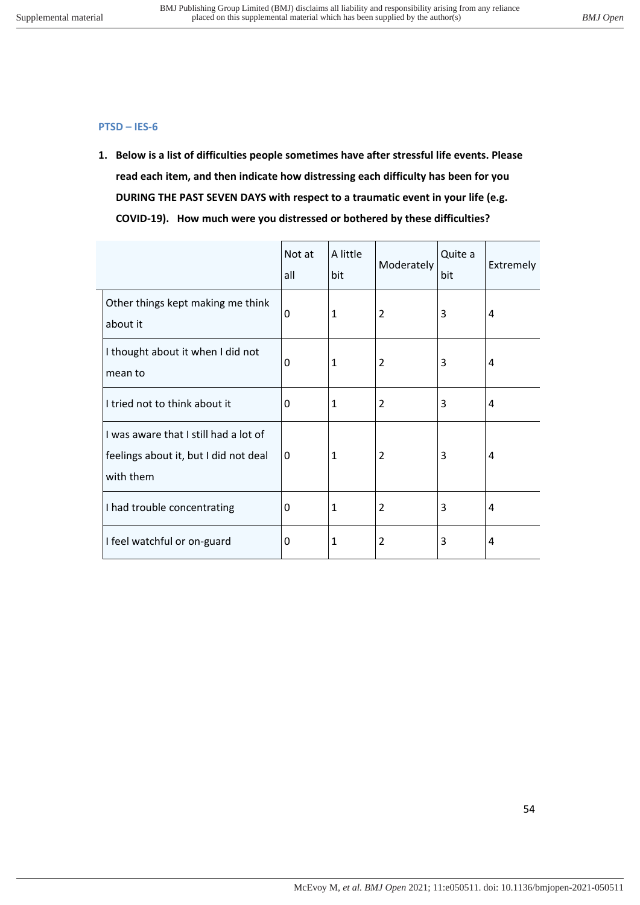### PTSD – IES-6

1. **Below is a list of difficulties people sometimes have after stressful life events. Please read each item, and then indicate how distressing each difficulty has been for you DURING THE PAST SEVEN DAYS with respect to a traumatic event in your life (e.g. COVID-19). How much were you distressed or bothered by these difficulties?**

| | Not at all | A little bit | Moderately | Quite a bit | Extremely |
|---|---|---|---|---|---|
| Other things kept making me think about it | 0 | 1 | 2 | 3 | 4 |
| I thought about it when I did not mean to | 0 | 1 | 2 | 3 | 4 |
| I tried not to think about it | 0 | 1 | 2 | 3 | 4 |
| I was aware that I still had a lot of feelings about it, but I did not deal with them | 0 | 1 | 2 | 3 | 4 |
| I had trouble concentrating | 0 | 1 | 2 | 3 | 4 |
| I feel watchful or on-guard | 0 | 1 | 2 | 3 | 4 |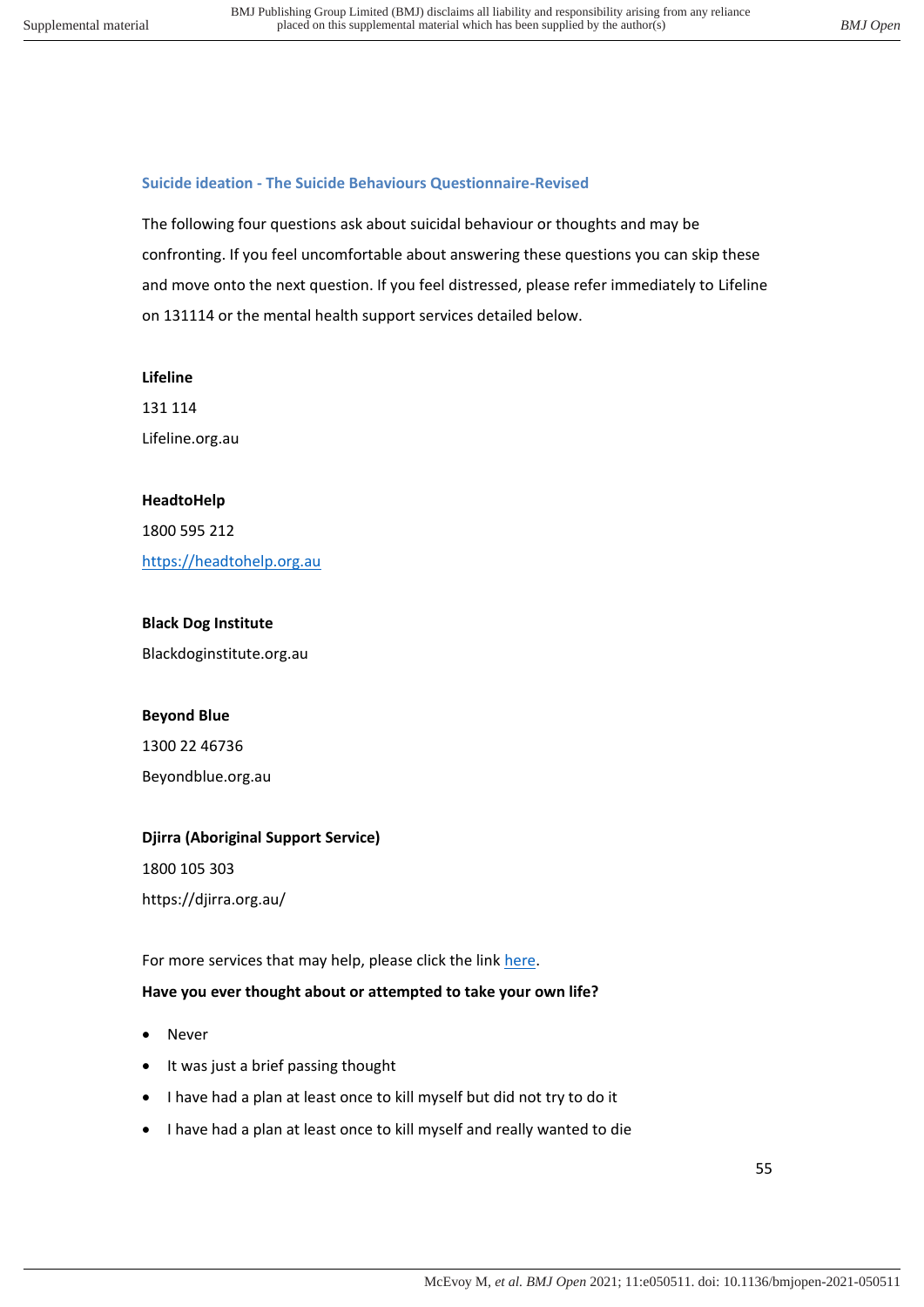### Suicide ideation - The Suicide Behaviours Questionnaire-Revised

The following four questions ask about suicidal behaviour or thoughts and may be confronting. If you feel uncomfortable about answering these questions you can skip these and move onto the next question. If you feel distressed, please refer immediately to Lifeline on 131114 or the mental health support services detailed below.

**Lifeline**

131 114

Lifeline.org.au

**HeadtoHelp**

1800 595 212

https://headtohelp.org.au

**Black Dog Institute**

Blackdoginstitute.org.au

**Beyond Blue**

1300 22 46736

Beyondblue.org.au

**Djirra (Aboriginal Support Service)**

1800 105 303

https://djirra.org.au/

For more services that may help, please click the link here.

**Have you ever thought about or attempted to take your own life?**

- Never
- It was just a brief passing thought
- I have had a plan at least once to kill myself but did not try to do it
- I have had a plan at least once to kill myself and really wanted to die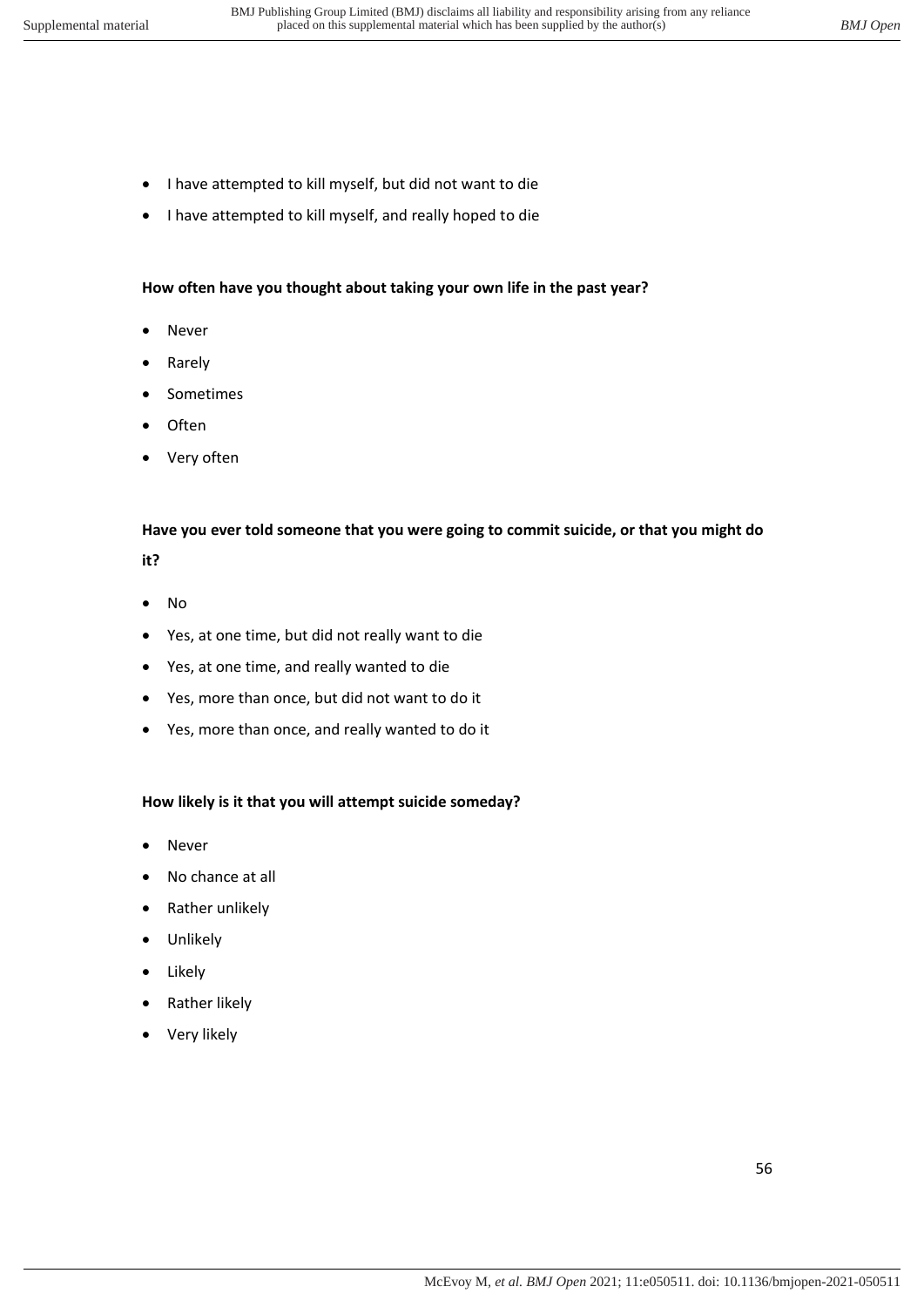- I have attempted to kill myself, but did not want to die
- I have attempted to kill myself, and really hoped to die

**How often have you thought about taking your own life in the past year?**

- Never
- Rarely
- Sometimes
- Often
- Very often

**Have you ever told someone that you were going to commit suicide, or that you might do it?**

- No
- Yes, at one time, but did not really want to die
- Yes, at one time, and really wanted to die
- Yes, more than once, but did not want to do it
- Yes, more than once, and really wanted to do it

**How likely is it that you will attempt suicide someday?**

- Never
- No chance at all
- Rather unlikely
- Unlikely
- Likely
- Rather likely
- Very likely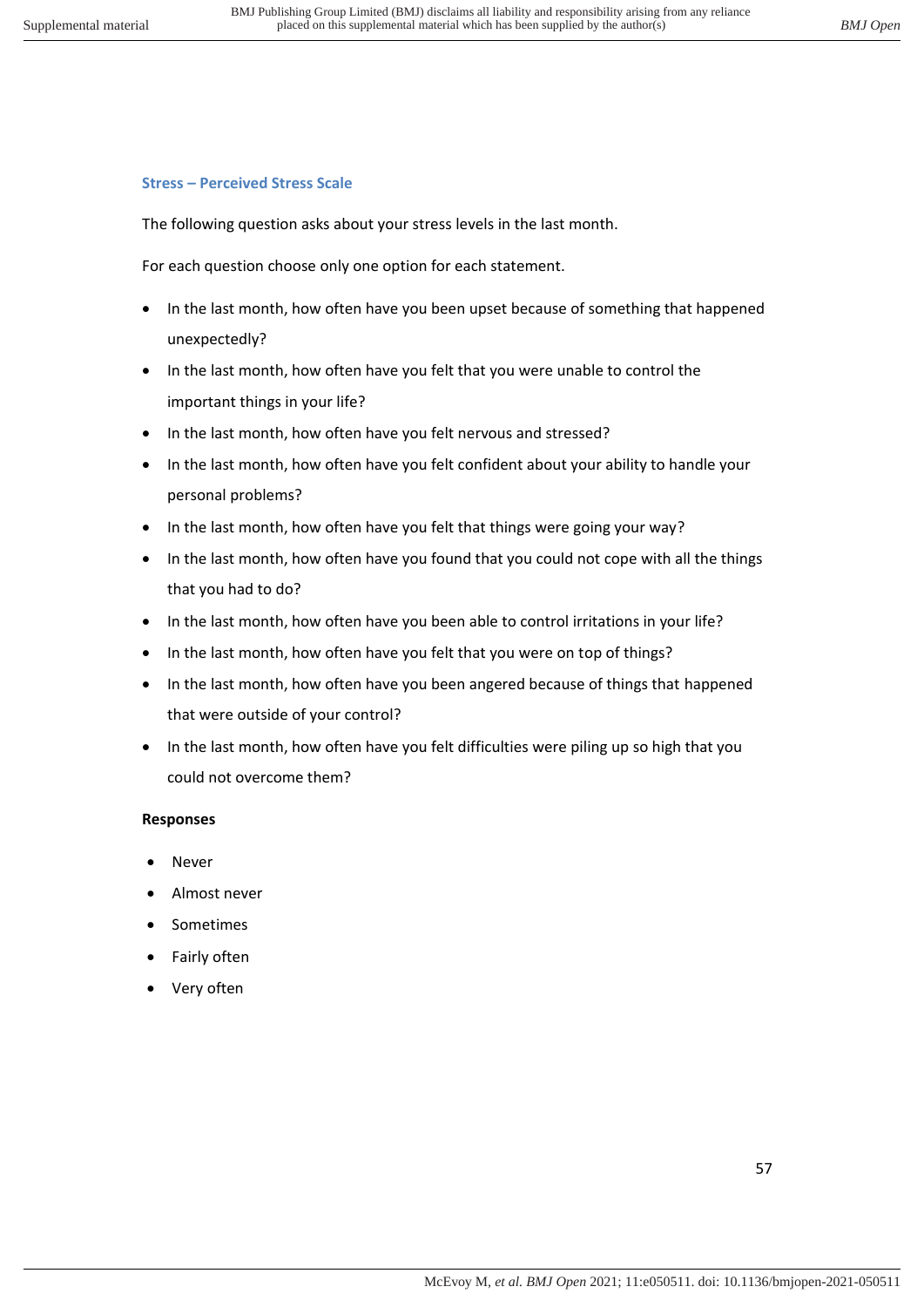## Stress – Perceived Stress Scale

The following question asks about your stress levels in the last month.

For each question choose only one option for each statement.

- In the last month, how often have you been upset because of something that happened unexpectedly?
- In the last month, how often have you felt that you were unable to control the important things in your life?
- In the last month, how often have you felt nervous and stressed?
- In the last month, how often have you felt confident about your ability to handle your personal problems?
- In the last month, how often have you felt that things were going your way?
- In the last month, how often have you found that you could not cope with all the things that you had to do?
- In the last month, how often have you been able to control irritations in your life?
- In the last month, how often have you felt that you were on top of things?
- In the last month, how often have you been angered because of things that happened that were outside of your control?
- In the last month, how often have you felt difficulties were piling up so high that you could not overcome them?

**Responses**

- Never
- Almost never
- Sometimes
- Fairly often
- Very often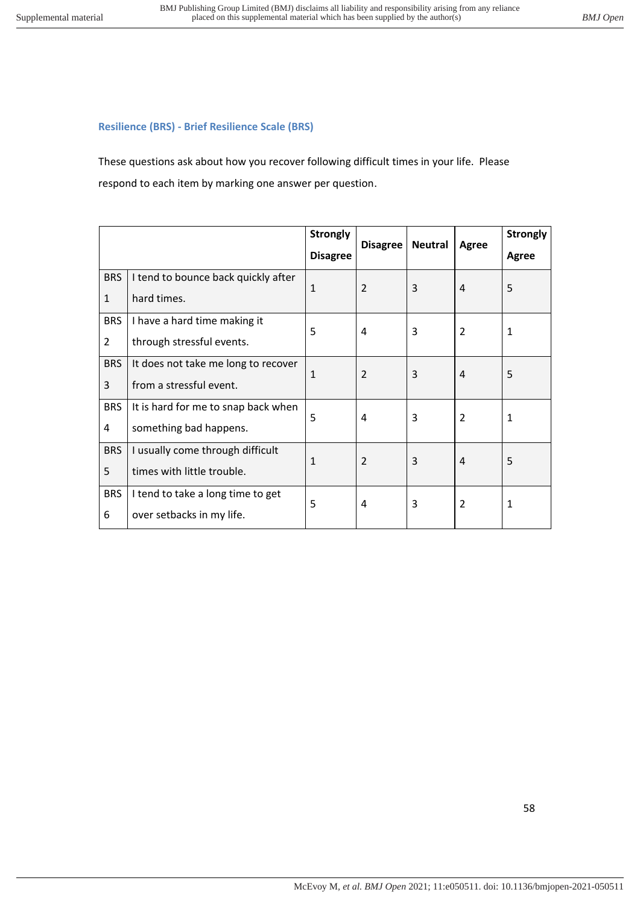### Resilience (BRS) - Brief Resilience Scale (BRS)

These questions ask about how you recover following difficult times in your life. Please respond to each item by marking one answer per question.

| | | Strongly Disagree | Disagree | Neutral | Agree | Strongly Agree |
|---|---|---|---|---|---|---|
| BRS 1 | I tend to bounce back quickly after hard times. | 1 | 2 | 3 | 4 | 5 |
| BRS 2 | I have a hard time making it through stressful events. | 5 | 4 | 3 | 2 | 1 |
| BRS 3 | It does not take me long to recover from a stressful event. | 1 | 2 | 3 | 4 | 5 |
| BRS 4 | It is hard for me to snap back when something bad happens. | 5 | 4 | 3 | 2 | 1 |
| BRS 5 | I usually come through difficult times with little trouble. | 1 | 2 | 3 | 4 | 5 |
| BRS 6 | I tend to take a long time to get over setbacks in my life. | 5 | 4 | 3 | 2 | 1 |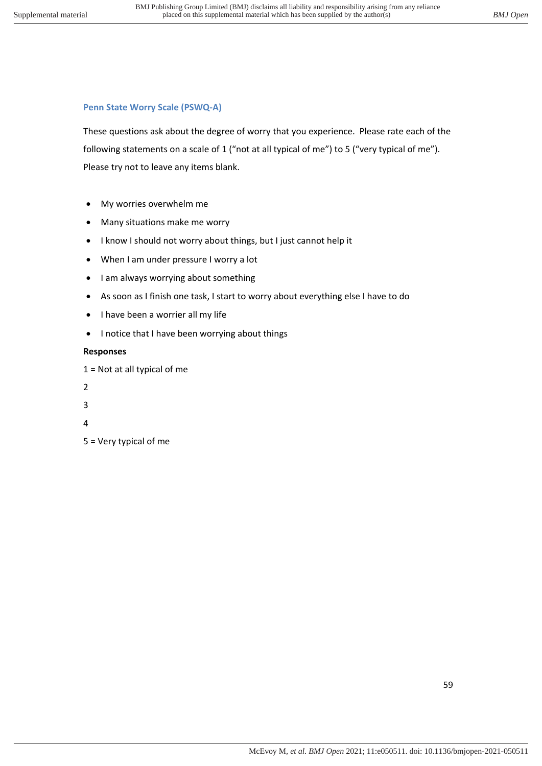### Penn State Worry Scale (PSWQ-A)

These questions ask about the degree of worry that you experience. Please rate each of the following statements on a scale of 1 ("not at all typical of me") to 5 ("very typical of me"). Please try not to leave any items blank.

- My worries overwhelm me
- Many situations make me worry
- I know I should not worry about things, but I just cannot help it
- When I am under pressure I worry a lot
- I am always worrying about something
- As soon as I finish one task, I start to worry about everything else I have to do
- I have been a worrier all my life
- I notice that I have been worrying about things

**Responses**

1 = Not at all typical of me

2

3

4

5 = Very typical of me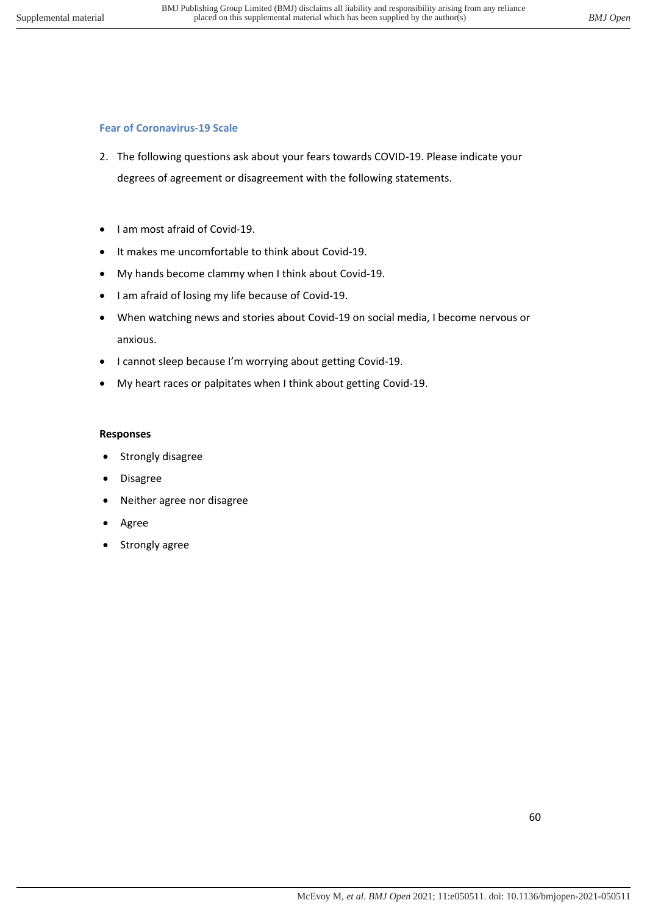### Fear of Coronavirus-19 Scale

2. The following questions ask about your fears towards COVID-19. Please indicate your degrees of agreement or disagreement with the following statements.

- I am most afraid of Covid-19.
- It makes me uncomfortable to think about Covid-19.
- My hands become clammy when I think about Covid-19.
- I am afraid of losing my life because of Covid-19.
- When watching news and stories about Covid-19 on social media, I become nervous or anxious.
- I cannot sleep because I'm worrying about getting Covid-19.
- My heart races or palpitates when I think about getting Covid-19.

**Responses**

- Strongly disagree
- Disagree
- Neither agree nor disagree
- Agree
- Strongly agree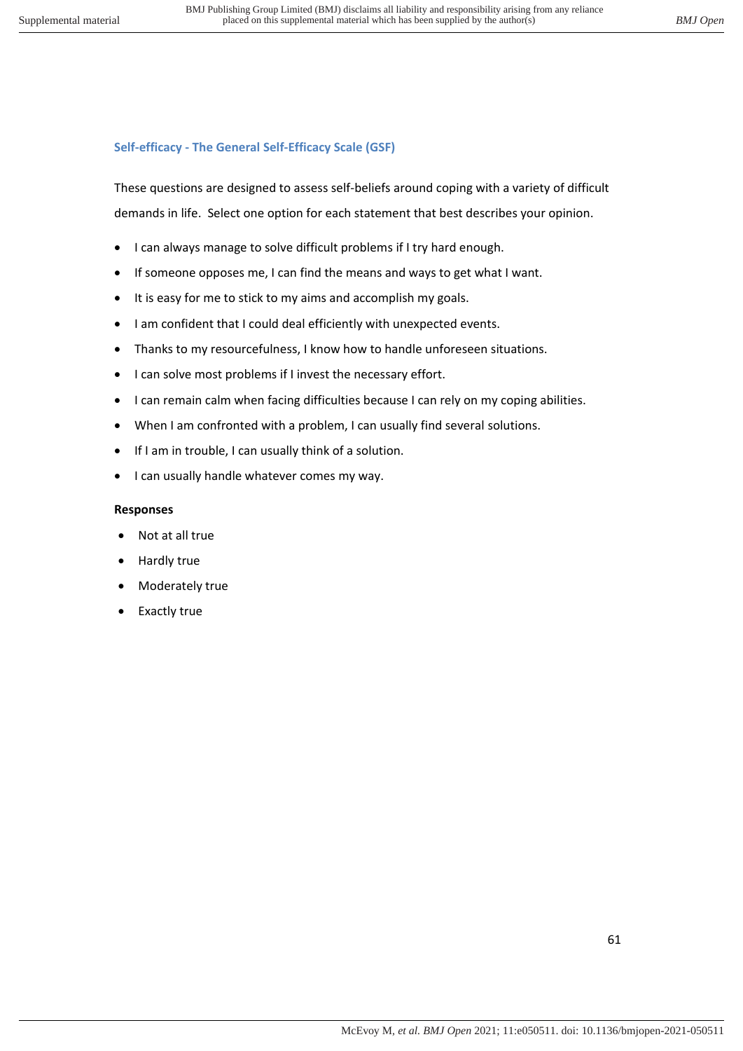### Self-efficacy - The General Self-Efficacy Scale (GSF)

These questions are designed to assess self-beliefs around coping with a variety of difficult demands in life. Select one option for each statement that best describes your opinion.

- I can always manage to solve difficult problems if I try hard enough.
- If someone opposes me, I can find the means and ways to get what I want.
- It is easy for me to stick to my aims and accomplish my goals.
- I am confident that I could deal efficiently with unexpected events.
- Thanks to my resourcefulness, I know how to handle unforeseen situations.
- I can solve most problems if I invest the necessary effort.
- I can remain calm when facing difficulties because I can rely on my coping abilities.
- When I am confronted with a problem, I can usually find several solutions.
- If I am in trouble, I can usually think of a solution.
- I can usually handle whatever comes my way.

**Responses**

- Not at all true
- Hardly true
- Moderately true
- Exactly true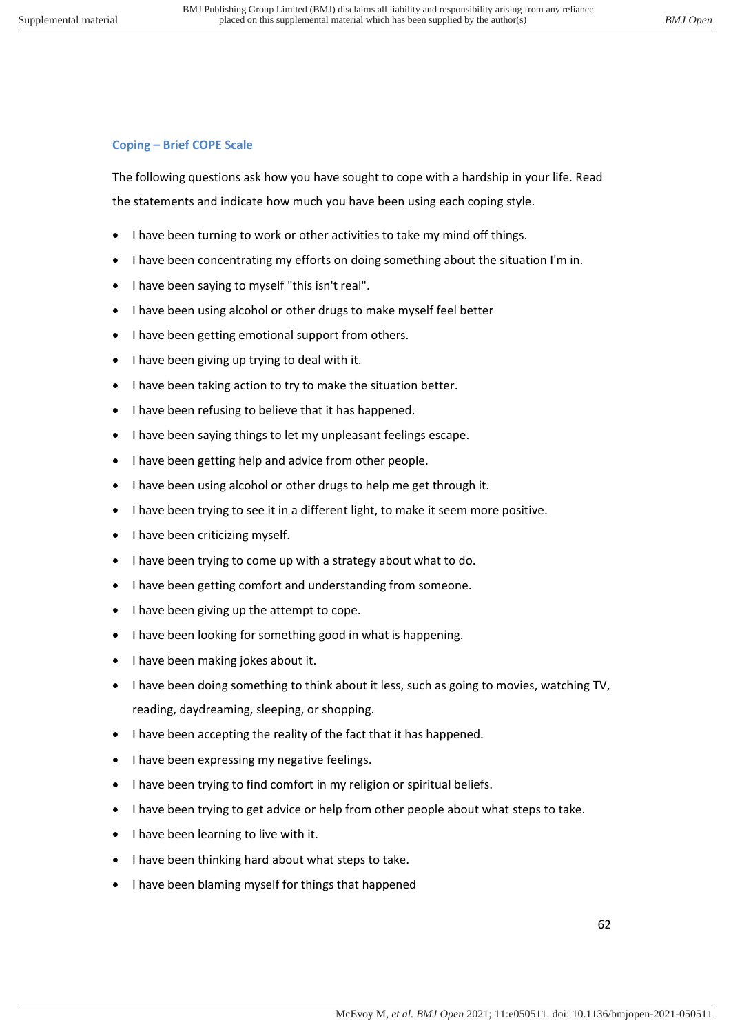### Coping – Brief COPE Scale

The following questions ask how you have sought to cope with a hardship in your life. Read the statements and indicate how much you have been using each coping style.

- I have been turning to work or other activities to take my mind off things.
- I have been concentrating my efforts on doing something about the situation I'm in.
- I have been saying to myself "this isn't real".
- I have been using alcohol or other drugs to make myself feel better
- I have been getting emotional support from others.
- I have been giving up trying to deal with it.
- I have been taking action to try to make the situation better.
- I have been refusing to believe that it has happened.
- I have been saying things to let my unpleasant feelings escape.
- I have been getting help and advice from other people.
- I have been using alcohol or other drugs to help me get through it.
- I have been trying to see it in a different light, to make it seem more positive.
- I have been criticizing myself.
- I have been trying to come up with a strategy about what to do.
- I have been getting comfort and understanding from someone.
- I have been giving up the attempt to cope.
- I have been looking for something good in what is happening.
- I have been making jokes about it.
- I have been doing something to think about it less, such as going to movies, watching TV, reading, daydreaming, sleeping, or shopping.
- I have been accepting the reality of the fact that it has happened.
- I have been expressing my negative feelings.
- I have been trying to find comfort in my religion or spiritual beliefs.
- I have been trying to get advice or help from other people about what steps to take.
- I have been learning to live with it.
- I have been thinking hard about what steps to take.
- I have been blaming myself for things that happened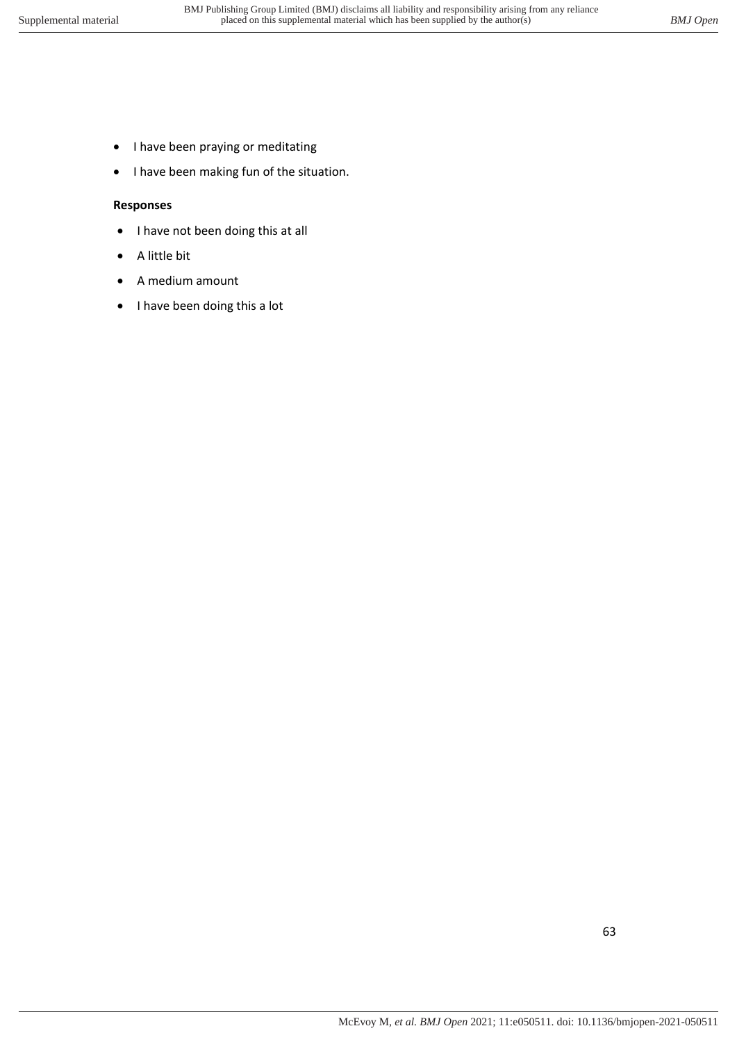- I have been praying or meditating
- I have been making fun of the situation.

**Responses**

- I have not been doing this at all
- A little bit
- A medium amount
- I have been doing this a lot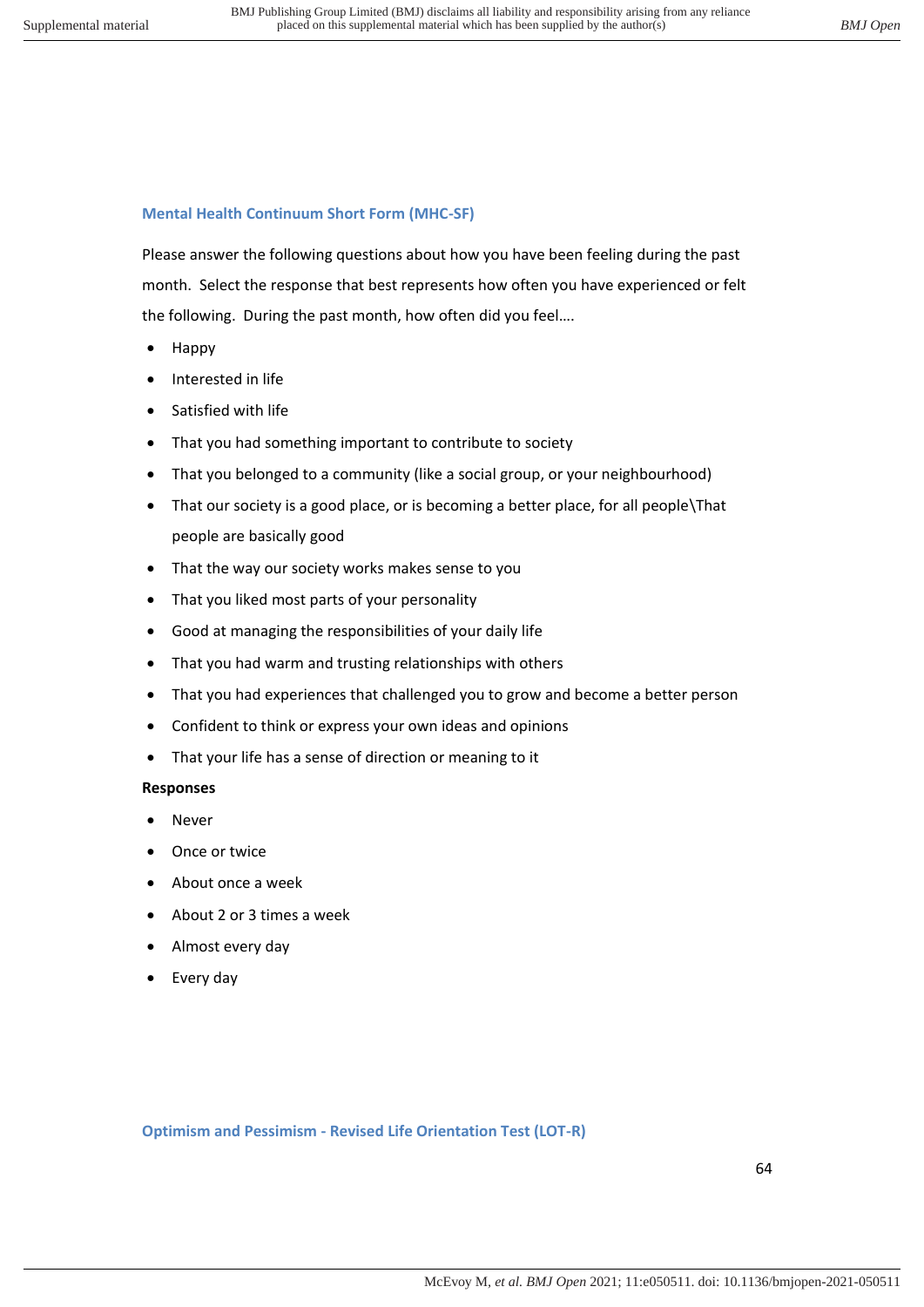## Mental Health Continuum Short Form (MHC-SF)

Please answer the following questions about how you have been feeling during the past month. Select the response that best represents how often you have experienced or felt the following. During the past month, how often did you feel….

- Happy
- Interested in life
- Satisfied with life
- That you had something important to contribute to society
- That you belonged to a community (like a social group, or your neighbourhood)
- That our society is a good place, or is becoming a better place, for all people\That people are basically good
- That the way our society works makes sense to you
- That you liked most parts of your personality
- Good at managing the responsibilities of your daily life
- That you had warm and trusting relationships with others
- That you had experiences that challenged you to grow and become a better person
- Confident to think or express your own ideas and opinions
- That your life has a sense of direction or meaning to it

**Responses**

- Never
- Once or twice
- About once a week
- About 2 or 3 times a week
- Almost every day
- Every day

## Optimism and Pessimism - Revised Life Orientation Test (LOT-R)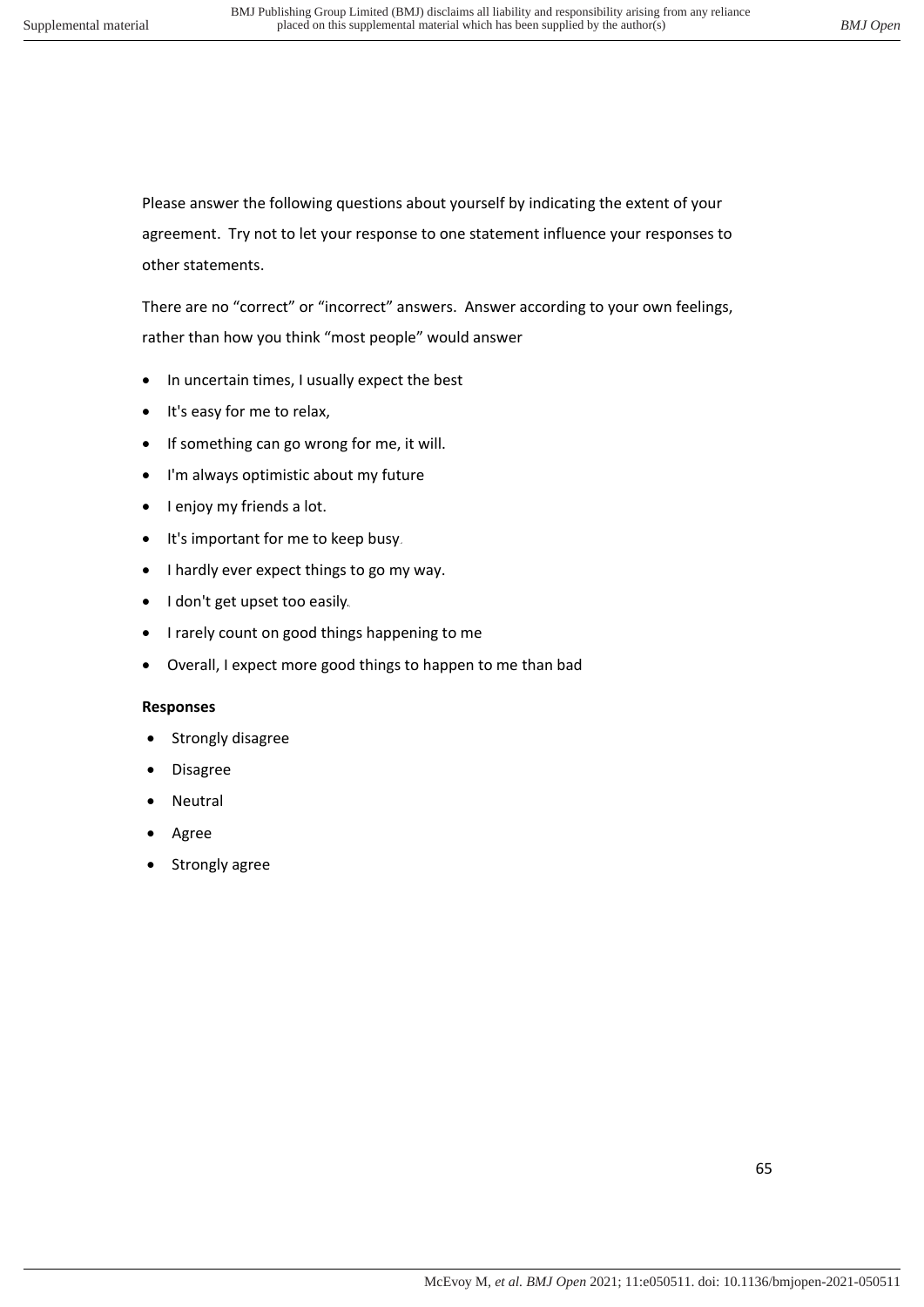Please answer the following questions about yourself by indicating the extent of your agreement. Try not to let your response to one statement influence your responses to other statements.

There are no “correct” or “incorrect” answers. Answer according to your own feelings, rather than how you think “most people” would answer

- In uncertain times, I usually expect the best
- It's easy for me to relax,
- If something can go wrong for me, it will.
- I'm always optimistic about my future
- I enjoy my friends a lot.
- It's important for me to keep busy.
- I hardly ever expect things to go my way.
- I don't get upset too easily.
- I rarely count on good things happening to me
- Overall, I expect more good things to happen to me than bad

**Responses**

- Strongly disagree
- Disagree
- Neutral
- Agree
- Strongly agree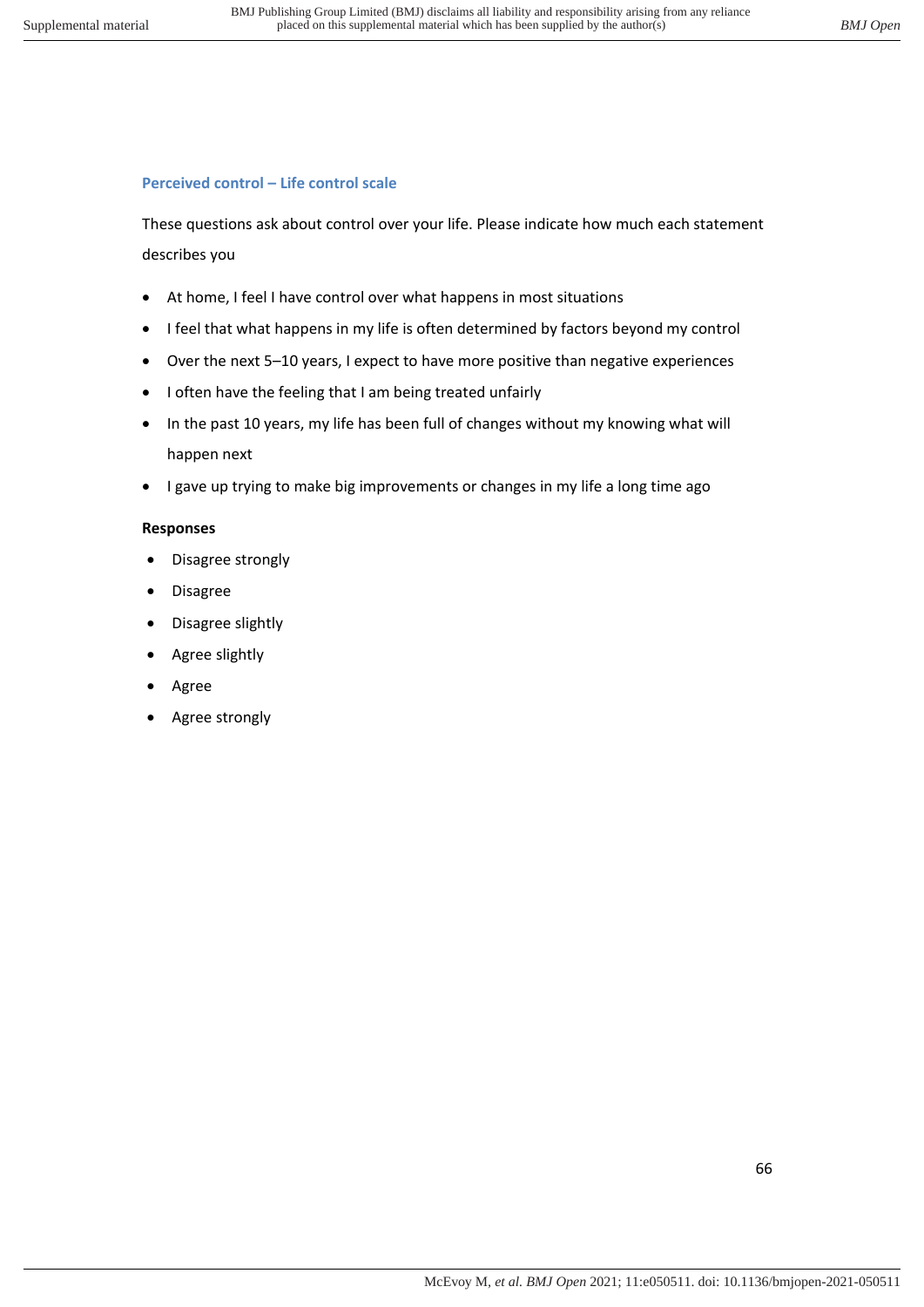### Perceived control – Life control scale

These questions ask about control over your life. Please indicate how much each statement describes you

- At home, I feel I have control over what happens in most situations
- I feel that what happens in my life is often determined by factors beyond my control
- Over the next 5–10 years, I expect to have more positive than negative experiences
- I often have the feeling that I am being treated unfairly
- In the past 10 years, my life has been full of changes without my knowing what will happen next
- I gave up trying to make big improvements or changes in my life a long time ago

**Responses**

- Disagree strongly
- Disagree
- Disagree slightly
- Agree slightly
- Agree
- Agree strongly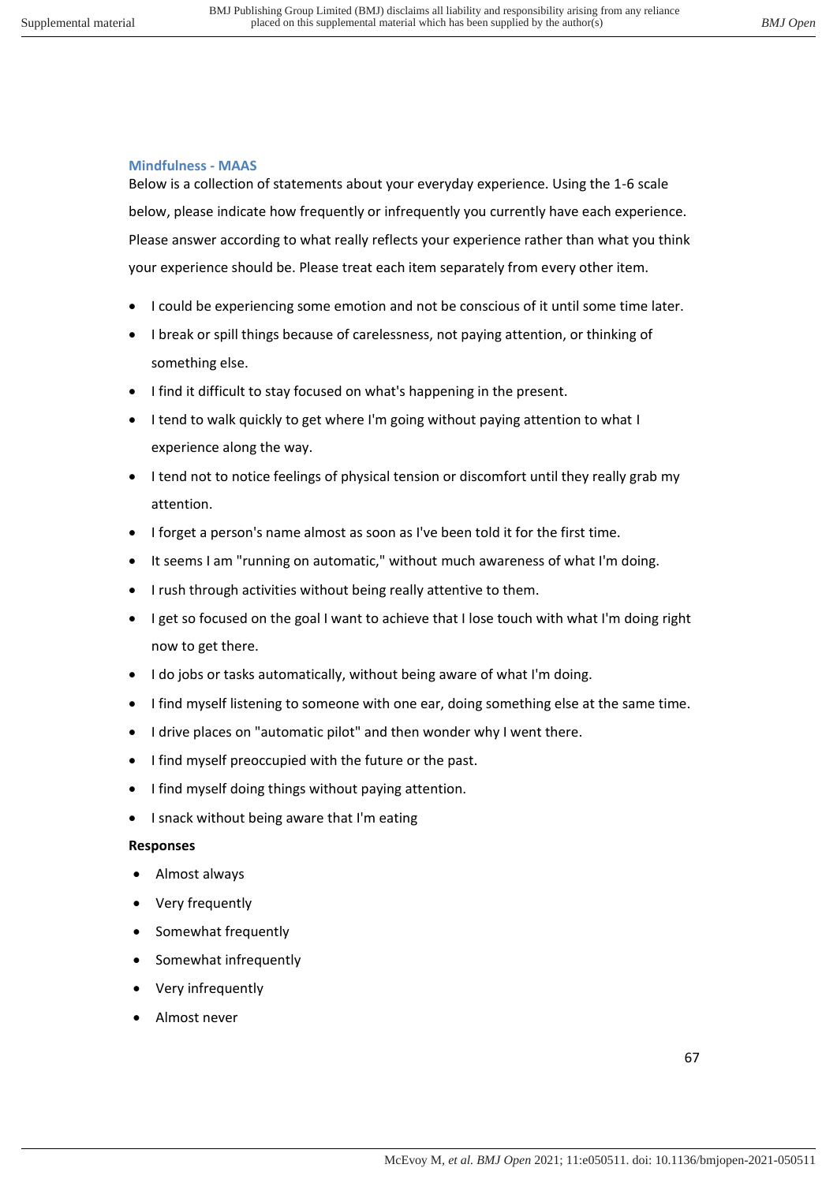### Mindfulness - MAAS

Below is a collection of statements about your everyday experience. Using the 1-6 scale below, please indicate how frequently or infrequently you currently have each experience. Please answer according to what really reflects your experience rather than what you think your experience should be. Please treat each item separately from every other item.

- I could be experiencing some emotion and not be conscious of it until some time later.
- I break or spill things because of carelessness, not paying attention, or thinking of something else.
- I find it difficult to stay focused on what's happening in the present.
- I tend to walk quickly to get where I'm going without paying attention to what I experience along the way.
- I tend not to notice feelings of physical tension or discomfort until they really grab my attention.
- I forget a person's name almost as soon as I've been told it for the first time.
- It seems I am "running on automatic," without much awareness of what I'm doing.
- I rush through activities without being really attentive to them.
- I get so focused on the goal I want to achieve that I lose touch with what I'm doing right now to get there.
- I do jobs or tasks automatically, without being aware of what I'm doing.
- I find myself listening to someone with one ear, doing something else at the same time.
- I drive places on "automatic pilot" and then wonder why I went there.
- I find myself preoccupied with the future or the past.
- I find myself doing things without paying attention.
- I snack without being aware that I'm eating

**Responses**

- Almost always
- Very frequently
- Somewhat frequently
- Somewhat infrequently
- Very infrequently
- Almost never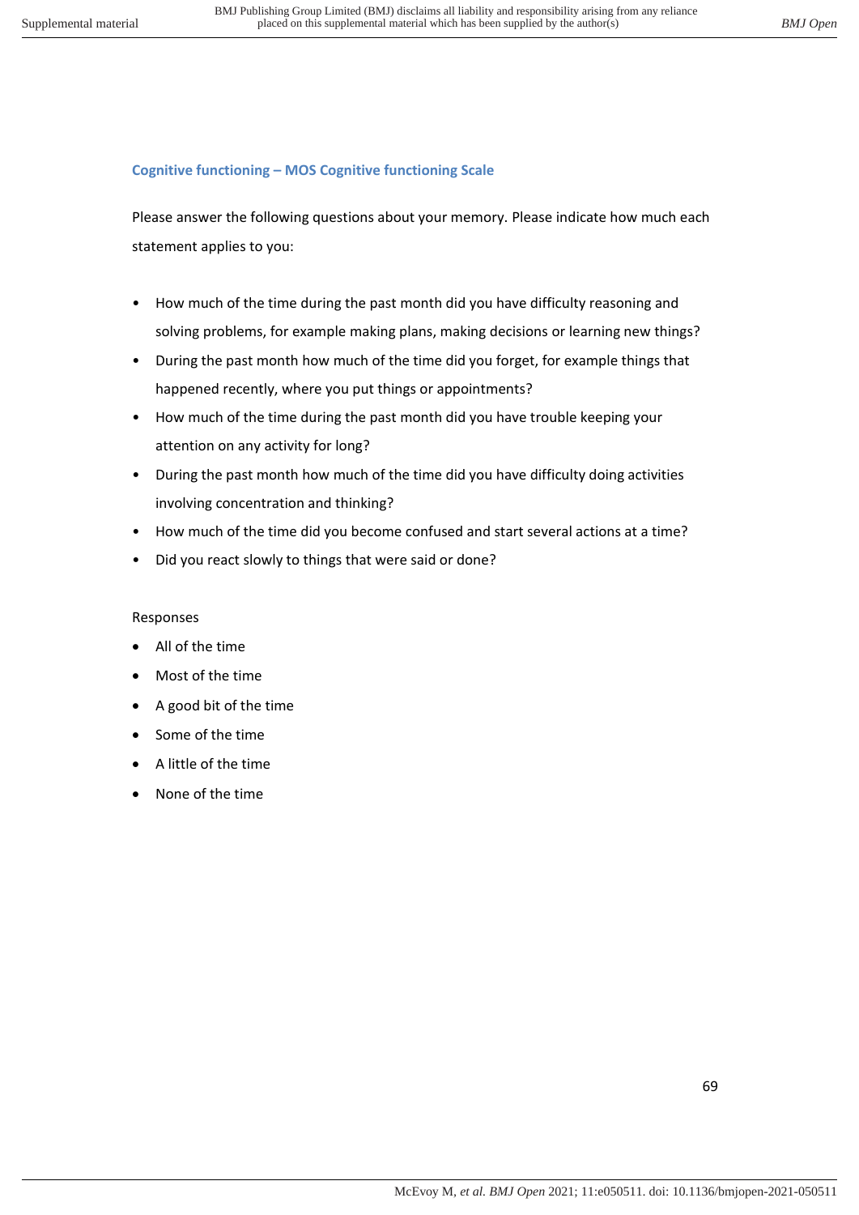### Cognitive functioning – MOS Cognitive functioning Scale

Please answer the following questions about your memory. Please indicate how much each statement applies to you:

- How much of the time during the past month did you have difficulty reasoning and solving problems, for example making plans, making decisions or learning new things?
- During the past month how much of the time did you forget, for example things that happened recently, where you put things or appointments?
- How much of the time during the past month did you have trouble keeping your attention on any activity for long?
- During the past month how much of the time did you have difficulty doing activities involving concentration and thinking?
- How much of the time did you become confused and start several actions at a time?
- Did you react slowly to things that were said or done?

Responses

- All of the time
- Most of the time
- A good bit of the time
- Some of the time
- A little of the time
- None of the time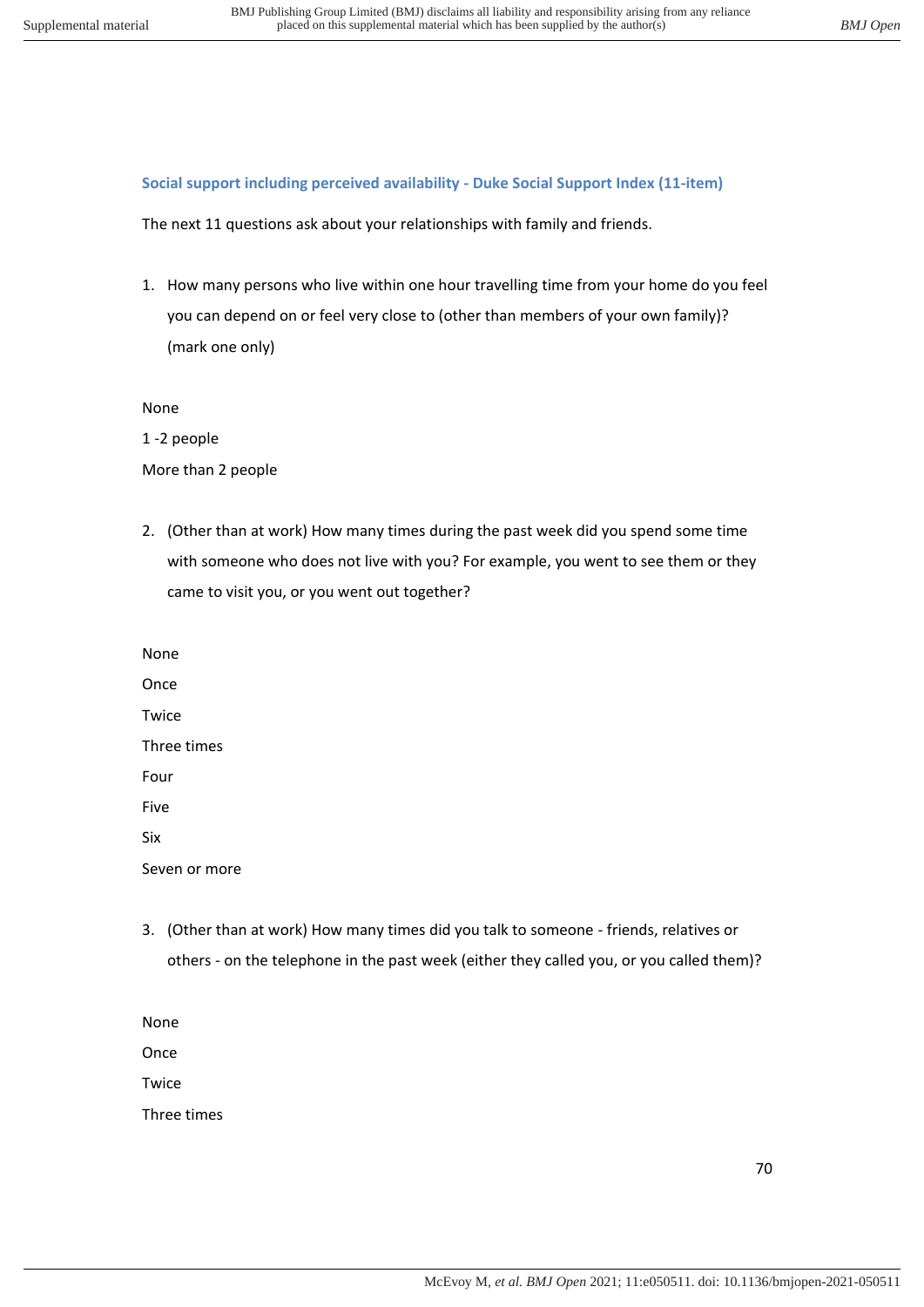### Social support including perceived availability - Duke Social Support Index (11-item)

The next 11 questions ask about your relationships with family and friends.

1. How many persons who live within one hour travelling time from your home do you feel you can depend on or feel very close to (other than members of your own family)? (mark one only)

None

1 -2 people

More than 2 people

2. (Other than at work) How many times during the past week did you spend some time with someone who does not live with you? For example, you went to see them or they came to visit you, or you went out together?

None

Once

Twice

Three times

Four

Five

Six

Seven or more

3. (Other than at work) How many times did you talk to someone - friends, relatives or others - on the telephone in the past week (either they called you, or you called them)?

None

Once

Twice

Three times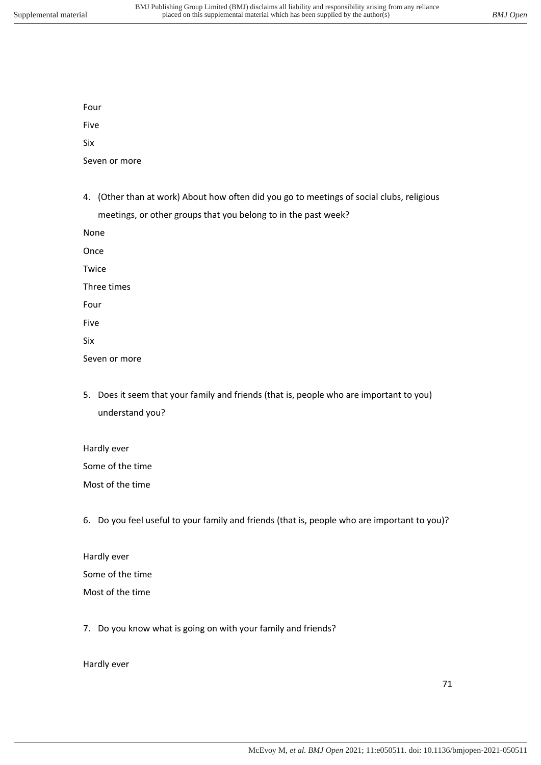Four

Five

Six

Seven or more

4. (Other than at work) About how often did you go to meetings of social clubs, religious meetings, or other groups that you belong to in the past week?

None

Once

Twice

Three times

Four

Five

Six

Seven or more

5. Does it seem that your family and friends (that is, people who are important to you) understand you?

Hardly ever

Some of the time

Most of the time

6. Do you feel useful to your family and friends (that is, people who are important to you)?

Hardly ever

Some of the time

Most of the time

7. Do you know what is going on with your family and friends?

Hardly ever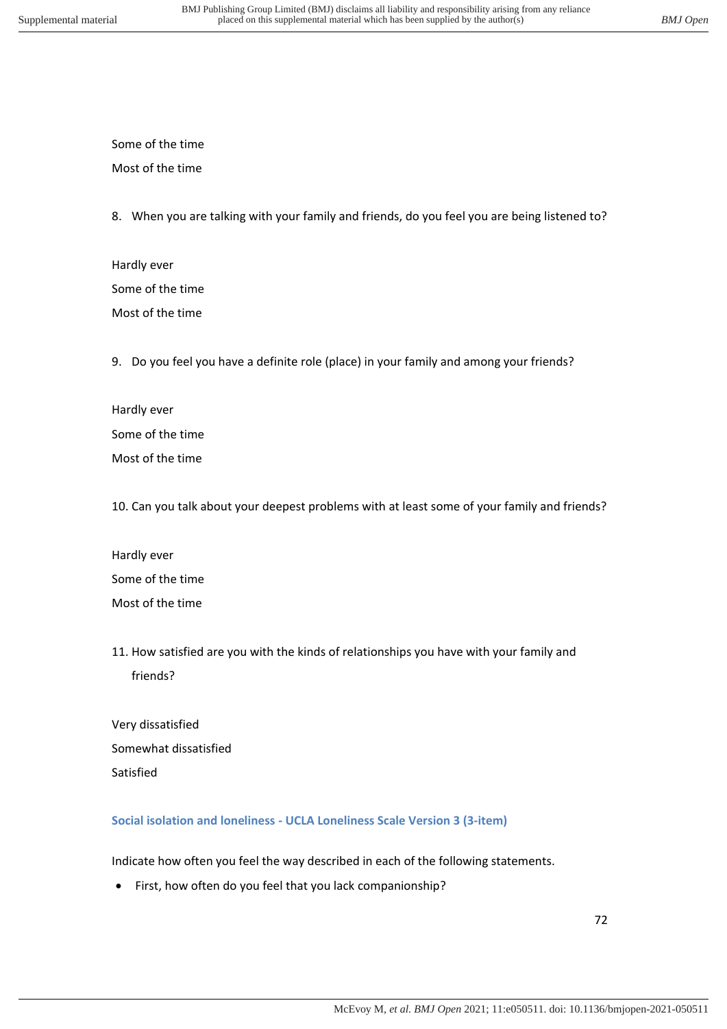Some of the time

Most of the time

8. When you are talking with your family and friends, do you feel you are being listened to?

Hardly ever

Some of the time

Most of the time

9. Do you feel you have a definite role (place) in your family and among your friends?

Hardly ever

Some of the time

Most of the time

10. Can you talk about your deepest problems with at least some of your family and friends?

Hardly ever

Some of the time

Most of the time

11. How satisfied are you with the kinds of relationships you have with your family and friends?

Very dissatisfied

Somewhat dissatisfied

Satisfied

### Social isolation and loneliness - UCLA Loneliness Scale Version 3 (3-item)

Indicate how often you feel the way described in each of the following statements.

- First, how often do you feel that you lack companionship?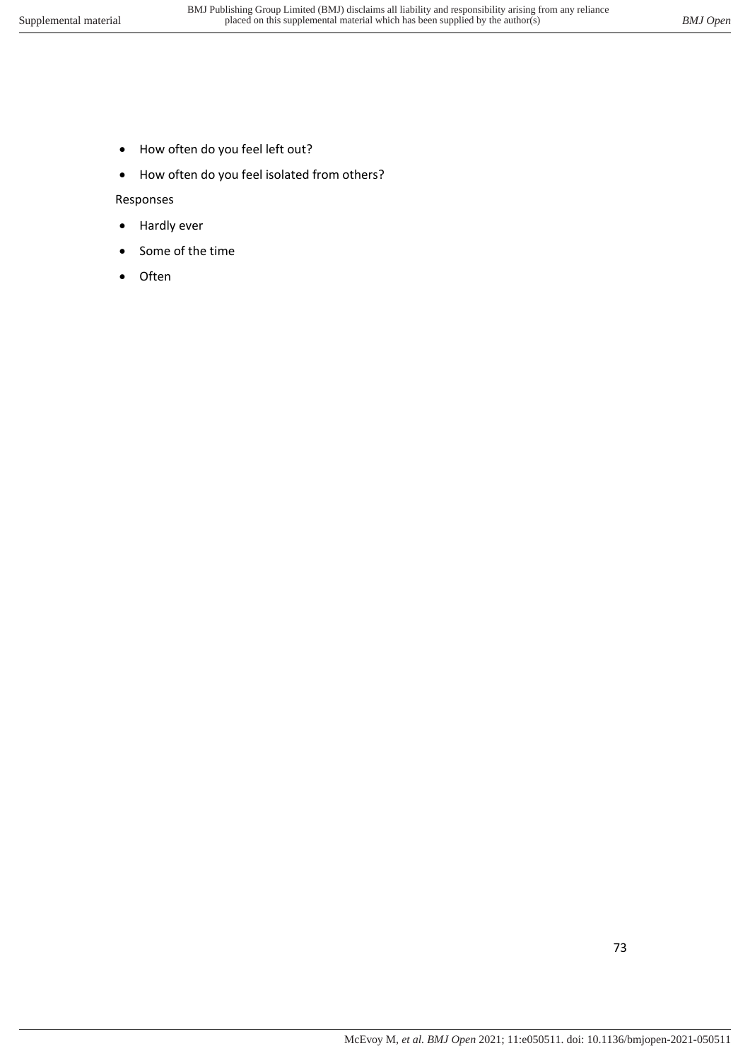- How often do you feel left out?
- How often do you feel isolated from others?

Responses

- Hardly ever
- Some of the time
- Often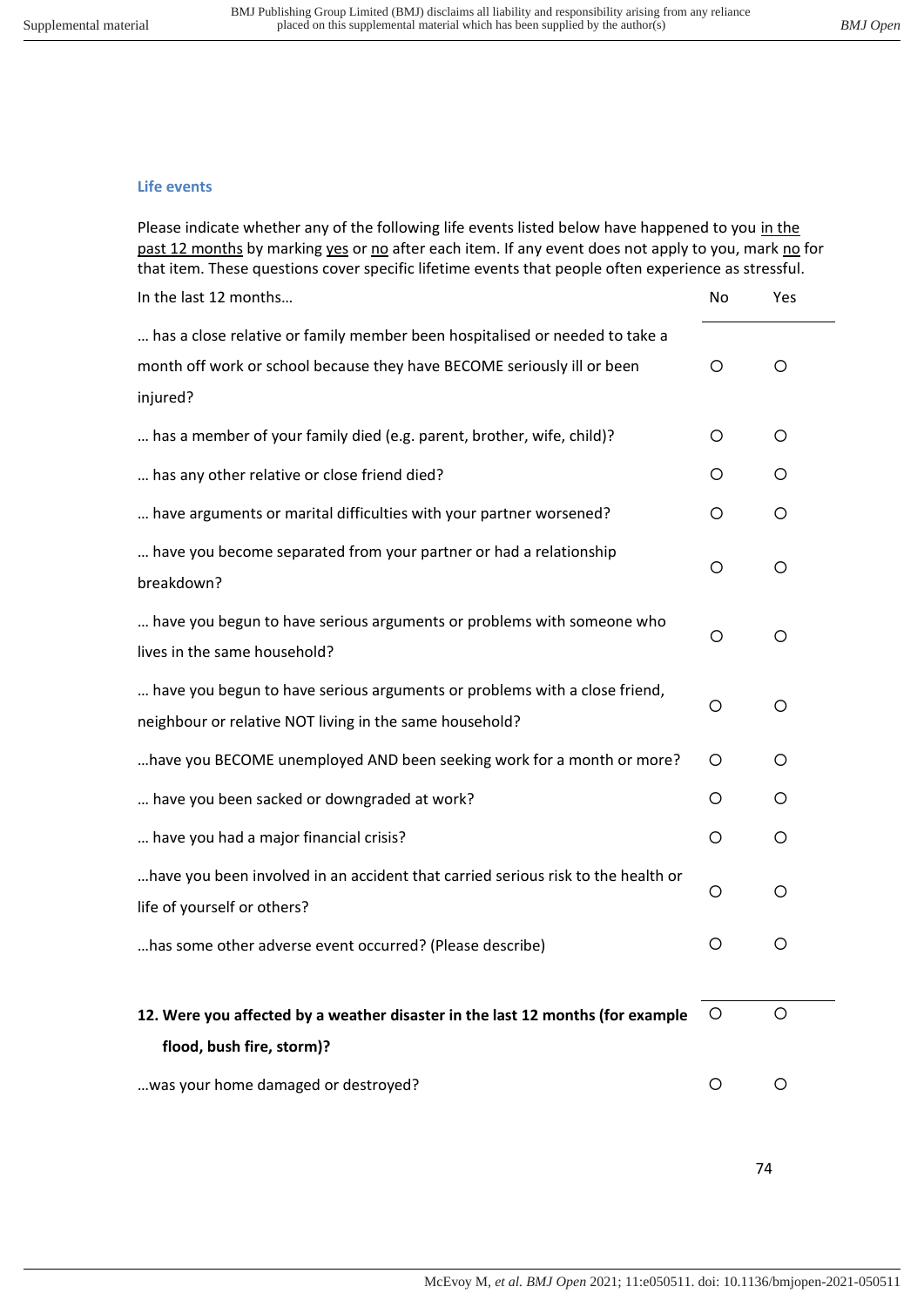### Life events

Please indicate whether any of the following life events listed below have happened to you in the past 12 months by marking yes or no after each item. If any event does not apply to you, mark no for that item. These questions cover specific lifetime events that people often experience as stressful.

| In the last 12 months… | No | Yes |
|---|---|---|
| … has a close relative or family member been hospitalised or needed to take a month off work or school because they have BECOME seriously ill or been injured? | ○ | ○ |
| … has a member of your family died (e.g. parent, brother, wife, child)? | ○ | ○ |
| … has any other relative or close friend died? | ○ | ○ |
| … have arguments or marital difficulties with your partner worsened? | ○ | ○ |
| … have you become separated from your partner or had a relationship breakdown? | ○ | ○ |
| … have you begun to have serious arguments or problems with someone who lives in the same household? | ○ | ○ |
| … have you begun to have serious arguments or problems with a close friend, neighbour or relative NOT living in the same household? | ○ | ○ |
| …have you BECOME unemployed AND been seeking work for a month or more? | ○ | ○ |
| … have you been sacked or downgraded at work? | ○ | ○ |
| … have you had a major financial crisis? | ○ | ○ |
| …have you been involved in an accident that carried serious risk to the health or life of yourself or others? | ○ | ○ |
| …has some other adverse event occurred? (Please describe) | ○ | ○ |

| | | |
|---|---|---|
| **12. Were you affected by a weather disaster in the last 12 months (for example flood, bush fire, storm)?** | ○ | ○ |
| …was your home damaged or destroyed? | ○ | ○ |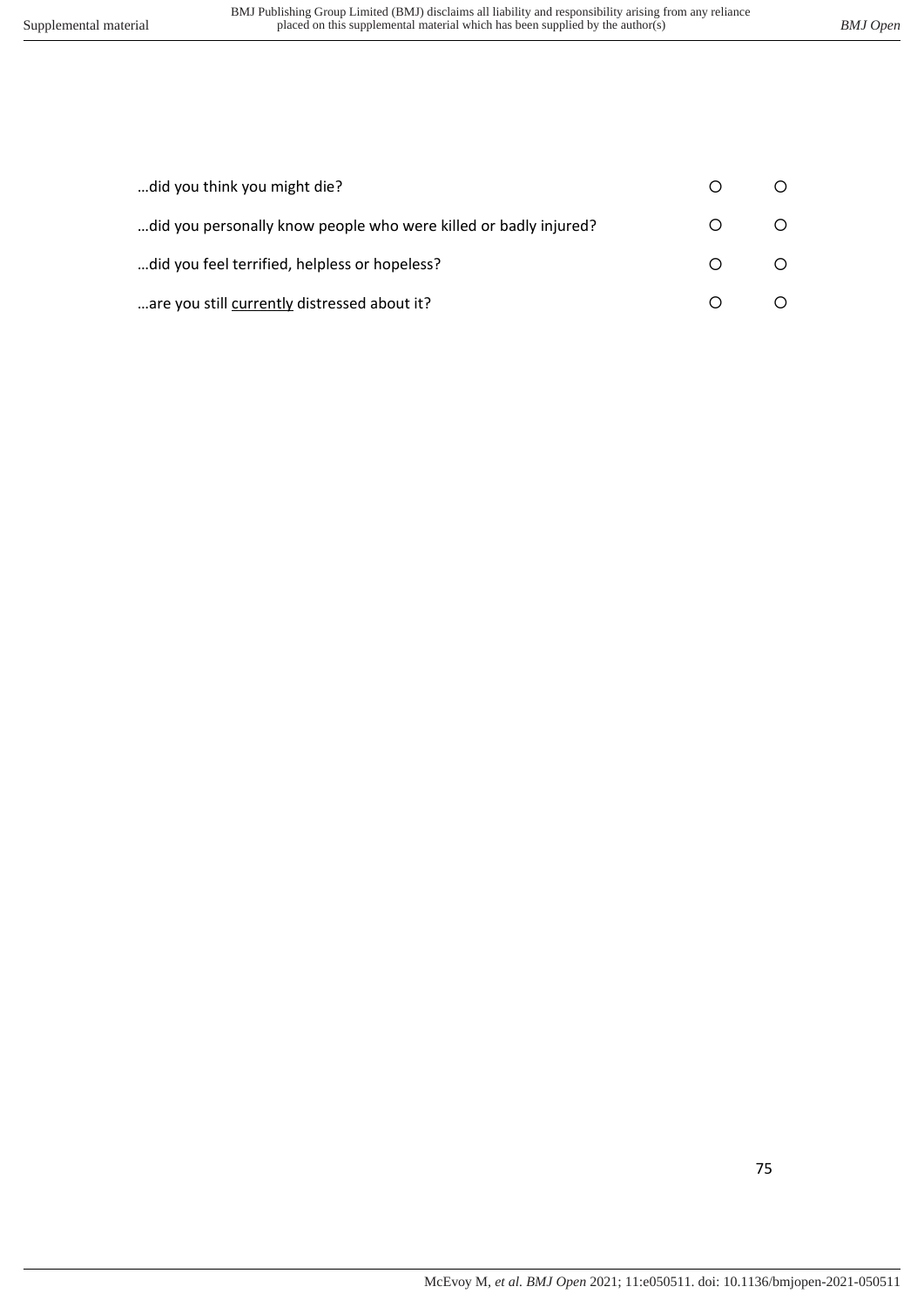| | | |
|---|---|---|
| …did you think you might die? | ○ | ○ |
| …did you personally know people who were killed or badly injured? | ○ | ○ |
| …did you feel terrified, helpless or hopeless? | ○ | ○ |
| …are you still <u>currently</u> distressed about it? | ○ | ○ |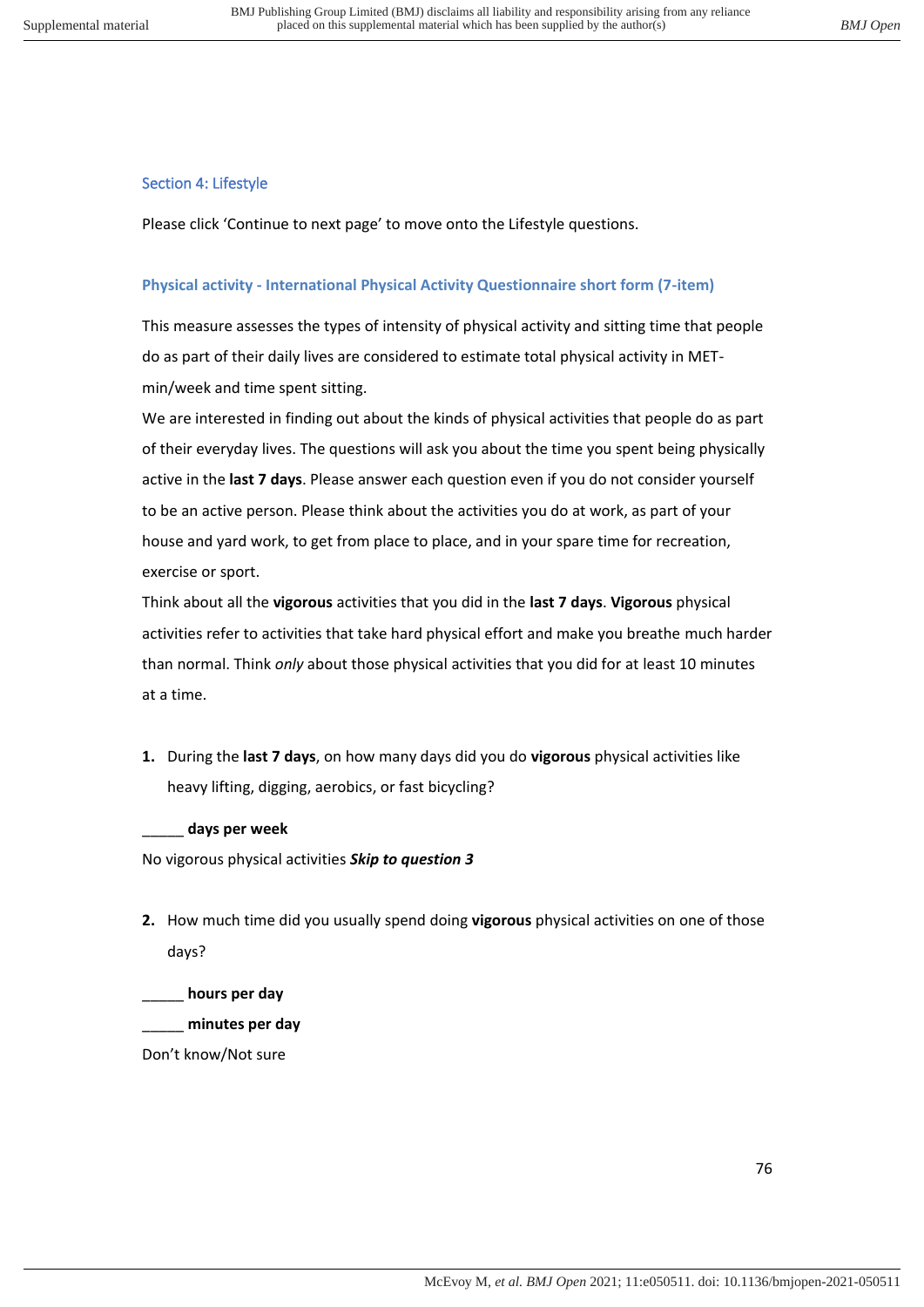## Section 4: Lifestyle

Please click 'Continue to next page' to move onto the Lifestyle questions.

### Physical activity - International Physical Activity Questionnaire short form (7-item)

This measure assesses the types of intensity of physical activity and sitting time that people do as part of their daily lives are considered to estimate total physical activity in MET-min/week and time spent sitting.

We are interested in finding out about the kinds of physical activities that people do as part of their everyday lives. The questions will ask you about the time you spent being physically active in the **last 7 days**. Please answer each question even if you do not consider yourself to be an active person. Please think about the activities you do at work, as part of your house and yard work, to get from place to place, and in your spare time for recreation, exercise or sport.

Think about all the **vigorous** activities that you did in the **last 7 days**. **Vigorous** physical activities refer to activities that take hard physical effort and make you breathe much harder than normal. Think *only* about those physical activities that you did for at least 10 minutes at a time.

1. During the **last 7 days**, on how many days did you do **vigorous** physical activities like heavy lifting, digging, aerobics, or fast bicycling?

_____ **days per week**

No vigorous physical activities ***Skip to question 3***

2. How much time did you usually spend doing **vigorous** physical activities on one of those days?

_____ **hours per day**

_____ **minutes per day**

Don't know/Not sure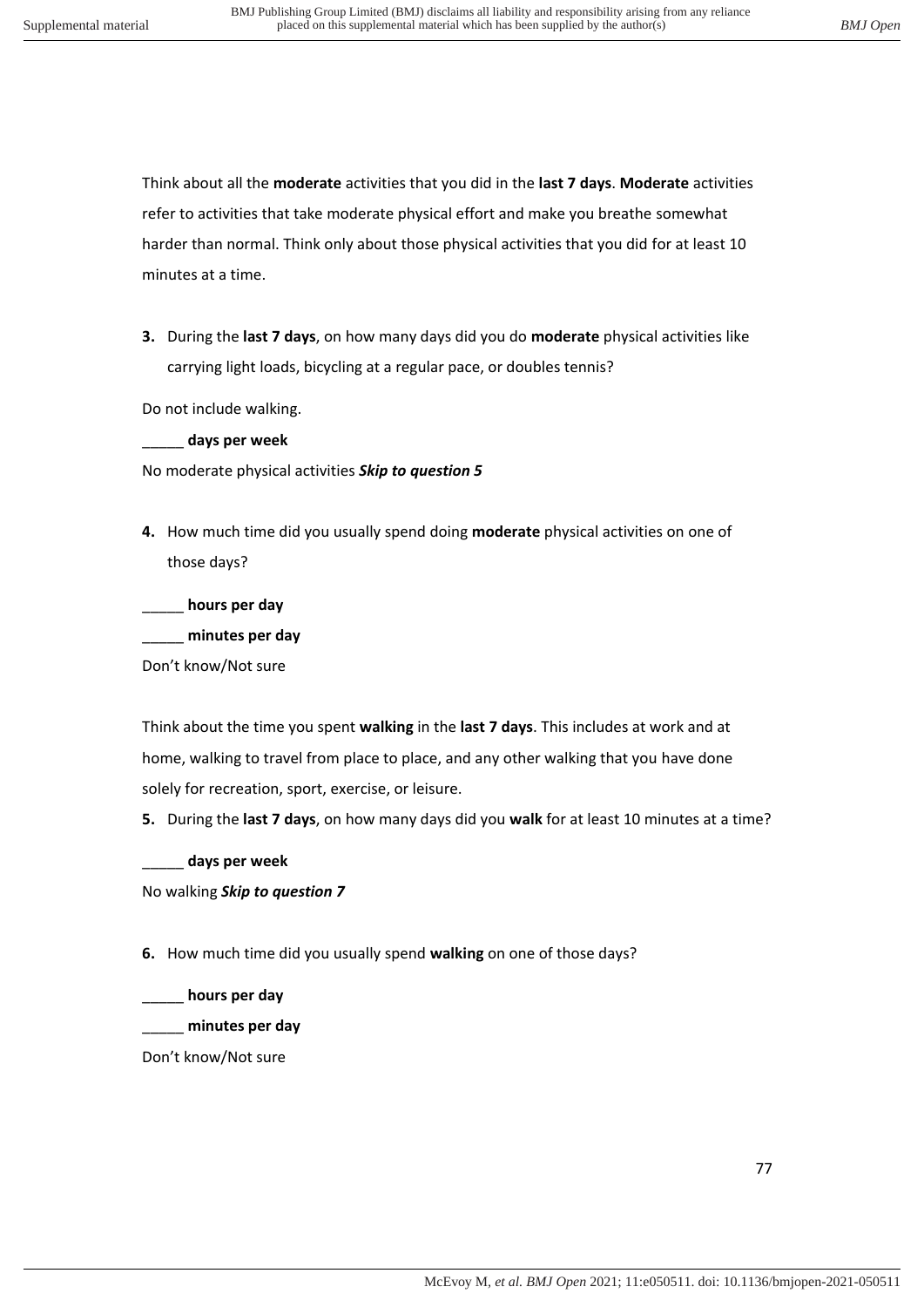Think about all the **moderate** activities that you did in the **last 7 days**. **Moderate** activities refer to activities that take moderate physical effort and make you breathe somewhat harder than normal. Think only about those physical activities that you did for at least 10 minutes at a time.

**3.** During the **last 7 days**, on how many days did you do **moderate** physical activities like carrying light loads, bicycling at a regular pace, or doubles tennis?

Do not include walking.

_____ **days per week**

No moderate physical activities ***Skip to question 5***

**4.** How much time did you usually spend doing **moderate** physical activities on one of those days?

_____ **hours per day**

_____ **minutes per day**

Don't know/Not sure

Think about the time you spent **walking** in the **last 7 days**. This includes at work and at home, walking to travel from place to place, and any other walking that you have done solely for recreation, sport, exercise, or leisure.

**5.** During the **last 7 days**, on how many days did you **walk** for at least 10 minutes at a time?

_____ **days per week**

No walking ***Skip to question 7***

**6.** How much time did you usually spend **walking** on one of those days?

_____ **hours per day**

_____ **minutes per day**

Don't know/Not sure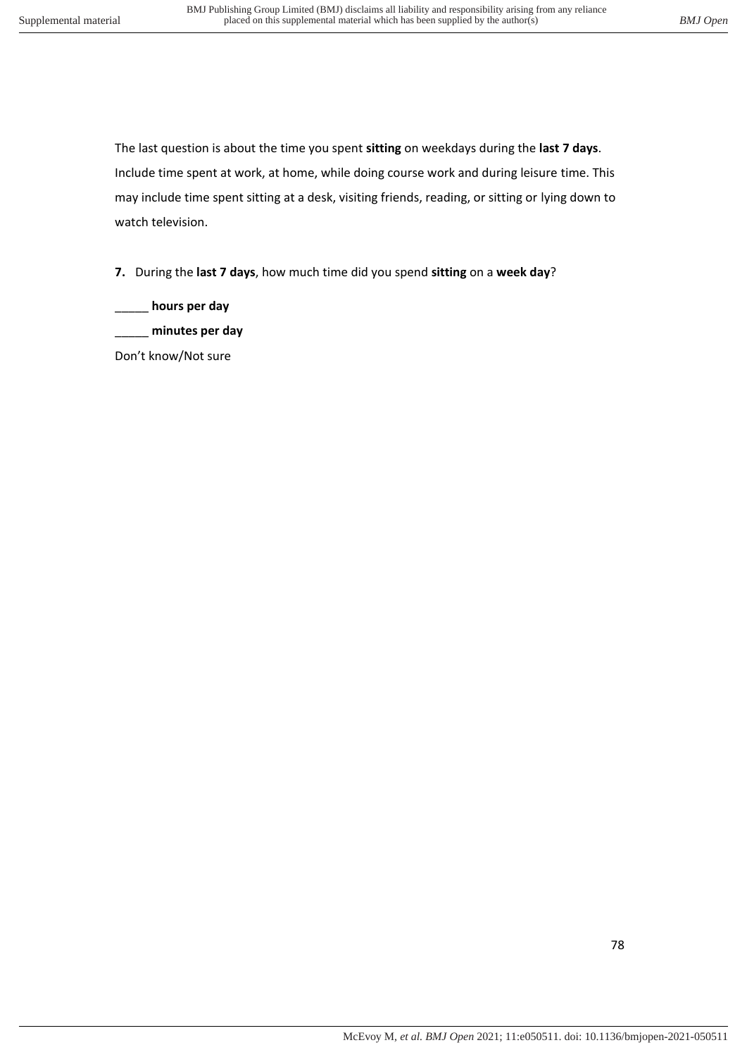The last question is about the time you spent **sitting** on weekdays during the **last 7 days**. Include time spent at work, at home, while doing course work and during leisure time. This may include time spent sitting at a desk, visiting friends, reading, or sitting or lying down to watch television.

**7.** During the **last 7 days**, how much time did you spend **sitting** on a **week day**?

_____ **hours per day**

_____ **minutes per day**

Don't know/Not sure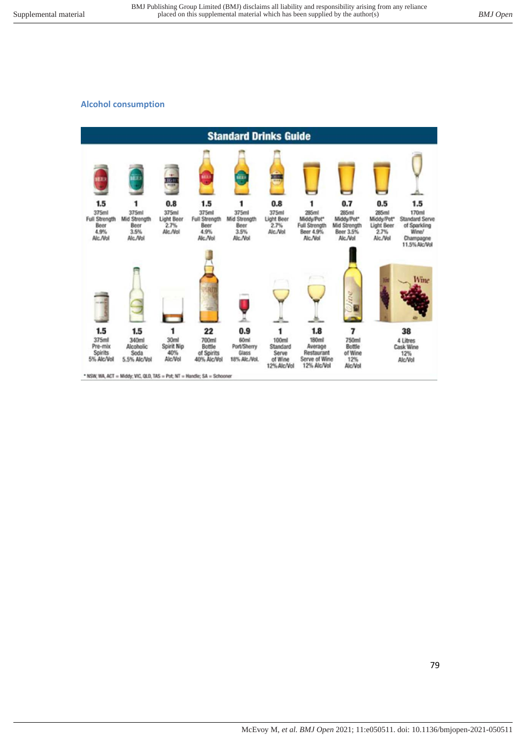## Alcohol consumption

**Standard Drinks Guide**

| Standard drinks | Description |
|---|---|
| 1.5 | 375ml Full Strength Beer 4.9% Alc/Vol |
| 1 | 375ml Mid Strength Beer 3.5% Alc/Vol |
| 0.8 | 375ml Light Beer 2.7% Alc/Vol |
| 1.5 | 375ml Full Strength Beer 4.9% Alc/Vol |
| 1 | 375ml Mid Strength Beer 3.5% Alc/Vol |
| 0.8 | 375ml Light Beer 2.7% Alc/Vol |
| 1 | 285ml Middy/Pot* Full Strength Beer 4.9% Alc/Vol |
| 0.7 | 285ml Middy/Pot* Mid Strength Beer 3.5% Alc/Vol |
| 0.5 | 285ml Middy/Pot* Light Beer 2.7% Alc/Vol |
| 1.5 | 170ml Standard Serve of Sparkling Wine/ Champagne 11.5% Alc/Vol |
| 1.5 | 375ml Pre-mix Spirits 5% Alc/Vol |
| 1.5 | 340ml Alcoholic Soda 5.5% Alc/Vol |
| 1 | 30ml Spirit Nip 40% Alc/Vol |
| 22 | 700ml Bottle of Spirits 40% Alc/Vol |
| 0.9 | 60ml Port/Sherry Glass 18% Alc/Vol. |
| 1 | 100ml Standard Serve of Wine 12% Alc/Vol |
| 1.8 | 180ml Average Restaurant Serve of Wine 12% Alc/Vol |
| 7 | 750ml Bottle of Wine 12% Alc/Vol |
| 38 | 4 Litres Cask Wine 12% Alc/Vol |

* NSW, WA, ACT = Middy; VIC, QLD, TAS = Pot; NT = Handle; SA = Schooner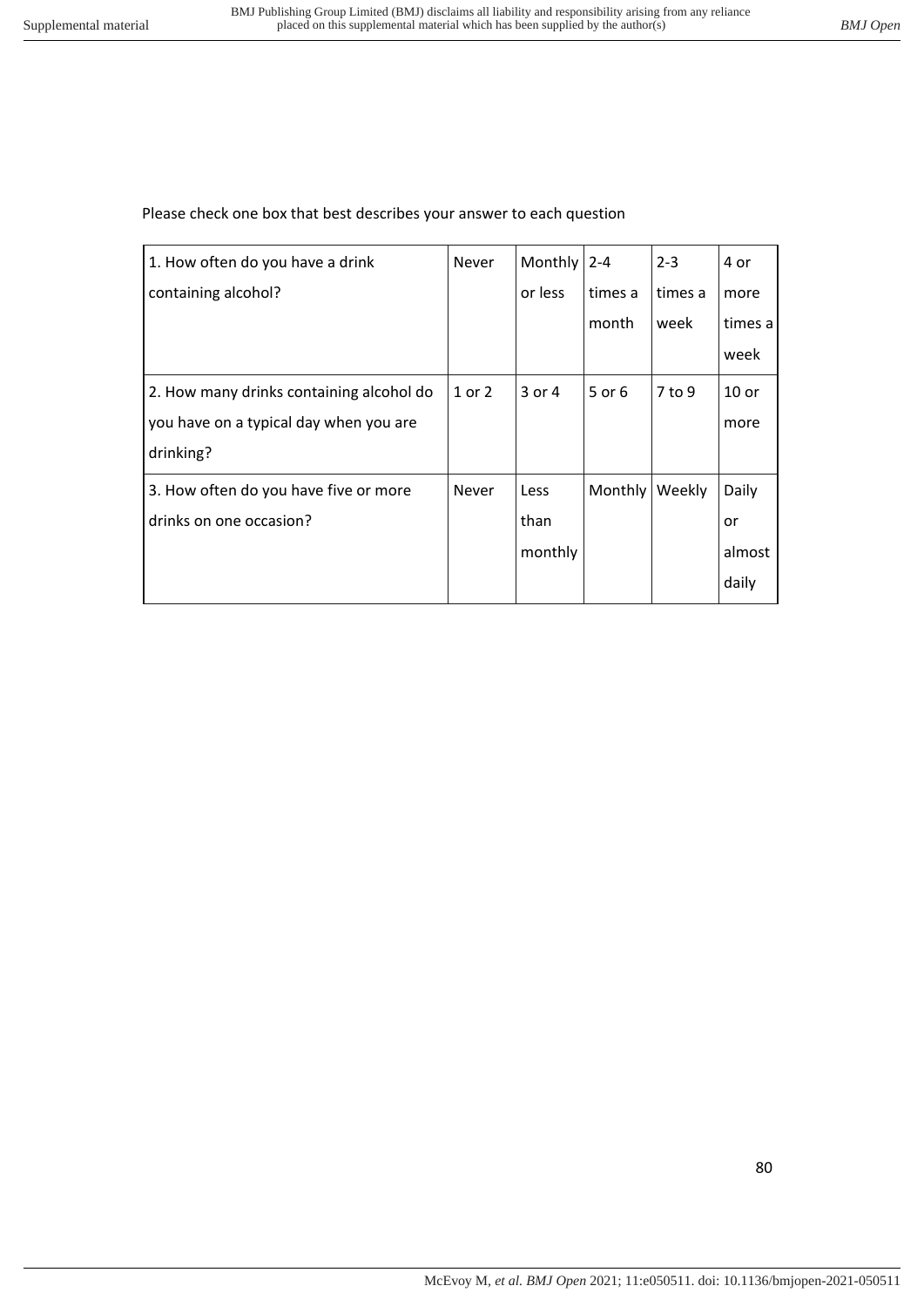Please check one box that best describes your answer to each question

| | | | | | |
|---|---|---|---|---|---|
| 1. How often do you have a drink containing alcohol? | Never | Monthly or less | 2-4 times a month | 2-3 times a week | 4 or more times a week |
| 2. How many drinks containing alcohol do you have on a typical day when you are drinking? | 1 or 2 | 3 or 4 | 5 or 6 | 7 to 9 | 10 or more |
| 3. How often do you have five or more drinks on one occasion? | Never | Less than monthly | Monthly | Weekly | Daily or almost daily |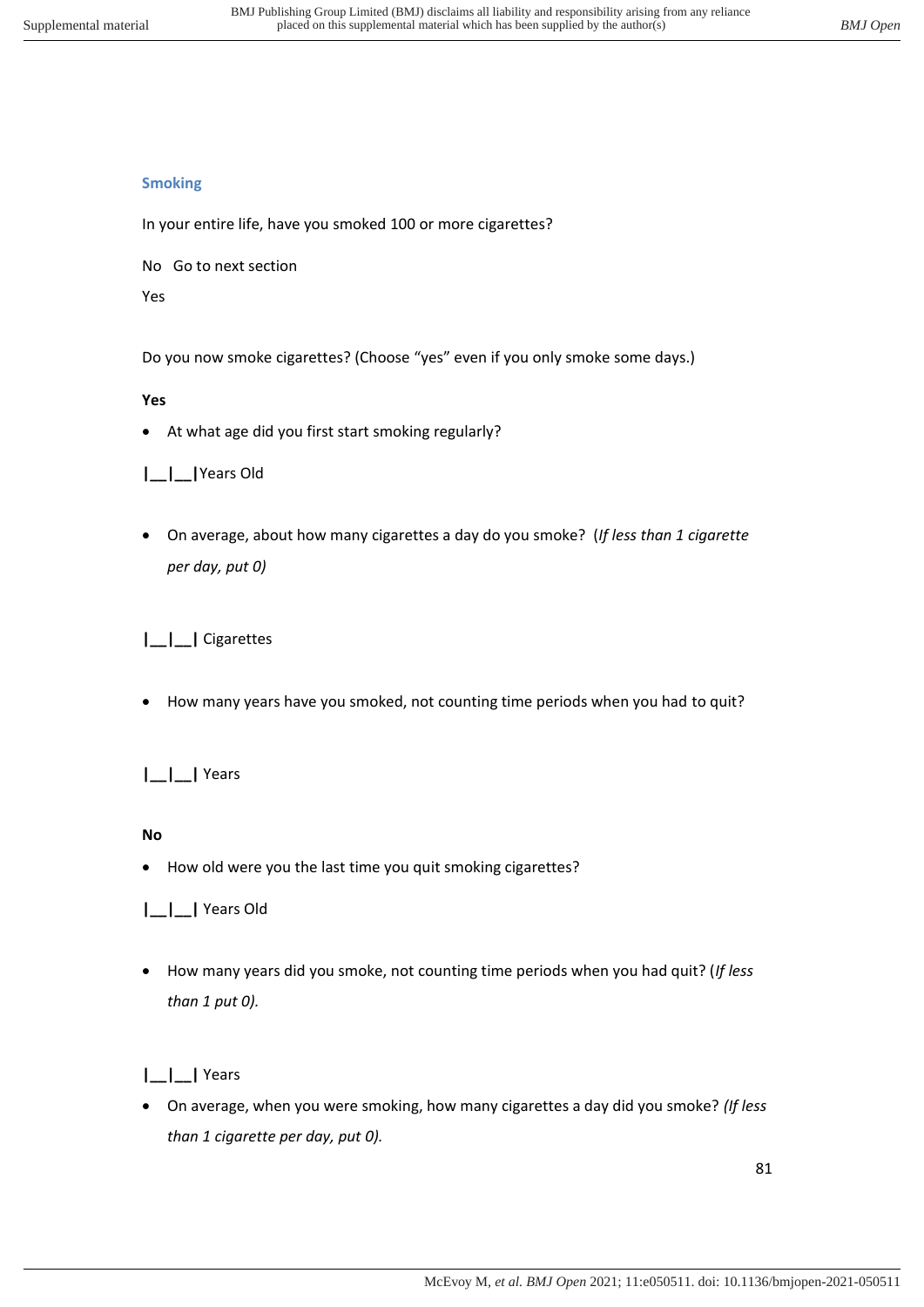### Smoking

In your entire life, have you smoked 100 or more cigarettes?

No Go to next section

Yes

Do you now smoke cigarettes? (Choose "yes" even if you only smoke some days.)

**Yes**

- At what age did you first start smoking regularly?

**|__|__|** Years Old

- On average, about how many cigarettes a day do you smoke? (*If less than 1 cigarette per day, put 0)*

**|__|__|** Cigarettes

- How many years have you smoked, not counting time periods when you had to quit?

**|__|__|** Years

**No**

- How old were you the last time you quit smoking cigarettes?

**|__|__|** Years Old

- How many years did you smoke, not counting time periods when you had quit? (*If less than 1 put 0).*

**|__|__|** Years

- On average, when you were smoking, how many cigarettes a day did you smoke? *(If less than 1 cigarette per day, put 0).*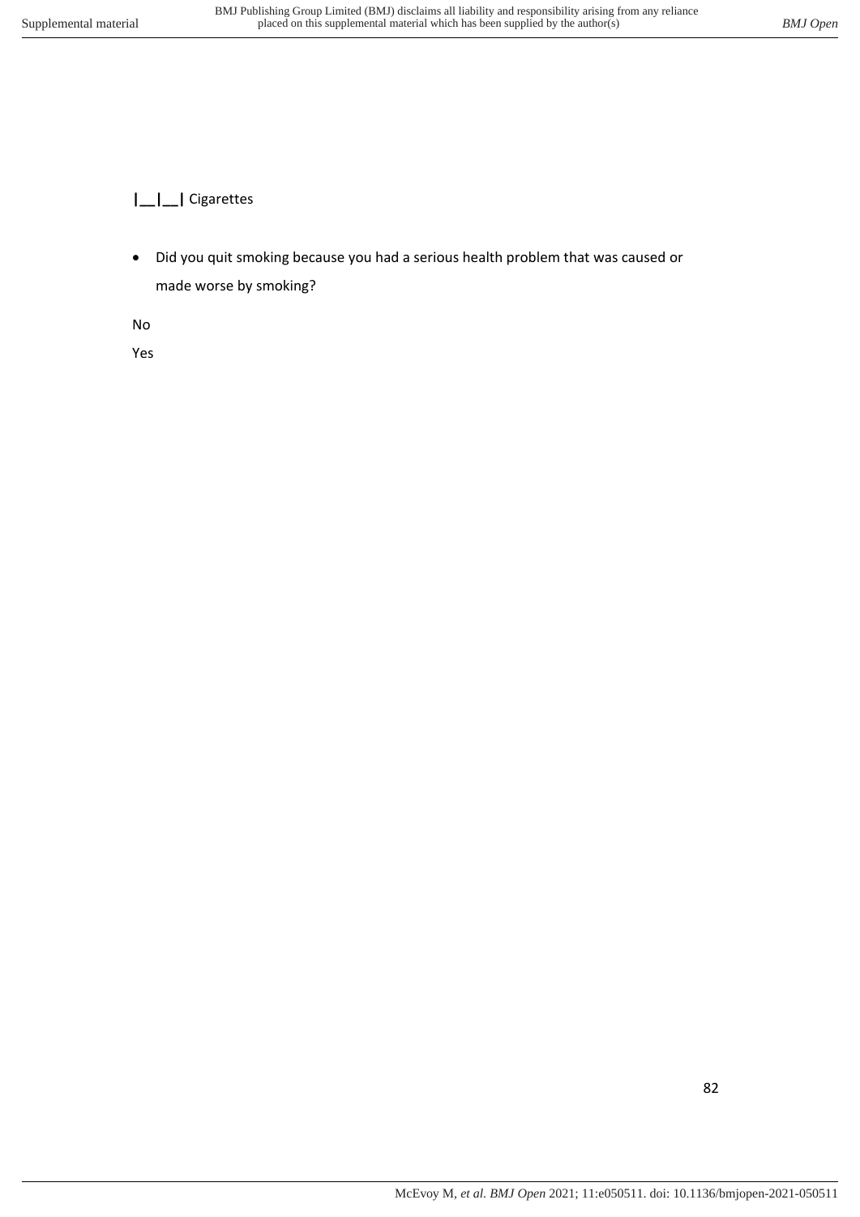|__|__| Cigarettes

- Did you quit smoking because you had a serious health problem that was caused or made worse by smoking?

No

Yes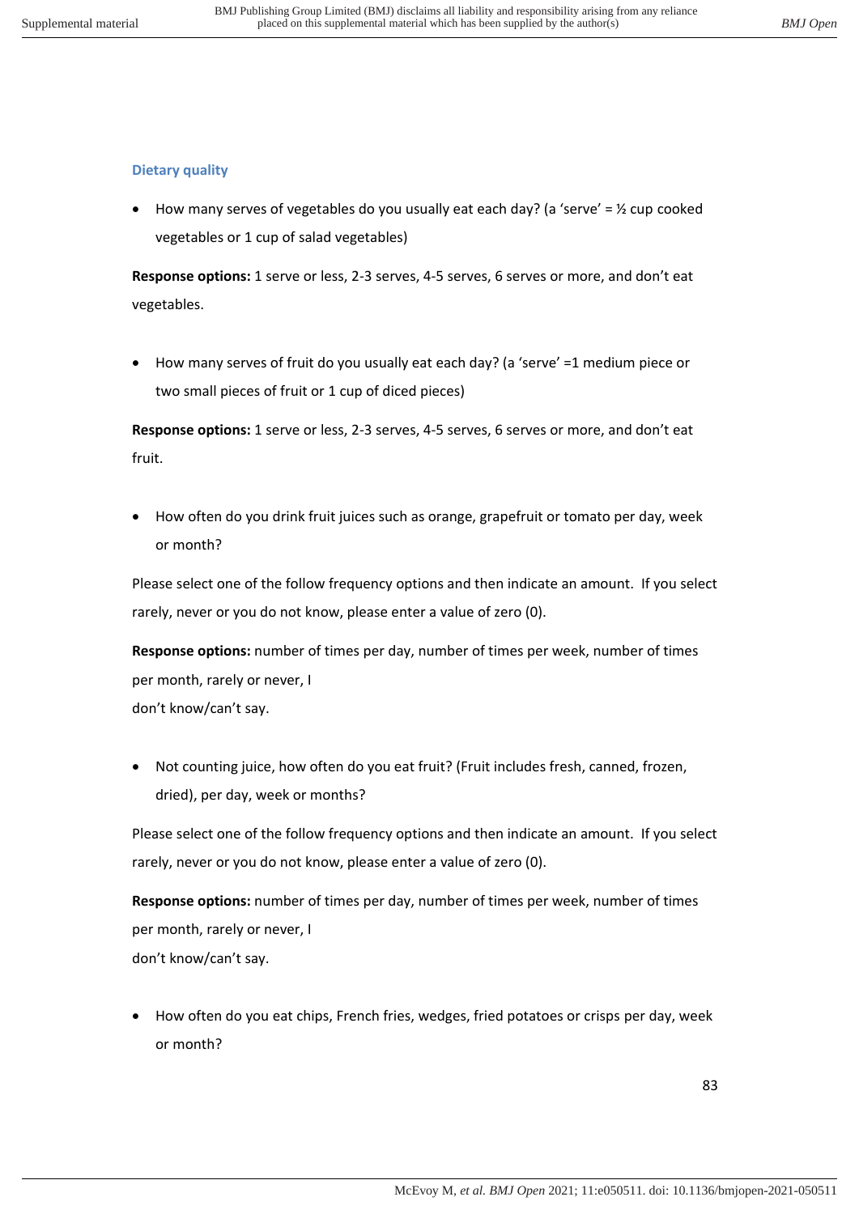### Dietary quality

- How many serves of vegetables do you usually eat each day? (a 'serve' = ½ cup cooked vegetables or 1 cup of salad vegetables)

**Response options:** 1 serve or less, 2-3 serves, 4-5 serves, 6 serves or more, and don't eat vegetables.

- How many serves of fruit do you usually eat each day? (a 'serve' =1 medium piece or two small pieces of fruit or 1 cup of diced pieces)

**Response options:** 1 serve or less, 2-3 serves, 4-5 serves, 6 serves or more, and don't eat fruit.

- How often do you drink fruit juices such as orange, grapefruit or tomato per day, week or month?

Please select one of the follow frequency options and then indicate an amount. If you select rarely, never or you do not know, please enter a value of zero (0).

**Response options:** number of times per day, number of times per week, number of times per month, rarely or never, I don't know/can't say.

- Not counting juice, how often do you eat fruit? (Fruit includes fresh, canned, frozen, dried), per day, week or months?

Please select one of the follow frequency options and then indicate an amount. If you select rarely, never or you do not know, please enter a value of zero (0).

**Response options:** number of times per day, number of times per week, number of times per month, rarely or never, I don't know/can't say.

- How often do you eat chips, French fries, wedges, fried potatoes or crisps per day, week or month?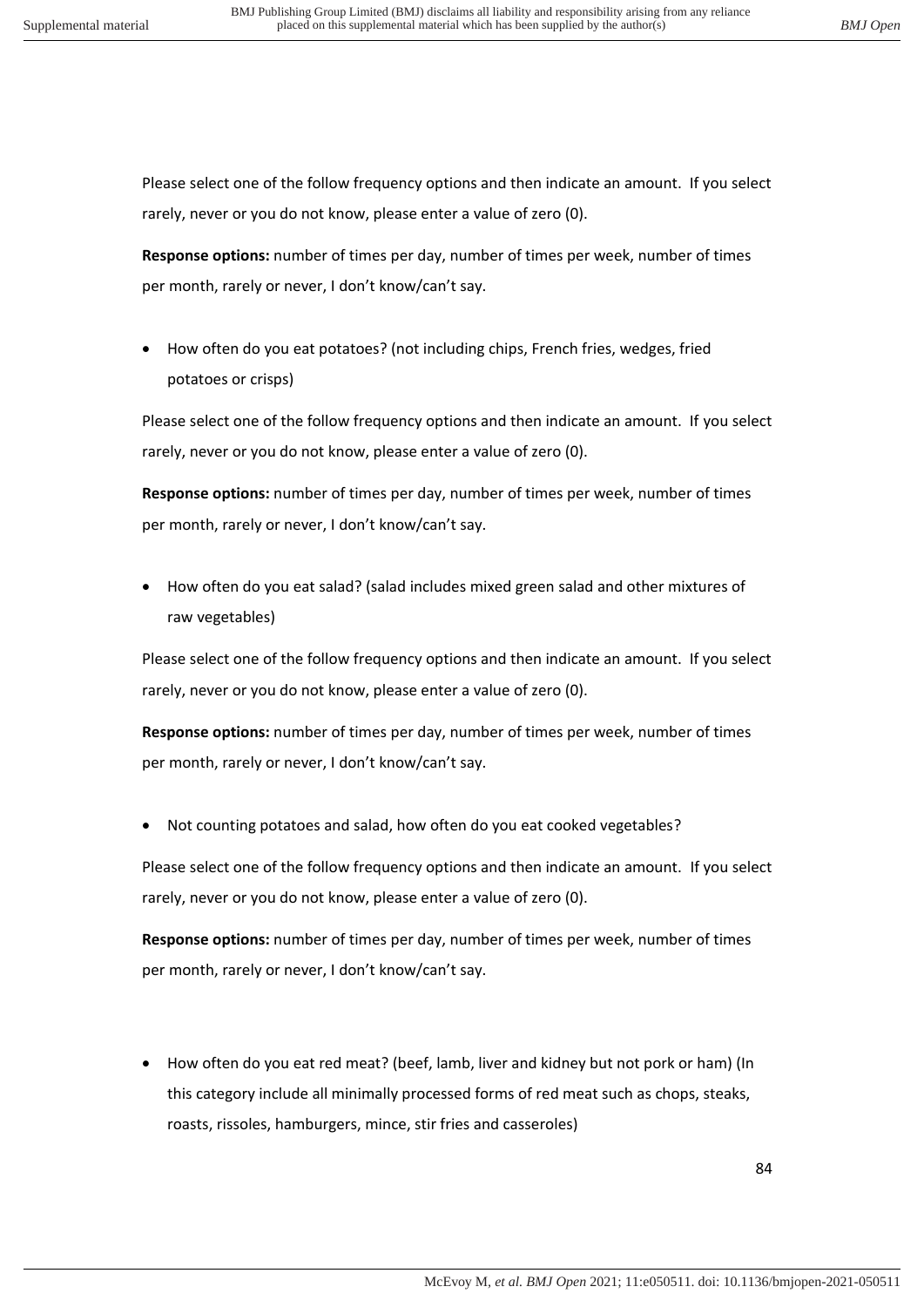Please select one of the follow frequency options and then indicate an amount. If you select rarely, never or you do not know, please enter a value of zero (0).

**Response options:** number of times per day, number of times per week, number of times per month, rarely or never, I don't know/can't say.

- How often do you eat potatoes? (not including chips, French fries, wedges, fried potatoes or crisps)

Please select one of the follow frequency options and then indicate an amount. If you select rarely, never or you do not know, please enter a value of zero (0).

**Response options:** number of times per day, number of times per week, number of times per month, rarely or never, I don't know/can't say.

- How often do you eat salad? (salad includes mixed green salad and other mixtures of raw vegetables)

Please select one of the follow frequency options and then indicate an amount. If you select rarely, never or you do not know, please enter a value of zero (0).

**Response options:** number of times per day, number of times per week, number of times per month, rarely or never, I don't know/can't say.

- Not counting potatoes and salad, how often do you eat cooked vegetables?

Please select one of the follow frequency options and then indicate an amount. If you select rarely, never or you do not know, please enter a value of zero (0).

**Response options:** number of times per day, number of times per week, number of times per month, rarely or never, I don't know/can't say.

- How often do you eat red meat? (beef, lamb, liver and kidney but not pork or ham) (In this category include all minimally processed forms of red meat such as chops, steaks, roasts, rissoles, hamburgers, mince, stir fries and casseroles)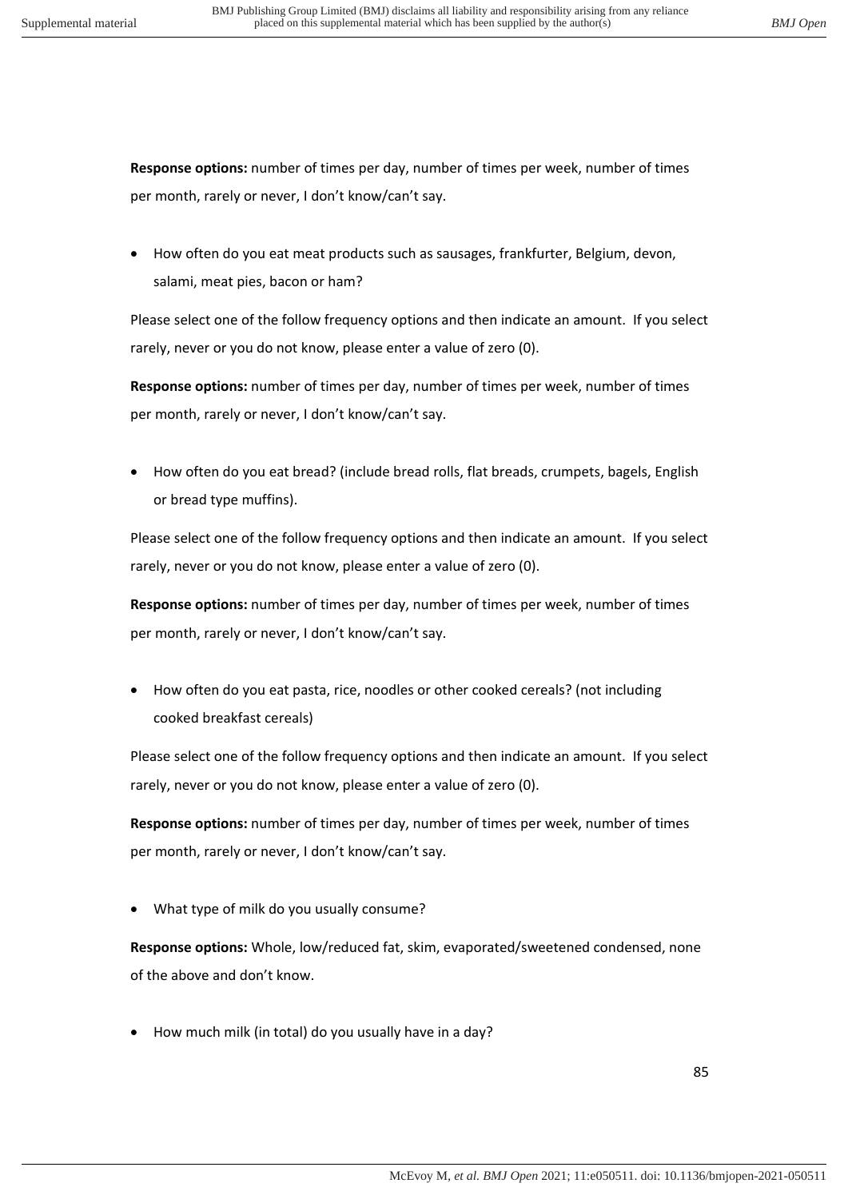**Response options:** number of times per day, number of times per week, number of times per month, rarely or never, I don't know/can't say.

- How often do you eat meat products such as sausages, frankfurter, Belgium, devon, salami, meat pies, bacon or ham?

Please select one of the follow frequency options and then indicate an amount. If you select rarely, never or you do not know, please enter a value of zero (0).

**Response options:** number of times per day, number of times per week, number of times per month, rarely or never, I don't know/can't say.

- How often do you eat bread? (include bread rolls, flat breads, crumpets, bagels, English or bread type muffins).

Please select one of the follow frequency options and then indicate an amount. If you select rarely, never or you do not know, please enter a value of zero (0).

**Response options:** number of times per day, number of times per week, number of times per month, rarely or never, I don't know/can't say.

- How often do you eat pasta, rice, noodles or other cooked cereals? (not including cooked breakfast cereals)

Please select one of the follow frequency options and then indicate an amount. If you select rarely, never or you do not know, please enter a value of zero (0).

**Response options:** number of times per day, number of times per week, number of times per month, rarely or never, I don't know/can't say.

- What type of milk do you usually consume?

**Response options:** Whole, low/reduced fat, skim, evaporated/sweetened condensed, none of the above and don't know.

- How much milk (in total) do you usually have in a day?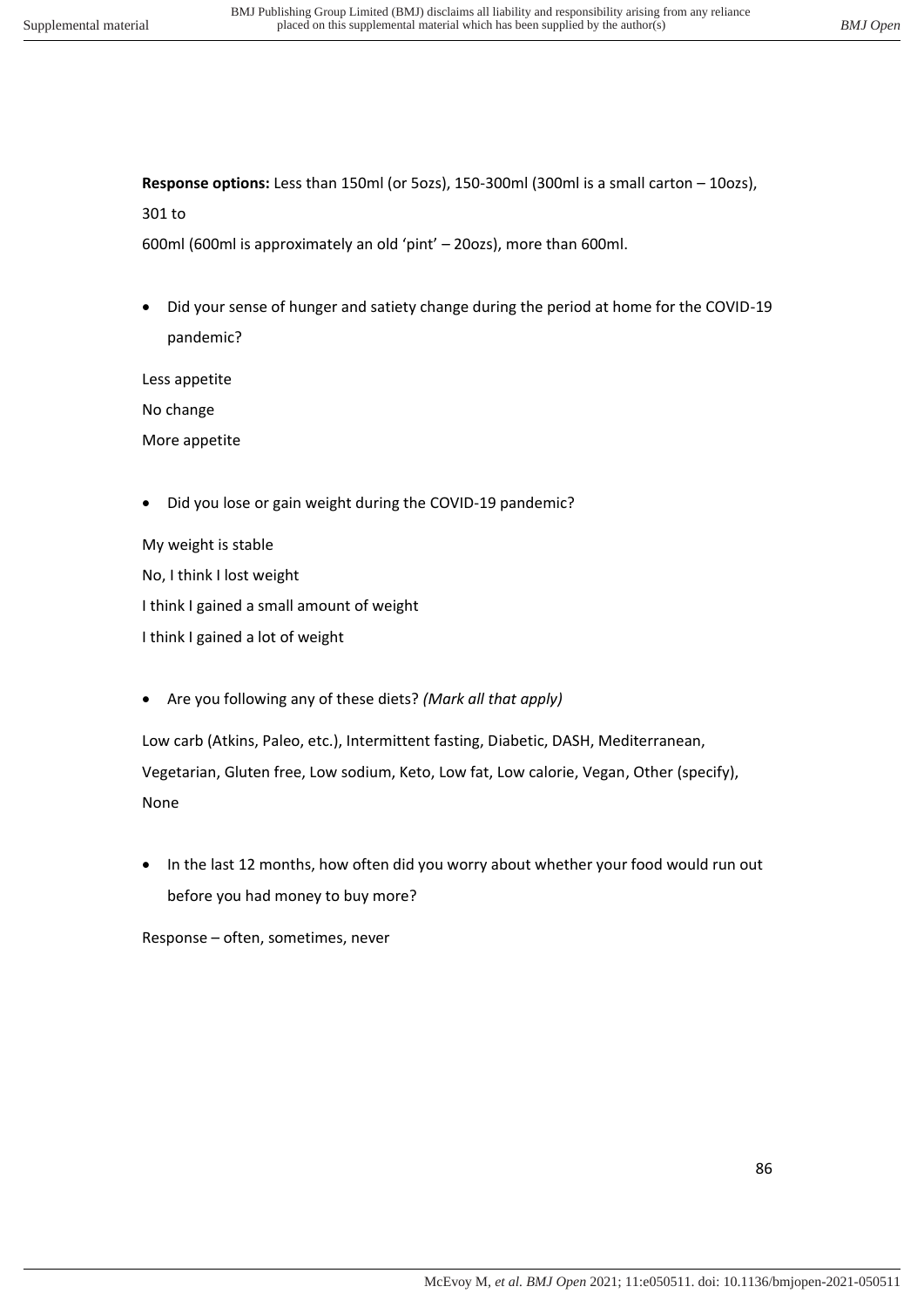**Response options:** Less than 150ml (or 5ozs), 150-300ml (300ml is a small carton – 10ozs), 301 to 600ml (600ml is approximately an old 'pint' – 20ozs), more than 600ml.

- Did your sense of hunger and satiety change during the period at home for the COVID-19 pandemic?

Less appetite

No change

More appetite

- Did you lose or gain weight during the COVID-19 pandemic?

My weight is stable

No, I think I lost weight

I think I gained a small amount of weight

I think I gained a lot of weight

- Are you following any of these diets? *(Mark all that apply)*

Low carb (Atkins, Paleo, etc.), Intermittent fasting, Diabetic, DASH, Mediterranean, Vegetarian, Gluten free, Low sodium, Keto, Low fat, Low calorie, Vegan, Other (specify), None

- In the last 12 months, how often did you worry about whether your food would run out before you had money to buy more?

Response – often, sometimes, never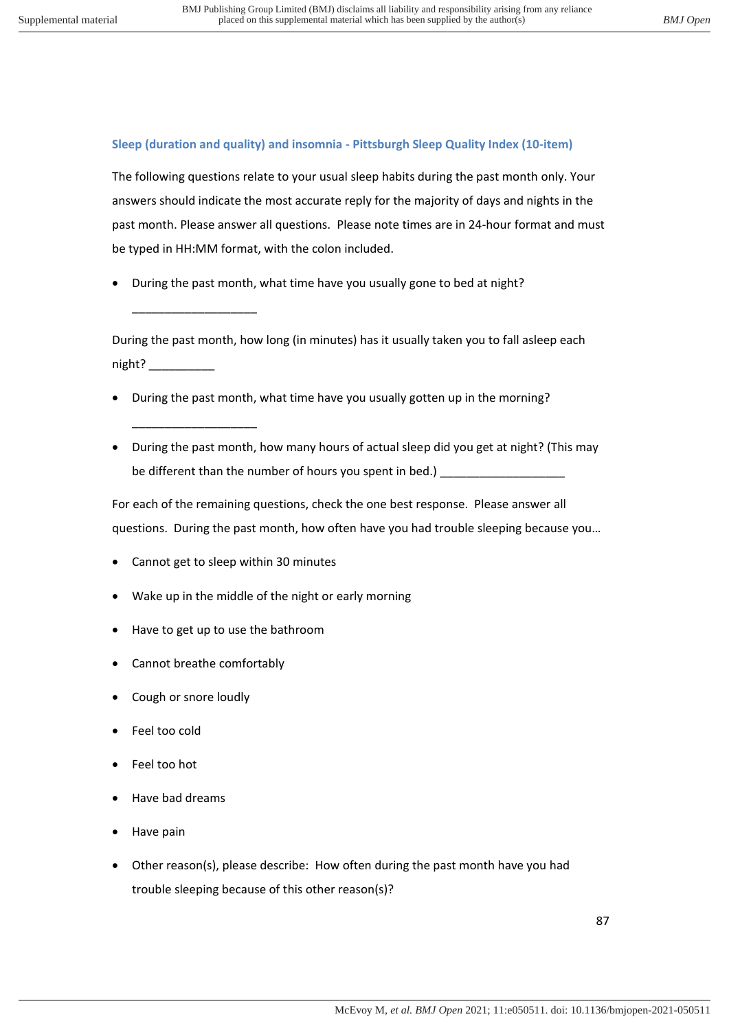### Sleep (duration and quality) and insomnia - Pittsburgh Sleep Quality Index (10-item)

The following questions relate to your usual sleep habits during the past month only. Your answers should indicate the most accurate reply for the majority of days and nights in the past month. Please answer all questions. Please note times are in 24-hour format and must be typed in HH:MM format, with the colon included.

- During the past month, what time have you usually gone to bed at night?
  ___________________

During the past month, how long (in minutes) has it usually taken you to fall asleep each night? __________

- During the past month, what time have you usually gotten up in the morning?
  ___________________
- During the past month, how many hours of actual sleep did you get at night? (This may be different than the number of hours you spent in bed.) ___________________

For each of the remaining questions, check the one best response. Please answer all questions. During the past month, how often have you had trouble sleeping because you…

- Cannot get to sleep within 30 minutes
- Wake up in the middle of the night or early morning
- Have to get up to use the bathroom
- Cannot breathe comfortably
- Cough or snore loudly
- Feel too cold
- Feel too hot
- Have bad dreams
- Have pain
- Other reason(s), please describe: How often during the past month have you had trouble sleeping because of this other reason(s)?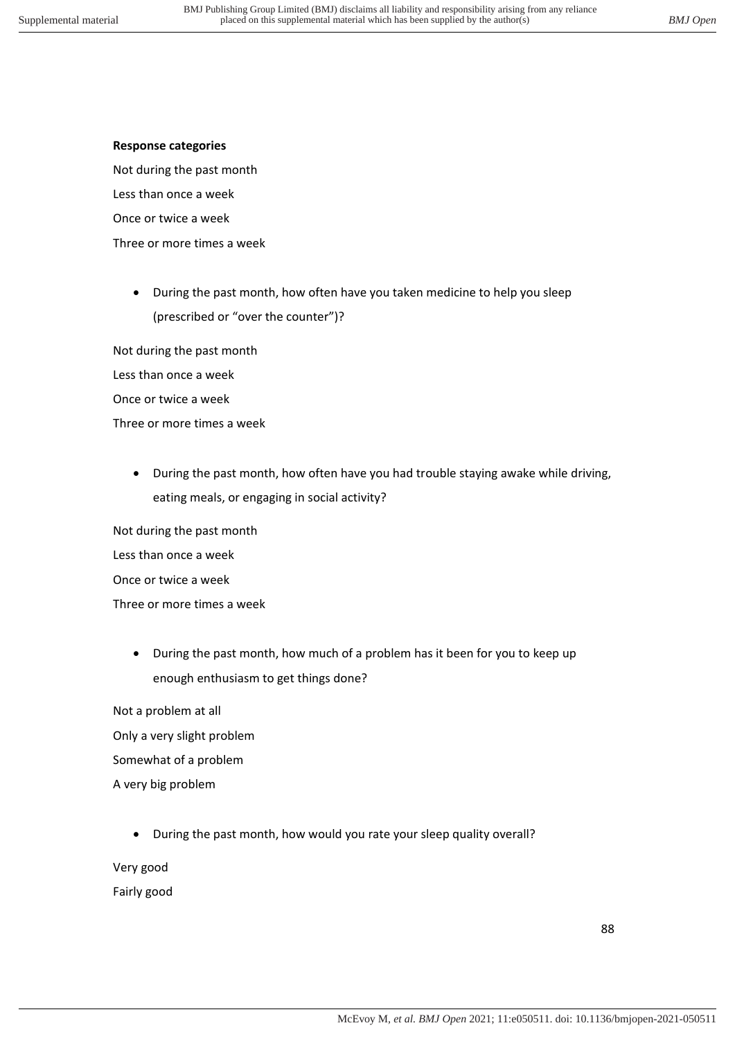**Response categories**

Not during the past month

Less than once a week

Once or twice a week

Three or more times a week

- During the past month, how often have you taken medicine to help you sleep (prescribed or "over the counter")?

Not during the past month

Less than once a week

Once or twice a week

Three or more times a week

- During the past month, how often have you had trouble staying awake while driving, eating meals, or engaging in social activity?

Not during the past month

Less than once a week

Once or twice a week

Three or more times a week

- During the past month, how much of a problem has it been for you to keep up enough enthusiasm to get things done?

Not a problem at all

Only a very slight problem

Somewhat of a problem

A very big problem

- During the past month, how would you rate your sleep quality overall?

Very good

Fairly good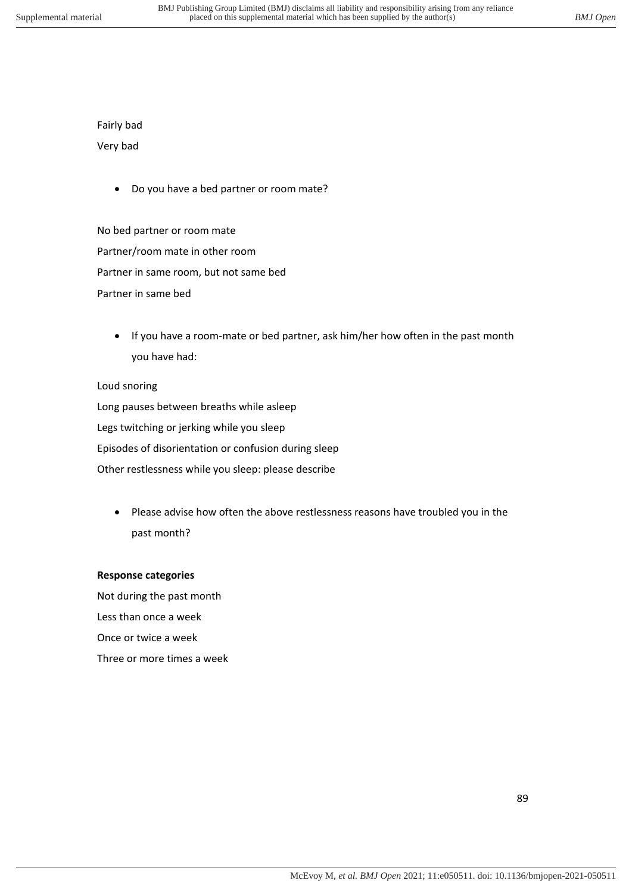Fairly bad

Very bad

- Do you have a bed partner or room mate?

No bed partner or room mate

Partner/room mate in other room

Partner in same room, but not same bed

Partner in same bed

- If you have a room-mate or bed partner, ask him/her how often in the past month you have had:

Loud snoring

Long pauses between breaths while asleep

Legs twitching or jerking while you sleep

Episodes of disorientation or confusion during sleep

Other restlessness while you sleep: please describe

- Please advise how often the above restlessness reasons have troubled you in the past month?

**Response categories**

Not during the past month

Less than once a week

Once or twice a week

Three or more times a week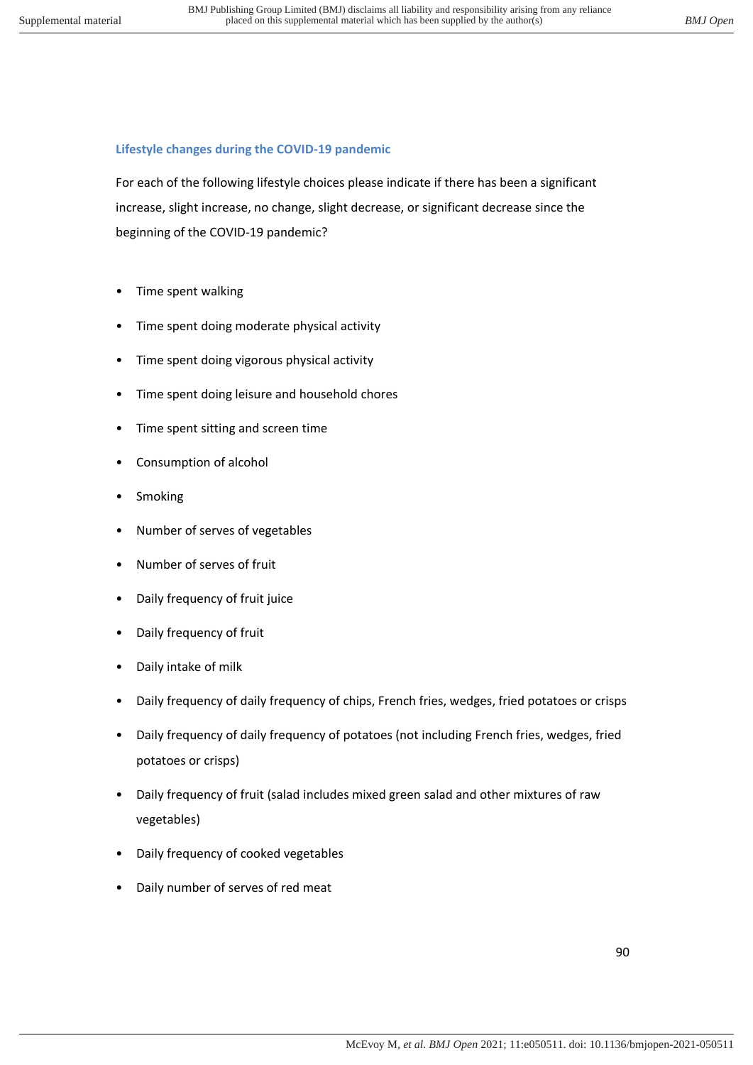### Lifestyle changes during the COVID-19 pandemic

For each of the following lifestyle choices please indicate if there has been a significant increase, slight increase, no change, slight decrease, or significant decrease since the beginning of the COVID-19 pandemic?

- Time spent walking
- Time spent doing moderate physical activity
- Time spent doing vigorous physical activity
- Time spent doing leisure and household chores
- Time spent sitting and screen time
- Consumption of alcohol
- Smoking
- Number of serves of vegetables
- Number of serves of fruit
- Daily frequency of fruit juice
- Daily frequency of fruit
- Daily intake of milk
- Daily frequency of daily frequency of chips, French fries, wedges, fried potatoes or crisps
- Daily frequency of daily frequency of potatoes (not including French fries, wedges, fried potatoes or crisps)
- Daily frequency of fruit (salad includes mixed green salad and other mixtures of raw vegetables)
- Daily frequency of cooked vegetables
- Daily number of serves of red meat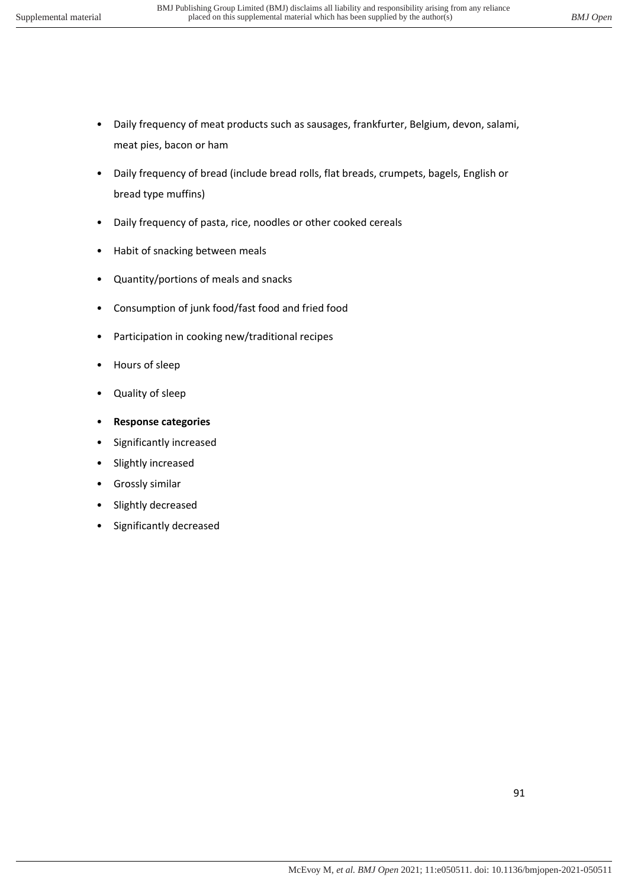- Daily frequency of meat products such as sausages, frankfurter, Belgium, devon, salami, meat pies, bacon or ham
- Daily frequency of bread (include bread rolls, flat breads, crumpets, bagels, English or bread type muffins)
- Daily frequency of pasta, rice, noodles or other cooked cereals
- Habit of snacking between meals
- Quantity/portions of meals and snacks
- Consumption of junk food/fast food and fried food
- Participation in cooking new/traditional recipes
- Hours of sleep
- Quality of sleep
- **Response categories**
- Significantly increased
- Slightly increased
- Grossly similar
- Slightly decreased
- Significantly decreased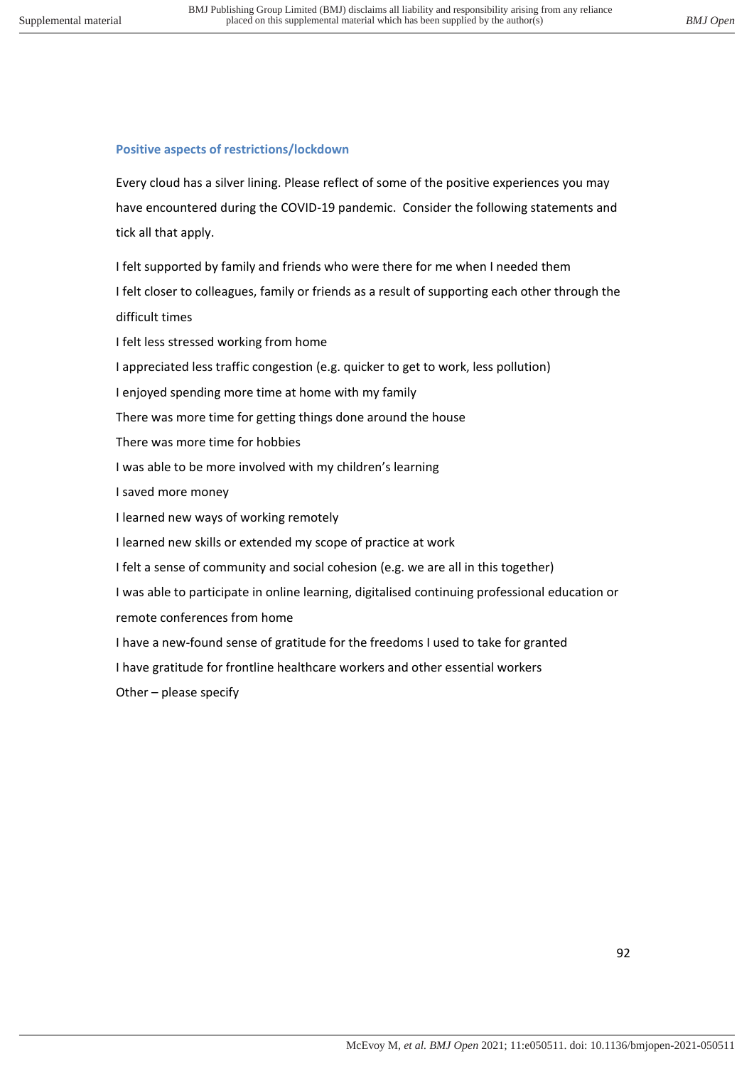### Positive aspects of restrictions/lockdown

Every cloud has a silver lining. Please reflect of some of the positive experiences you may have encountered during the COVID-19 pandemic. Consider the following statements and tick all that apply.

I felt supported by family and friends who were there for me when I needed them

I felt closer to colleagues, family or friends as a result of supporting each other through the difficult times

I felt less stressed working from home

I appreciated less traffic congestion (e.g. quicker to get to work, less pollution)

I enjoyed spending more time at home with my family

There was more time for getting things done around the house

There was more time for hobbies

I was able to be more involved with my children's learning

I saved more money

I learned new ways of working remotely

I learned new skills or extended my scope of practice at work

I felt a sense of community and social cohesion (e.g. we are all in this together)

I was able to participate in online learning, digitalised continuing professional education or remote conferences from home

I have a new-found sense of gratitude for the freedoms I used to take for granted

I have gratitude for frontline healthcare workers and other essential workers

Other – please specify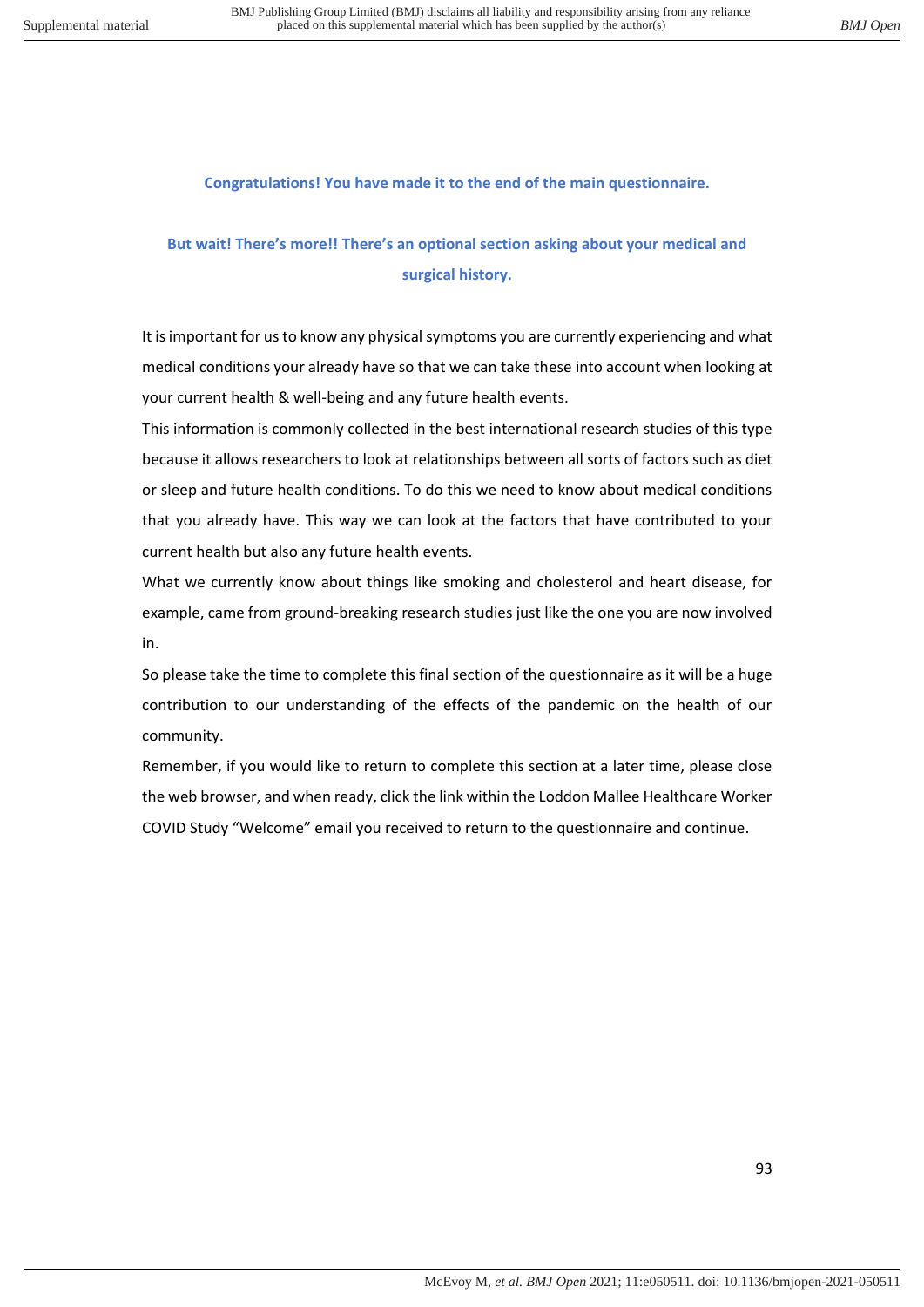**Congratulations! You have made it to the end of the main questionnaire.**

**But wait! There's more!! There's an optional section asking about your medical and surgical history.**

It is important for us to know any physical symptoms you are currently experiencing and what medical conditions your already have so that we can take these into account when looking at your current health & well-being and any future health events.

This information is commonly collected in the best international research studies of this type because it allows researchers to look at relationships between all sorts of factors such as diet or sleep and future health conditions. To do this we need to know about medical conditions that you already have. This way we can look at the factors that have contributed to your current health but also any future health events.

What we currently know about things like smoking and cholesterol and heart disease, for example, came from ground-breaking research studies just like the one you are now involved in.

So please take the time to complete this final section of the questionnaire as it will be a huge contribution to our understanding of the effects of the pandemic on the health of our community.

Remember, if you would like to return to complete this section at a later time, please close the web browser, and when ready, click the link within the Loddon Mallee Healthcare Worker COVID Study "Welcome" email you received to return to the questionnaire and continue.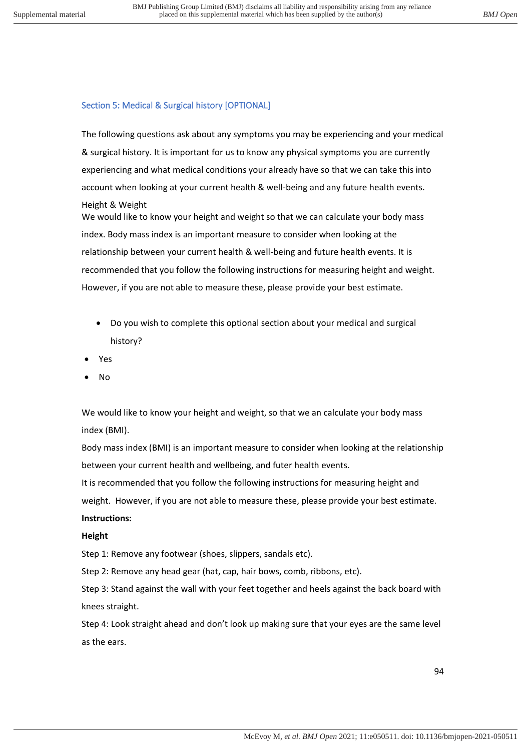## Section 5: Medical & Surgical history [OPTIONAL]

The following questions ask about any symptoms you may be experiencing and your medical & surgical history. It is important for us to know any physical symptoms you are currently experiencing and what medical conditions your already have so that we can take this into account when looking at your current health & well-being and any future health events.

Height & Weight

We would like to know your height and weight so that we can calculate your body mass index. Body mass index is an important measure to consider when looking at the relationship between your current health & well-being and future health events. It is recommended that you follow the following instructions for measuring height and weight. However, if you are not able to measure these, please provide your best estimate.

- Do you wish to complete this optional section about your medical and surgical history?

- Yes
- No

We would like to know your height and weight, so that we an calculate your body mass index (BMI).

Body mass index (BMI) is an important measure to consider when looking at the relationship between your current health and wellbeing, and futer health events.

It is recommended that you follow the following instructions for measuring height and weight.  However, if you are not able to measure these, please provide your best estimate.

**Instructions:**

**Height**

Step 1: Remove any footwear (shoes, slippers, sandals etc).

Step 2: Remove any head gear (hat, cap, hair bows, comb, ribbons, etc).

Step 3: Stand against the wall with your feet together and heels against the back board with knees straight.

Step 4: Look straight ahead and don't look up making sure that your eyes are the same level as the ears.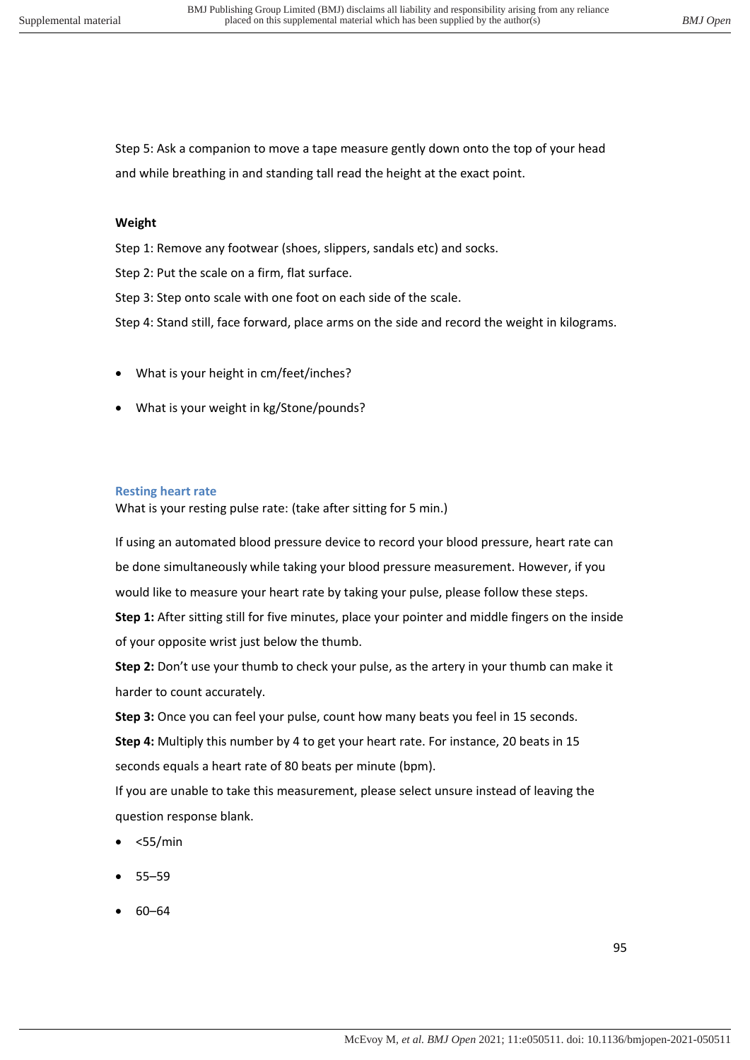Step 5: Ask a companion to move a tape measure gently down onto the top of your head and while breathing in and standing tall read the height at the exact point.

**Weight**

Step 1: Remove any footwear (shoes, slippers, sandals etc) and socks.

Step 2: Put the scale on a firm, flat surface.

Step 3: Step onto scale with one foot on each side of the scale.

Step 4: Stand still, face forward, place arms on the side and record the weight in kilograms.

- What is your height in cm/feet/inches?
- What is your weight in kg/Stone/pounds?

### Resting heart rate

What is your resting pulse rate: (take after sitting for 5 min.)

If using an automated blood pressure device to record your blood pressure, heart rate can be done simultaneously while taking your blood pressure measurement. However, if you would like to measure your heart rate by taking your pulse, please follow these steps.

**Step 1:** After sitting still for five minutes, place your pointer and middle fingers on the inside of your opposite wrist just below the thumb.

**Step 2:** Don't use your thumb to check your pulse, as the artery in your thumb can make it harder to count accurately.

**Step 3:** Once you can feel your pulse, count how many beats you feel in 15 seconds.

**Step 4:** Multiply this number by 4 to get your heart rate. For instance, 20 beats in 15 seconds equals a heart rate of 80 beats per minute (bpm).

If you are unable to take this measurement, please select unsure instead of leaving the question response blank.

- <55/min
- 55–59
- 60–64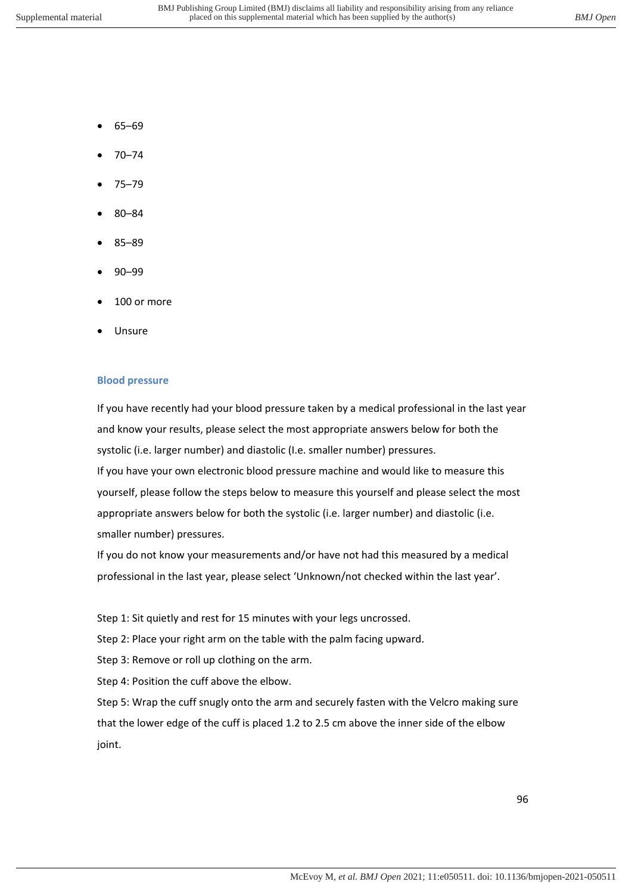- 65–69
- 70–74
- 75–79
- 80–84
- 85–89
- 90–99
- 100 or more
- Unsure

### Blood pressure

If you have recently had your blood pressure taken by a medical professional in the last year and know your results, please select the most appropriate answers below for both the systolic (i.e. larger number) and diastolic (I.e. smaller number) pressures.
If you have your own electronic blood pressure machine and would like to measure this yourself, please follow the steps below to measure this yourself and please select the most appropriate answers below for both the systolic (i.e. larger number) and diastolic (i.e. smaller number) pressures.
If you do not know your measurements and/or have not had this measured by a medical professional in the last year, please select 'Unknown/not checked within the last year'.

Step 1: Sit quietly and rest for 15 minutes with your legs uncrossed.
Step 2: Place your right arm on the table with the palm facing upward.
Step 3: Remove or roll up clothing on the arm.
Step 4: Position the cuff above the elbow.
Step 5: Wrap the cuff snugly onto the arm and securely fasten with the Velcro making sure that the lower edge of the cuff is placed 1.2 to 2.5 cm above the inner side of the elbow joint.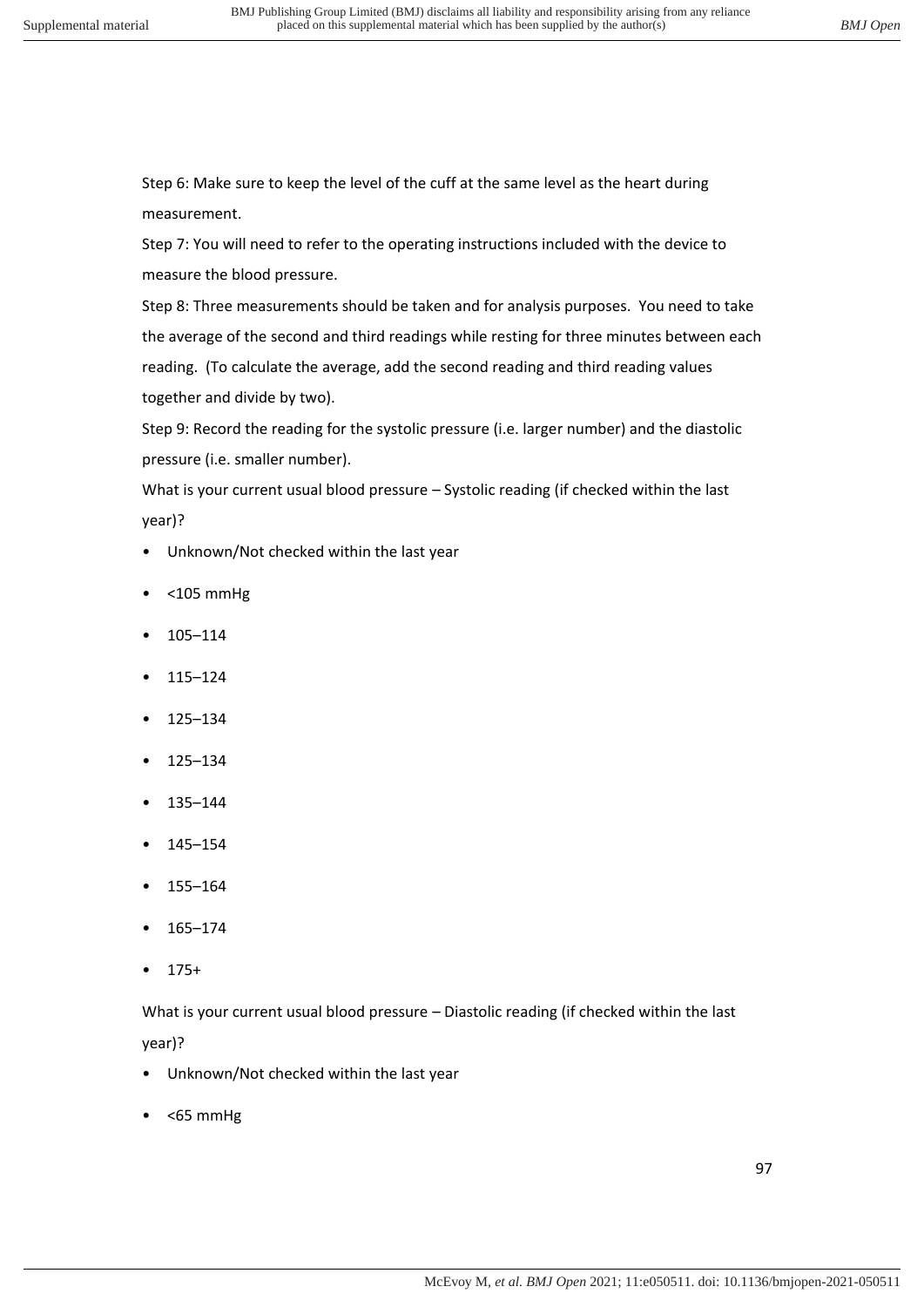Step 6: Make sure to keep the level of the cuff at the same level as the heart during measurement.

Step 7: You will need to refer to the operating instructions included with the device to measure the blood pressure.

Step 8: Three measurements should be taken and for analysis purposes. You need to take the average of the second and third readings while resting for three minutes between each reading. (To calculate the average, add the second reading and third reading values together and divide by two).

Step 9: Record the reading for the systolic pressure (i.e. larger number) and the diastolic pressure (i.e. smaller number).

What is your current usual blood pressure – Systolic reading (if checked within the last year)?

- Unknown/Not checked within the last year
- <105 mmHg
- 105–114
- 115–124
- 125–134
- 125–134
- 135–144
- 145–154
- 155–164
- 165–174
- 175+

What is your current usual blood pressure – Diastolic reading (if checked within the last year)?

- Unknown/Not checked within the last year
- <65 mmHg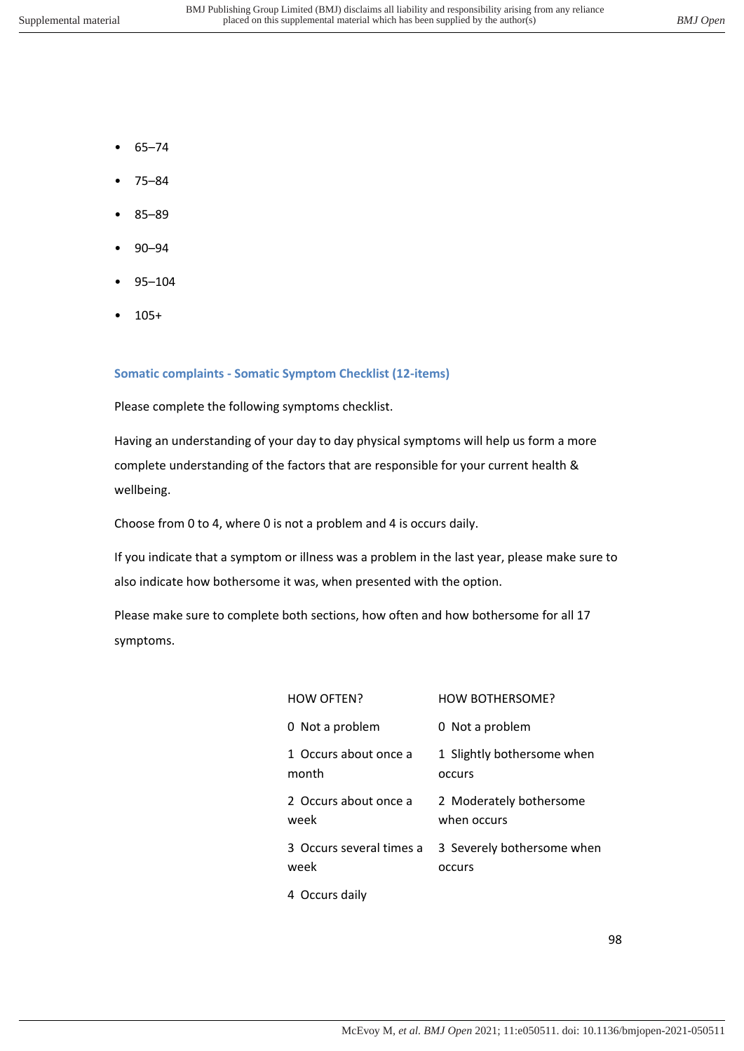- 65–74
- 75–84
- 85–89
- 90–94
- 95–104
- 105+

### Somatic complaints - Somatic Symptom Checklist (12-items)

Please complete the following symptoms checklist.

Having an understanding of your day to day physical symptoms will help us form a more complete understanding of the factors that are responsible for your current health & wellbeing.

Choose from 0 to 4, where 0 is not a problem and 4 is occurs daily.

If you indicate that a symptom or illness was a problem in the last year, please make sure to also indicate how bothersome it was, when presented with the option.

Please make sure to complete both sections, how often and how bothersome for all 17 symptoms.

| HOW OFTEN? | HOW BOTHERSOME? |
|---|---|
| 0 Not a problem | 0 Not a problem |
| 1 Occurs about once a month | 1 Slightly bothersome when occurs |
| 2 Occurs about once a week | 2 Moderately bothersome when occurs |
| 3 Occurs several times a week | 3 Severely bothersome when occurs |
| 4 Occurs daily | |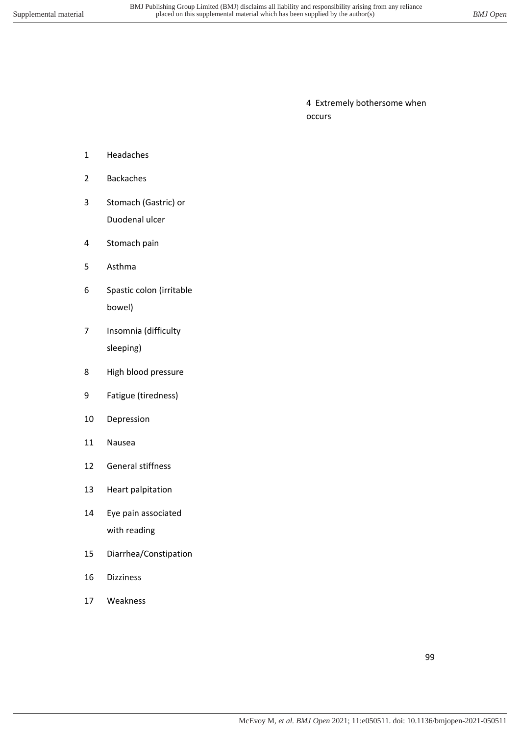4 Extremely bothersome when occurs

| | |
|---|---|
| 1 | Headaches |
| 2 | Backaches |
| 3 | Stomach (Gastric) or Duodenal ulcer |
| 4 | Stomach pain |
| 5 | Asthma |
| 6 | Spastic colon (irritable bowel) |
| 7 | Insomnia (difficulty sleeping) |
| 8 | High blood pressure |
| 9 | Fatigue (tiredness) |
| 10 | Depression |
| 11 | Nausea |
| 12 | General stiffness |
| 13 | Heart palpitation |
| 14 | Eye pain associated with reading |
| 15 | Diarrhea/Constipation |
| 16 | Dizziness |
| 17 | Weakness |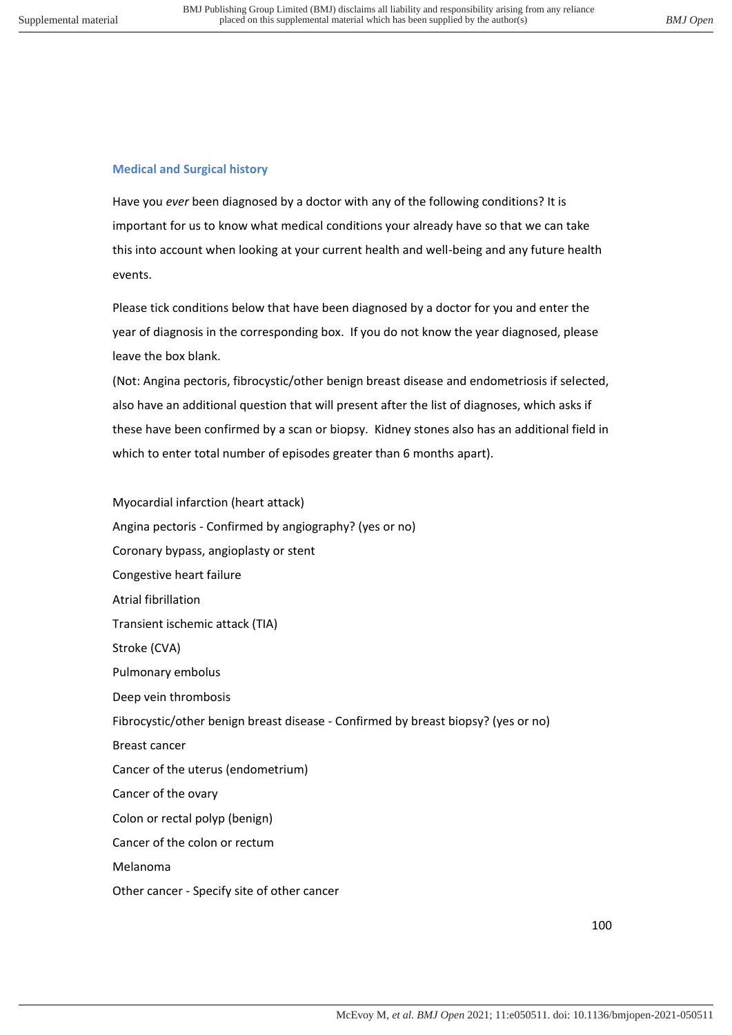### Medical and Surgical history

Have you *ever* been diagnosed by a doctor with any of the following conditions? It is important for us to know what medical conditions your already have so that we can take this into account when looking at your current health and well-being and any future health events.

Please tick conditions below that have been diagnosed by a doctor for you and enter the year of diagnosis in the corresponding box. If you do not know the year diagnosed, please leave the box blank.

(Not: Angina pectoris, fibrocystic/other benign breast disease and endometriosis if selected, also have an additional question that will present after the list of diagnoses, which asks if these have been confirmed by a scan or biopsy. Kidney stones also has an additional field in which to enter total number of episodes greater than 6 months apart).

Myocardial infarction (heart attack)

Angina pectoris - Confirmed by angiography? (yes or no)

Coronary bypass, angioplasty or stent

Congestive heart failure

Atrial fibrillation

Transient ischemic attack (TIA)

Stroke (CVA)

Pulmonary embolus

Deep vein thrombosis

Fibrocystic/other benign breast disease - Confirmed by breast biopsy? (yes or no)

Breast cancer

Cancer of the uterus (endometrium)

Cancer of the ovary

Colon or rectal polyp (benign)

Cancer of the colon or rectum

Melanoma

Other cancer - Specify site of other cancer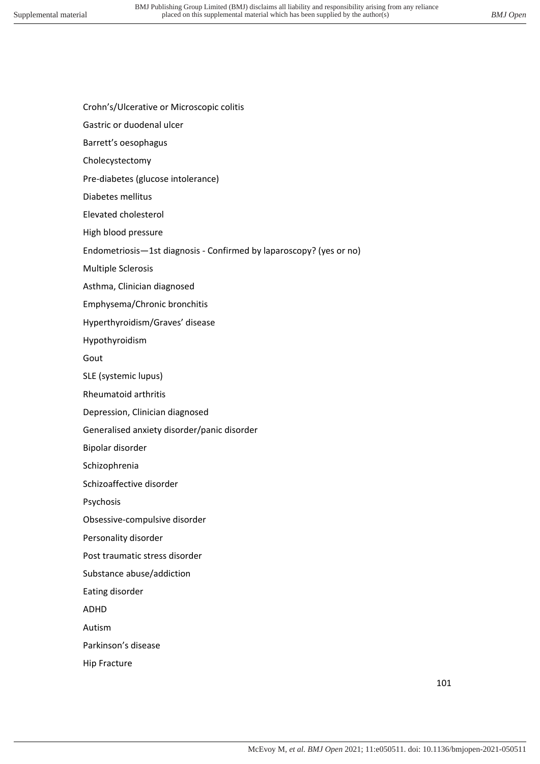Crohn's/Ulcerative or Microscopic colitis

Gastric or duodenal ulcer

Barrett's oesophagus

Cholecystectomy

Pre-diabetes (glucose intolerance)

Diabetes mellitus

Elevated cholesterol

High blood pressure

Endometriosis—1st diagnosis - Confirmed by laparoscopy? (yes or no)

Multiple Sclerosis

Asthma, Clinician diagnosed

Emphysema/Chronic bronchitis

Hyperthyroidism/Graves' disease

Hypothyroidism

Gout

SLE (systemic lupus)

Rheumatoid arthritis

Depression, Clinician diagnosed

Generalised anxiety disorder/panic disorder

Bipolar disorder

Schizophrenia

Schizoaffective disorder

Psychosis

Obsessive-compulsive disorder

Personality disorder

Post traumatic stress disorder

Substance abuse/addiction

Eating disorder

ADHD

Autism

Parkinson's disease

Hip Fracture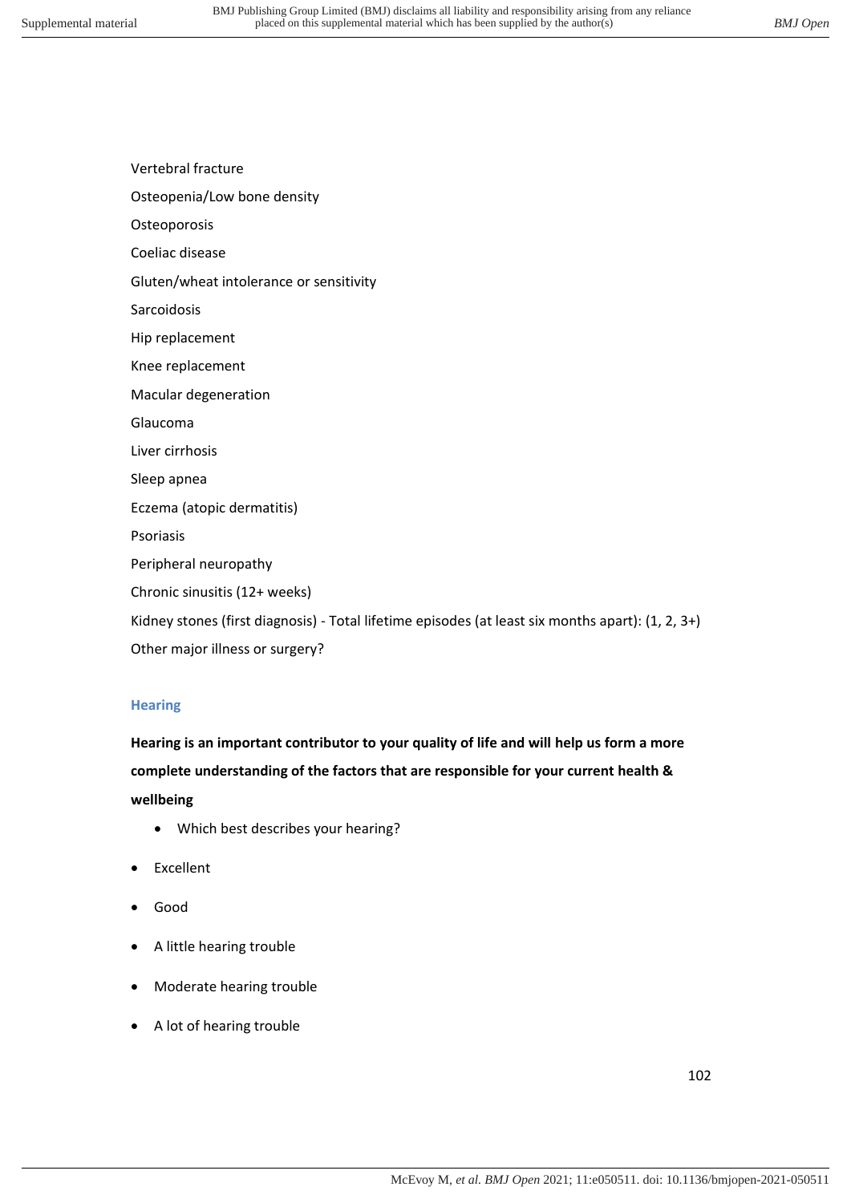Vertebral fracture

Osteopenia/Low bone density

Osteoporosis

Coeliac disease

Gluten/wheat intolerance or sensitivity

Sarcoidosis

Hip replacement

Knee replacement

Macular degeneration

Glaucoma

Liver cirrhosis

Sleep apnea

Eczema (atopic dermatitis)

Psoriasis

Peripheral neuropathy

Chronic sinusitis (12+ weeks)

Kidney stones (first diagnosis) - Total lifetime episodes (at least six months apart): (1, 2, 3+)

Other major illness or surgery?

### Hearing

**Hearing is an important contributor to your quality of life and will help us form a more complete understanding of the factors that are responsible for your current health & wellbeing**

- Which best describes your hearing?

- Excellent
- Good
- A little hearing trouble
- Moderate hearing trouble
- A lot of hearing trouble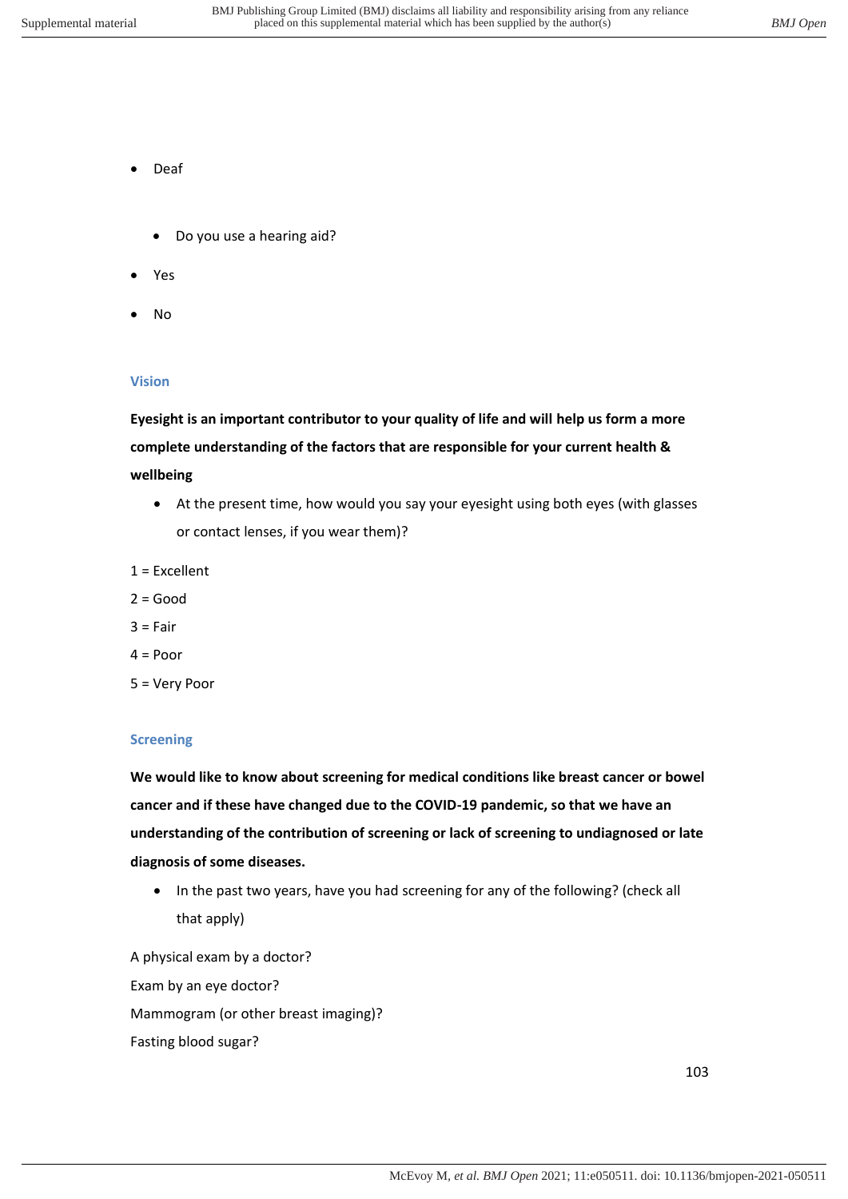- Deaf

  - Do you use a hearing aid?

- Yes
- No

### Vision

**Eyesight is an important contributor to your quality of life and will help us form a more complete understanding of the factors that are responsible for your current health & wellbeing**

- At the present time, how would you say your eyesight using both eyes (with glasses or contact lenses, if you wear them)?

1 = Excellent

2 = Good

3 = Fair

4 = Poor

5 = Very Poor

### Screening

**We would like to know about screening for medical conditions like breast cancer or bowel cancer and if these have changed due to the COVID-19 pandemic, so that we have an understanding of the contribution of screening or lack of screening to undiagnosed or late diagnosis of some diseases.**

- In the past two years, have you had screening for any of the following? (check all that apply)

A physical exam by a doctor?

Exam by an eye doctor?

Mammogram (or other breast imaging)?

Fasting blood sugar?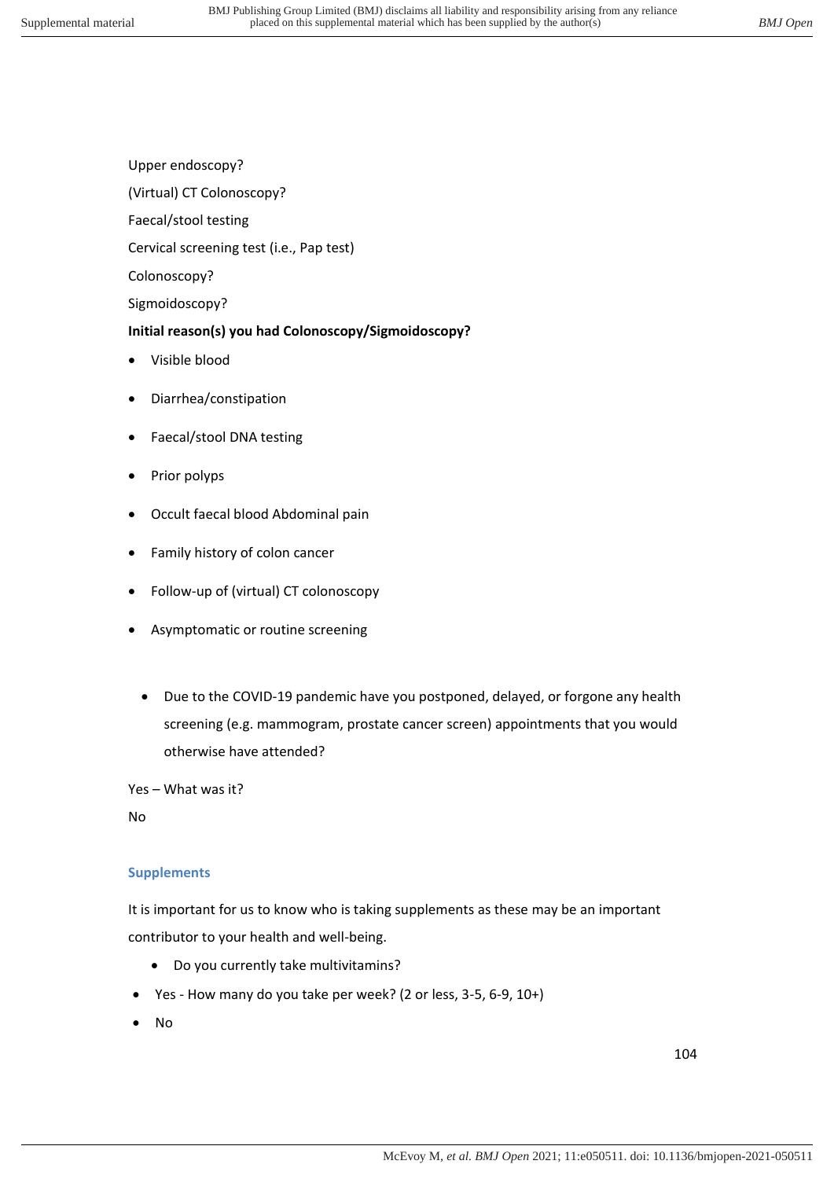Upper endoscopy?

(Virtual) CT Colonoscopy?

Faecal/stool testing

Cervical screening test (i.e., Pap test)

Colonoscopy?

Sigmoidoscopy?

**Initial reason(s) you had Colonoscopy/Sigmoidoscopy?**

- Visible blood
- Diarrhea/constipation
- Faecal/stool DNA testing
- Prior polyps
- Occult faecal blood Abdominal pain
- Family history of colon cancer
- Follow-up of (virtual) CT colonoscopy
- Asymptomatic or routine screening

- Due to the COVID-19 pandemic have you postponed, delayed, or forgone any health screening (e.g. mammogram, prostate cancer screen) appointments that you would otherwise have attended?

Yes – What was it?

No

### Supplements

It is important for us to know who is taking supplements as these may be an important contributor to your health and well-being.

- Do you currently take multivitamins?
- Yes - How many do you take per week? (2 or less, 3-5, 6-9, 10+)
- No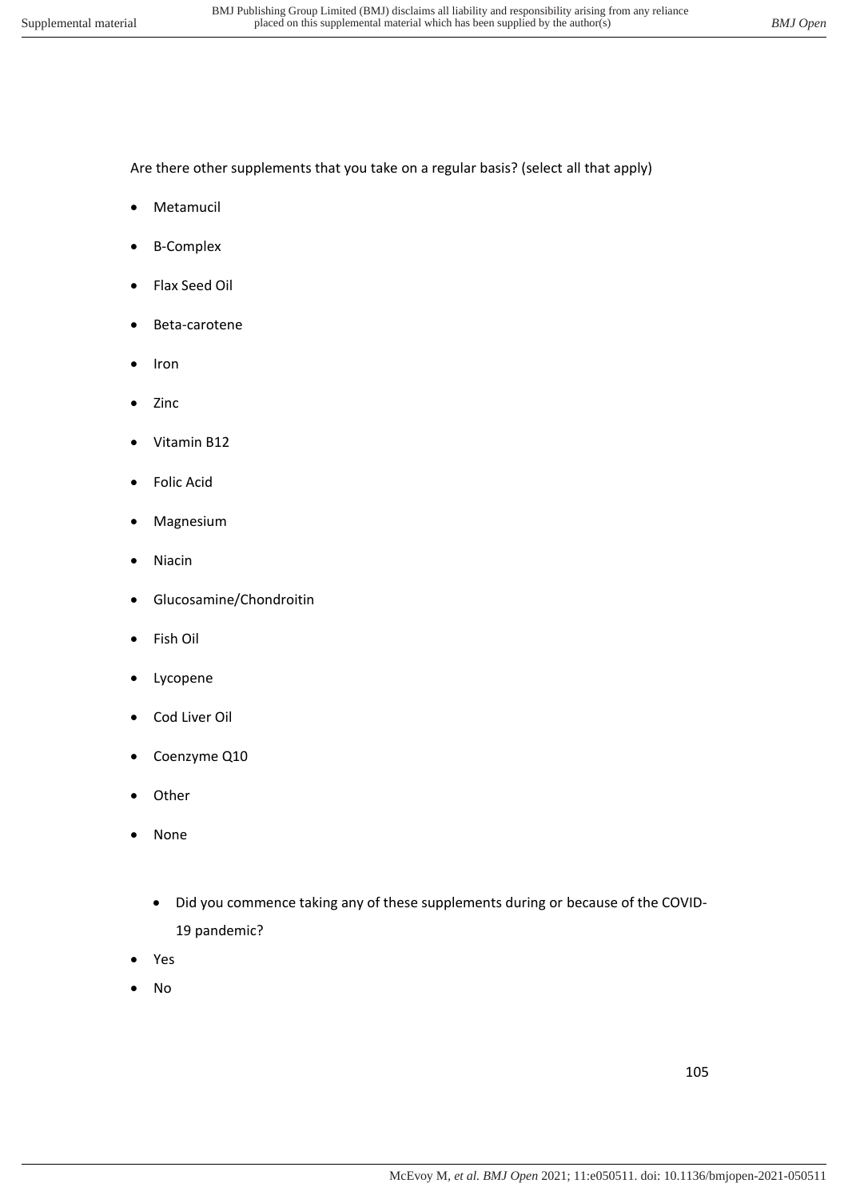Are there other supplements that you take on a regular basis? (select all that apply)

- Metamucil
- B-Complex
- Flax Seed Oil
- Beta-carotene
- Iron
- Zinc
- Vitamin B12
- Folic Acid
- Magnesium
- Niacin
- Glucosamine/Chondroitin
- Fish Oil
- Lycopene
- Cod Liver Oil
- Coenzyme Q10
- Other
- None

    - Did you commence taking any of these supplements during or because of the COVID-19 pandemic?

- Yes
- No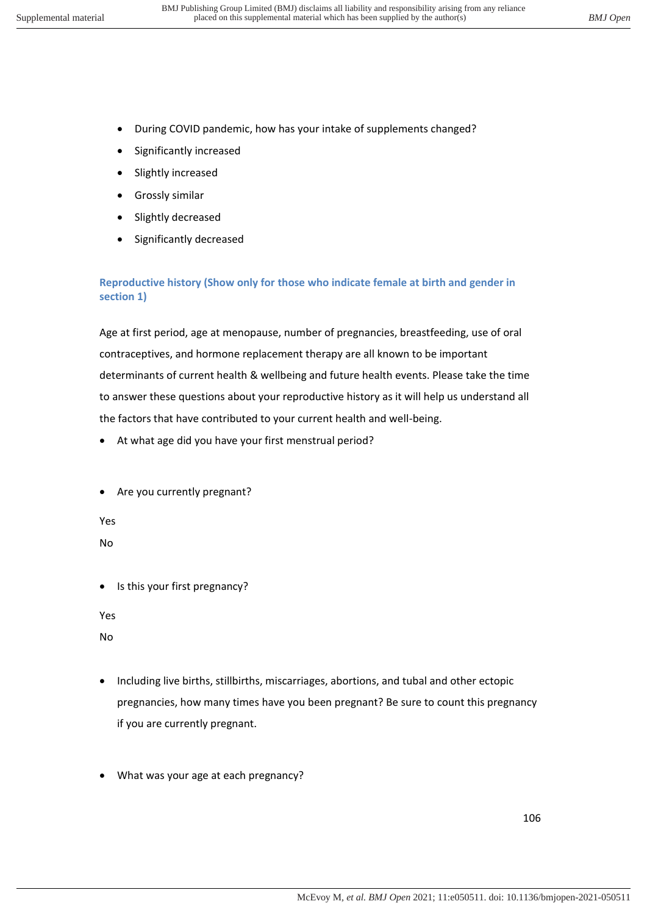- During COVID pandemic, how has your intake of supplements changed?
- Significantly increased
- Slightly increased
- Grossly similar
- Slightly decreased
- Significantly decreased

### Reproductive history (Show only for those who indicate female at birth and gender in section 1)

Age at first period, age at menopause, number of pregnancies, breastfeeding, use of oral contraceptives, and hormone replacement therapy are all known to be important determinants of current health & wellbeing and future health events. Please take the time to answer these questions about your reproductive history as it will help us understand all the factors that have contributed to your current health and well-being.

- At what age did you have your first menstrual period?

- Are you currently pregnant?

Yes

No

- Is this your first pregnancy?

Yes

No

- Including live births, stillbirths, miscarriages, abortions, and tubal and other ectopic pregnancies, how many times have you been pregnant? Be sure to count this pregnancy if you are currently pregnant.

- What was your age at each pregnancy?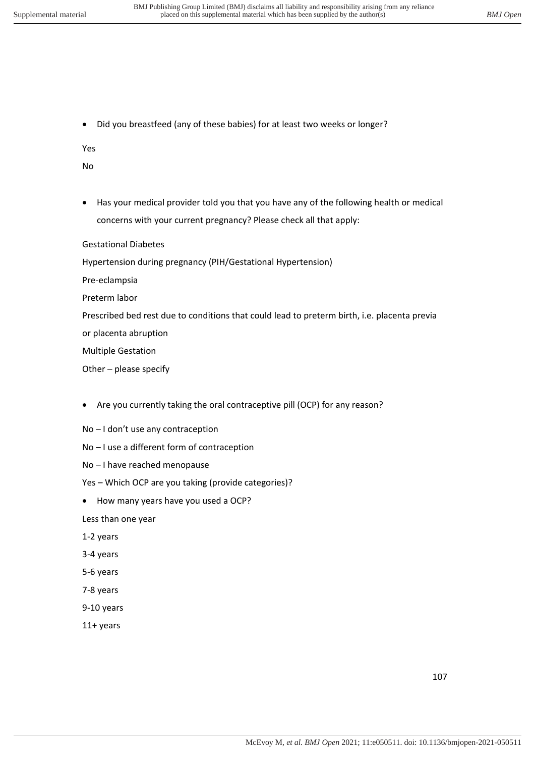- Did you breastfeed (any of these babies) for at least two weeks or longer?

Yes

No

- Has your medical provider told you that you have any of the following health or medical concerns with your current pregnancy? Please check all that apply:

Gestational Diabetes

Hypertension during pregnancy (PIH/Gestational Hypertension)

Pre-eclampsia

Preterm labor

Prescribed bed rest due to conditions that could lead to preterm birth, i.e. placenta previa or placenta abruption

Multiple Gestation

Other – please specify

- Are you currently taking the oral contraceptive pill (OCP) for any reason?

No – I don't use any contraception

No – I use a different form of contraception

No – I have reached menopause

Yes – Which OCP are you taking (provide categories)?

- How many years have you used a OCP?

Less than one year

1-2 years

3-4 years

5-6 years

7-8 years

9-10 years

11+ years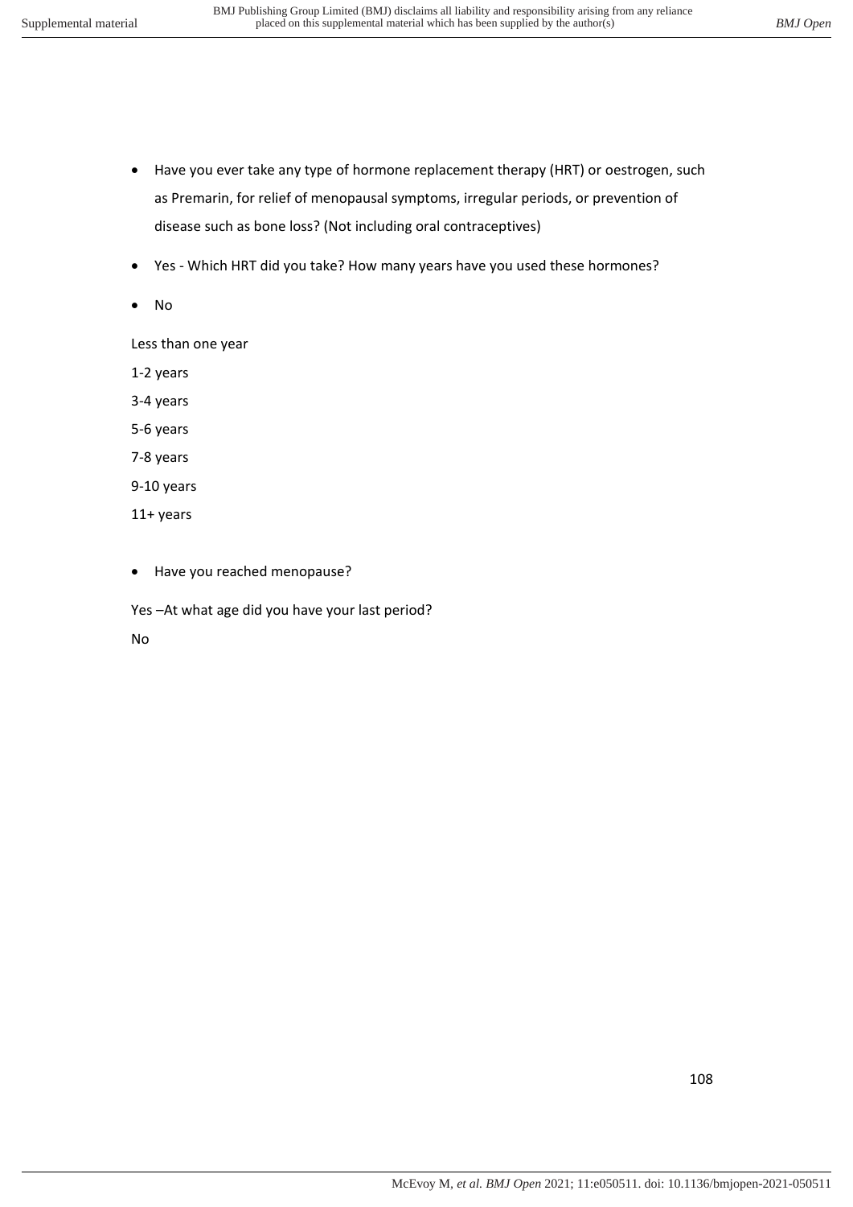- Have you ever take any type of hormone replacement therapy (HRT) or oestrogen, such as Premarin, for relief of menopausal symptoms, irregular periods, or prevention of disease such as bone loss? (Not including oral contraceptives)
- Yes - Which HRT did you take? How many years have you used these hormones?
- No

Less than one year

1-2 years

3-4 years

5-6 years

7-8 years

9-10 years

11+ years

- Have you reached menopause?

Yes –At what age did you have your last period?

No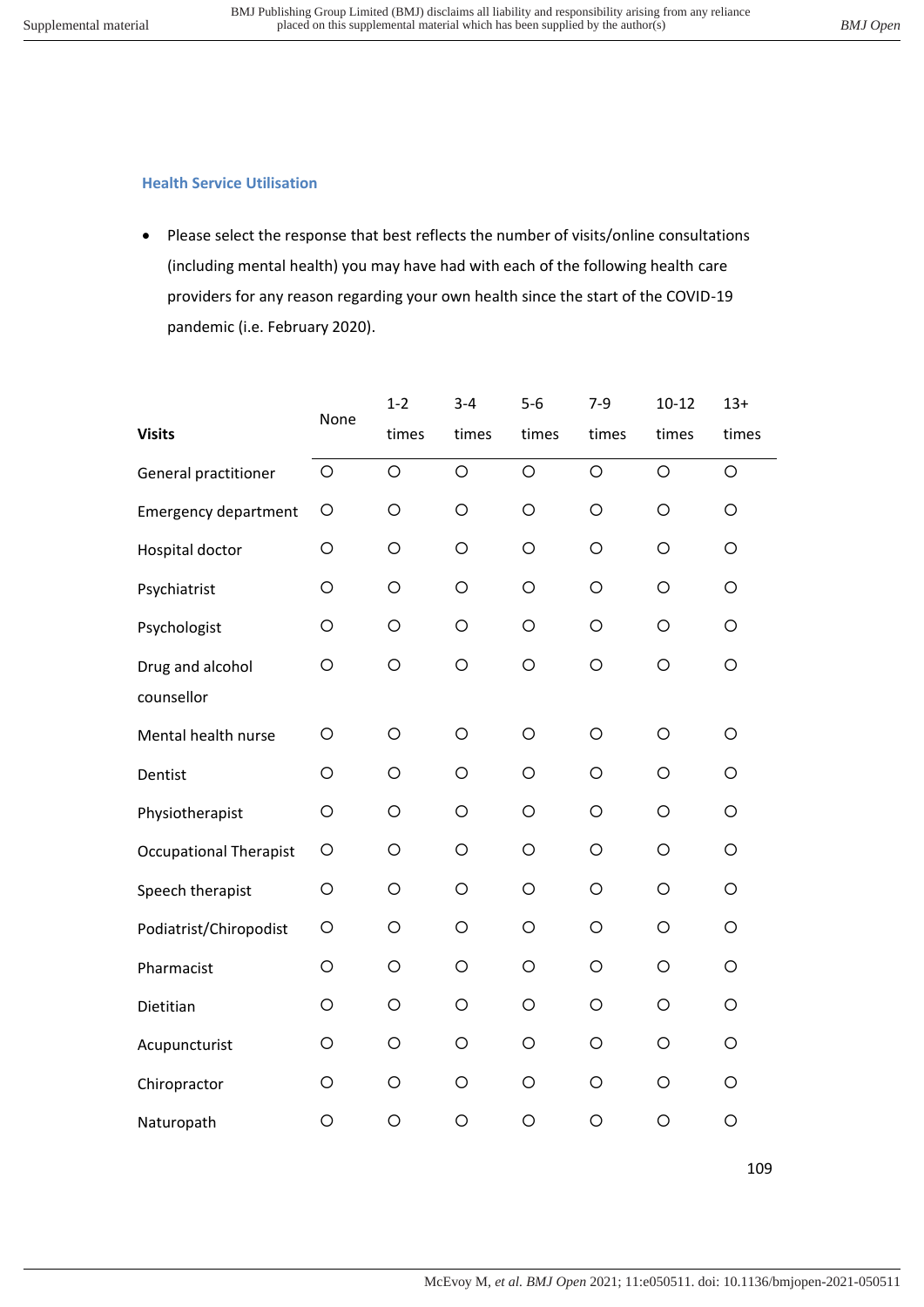### Health Service Utilisation

- Please select the response that best reflects the number of visits/online consultations (including mental health) you may have had with each of the following health care providers for any reason regarding your own health since the start of the COVID-19 pandemic (i.e. February 2020).

| Visits | None | 1-2 times | 3-4 times | 5-6 times | 7-9 times | 10-12 times | 13+ times |
|---|---|---|---|---|---|---|---|
| General practitioner | ○ | ○ | ○ | ○ | ○ | ○ | ○ |
| Emergency department | ○ | ○ | ○ | ○ | ○ | ○ | ○ |
| Hospital doctor | ○ | ○ | ○ | ○ | ○ | ○ | ○ |
| Psychiatrist | ○ | ○ | ○ | ○ | ○ | ○ | ○ |
| Psychologist | ○ | ○ | ○ | ○ | ○ | ○ | ○ |
| Drug and alcohol counsellor | ○ | ○ | ○ | ○ | ○ | ○ | ○ |
| Mental health nurse | ○ | ○ | ○ | ○ | ○ | ○ | ○ |
| Dentist | ○ | ○ | ○ | ○ | ○ | ○ | ○ |
| Physiotherapist | ○ | ○ | ○ | ○ | ○ | ○ | ○ |
| Occupational Therapist | ○ | ○ | ○ | ○ | ○ | ○ | ○ |
| Speech therapist | ○ | ○ | ○ | ○ | ○ | ○ | ○ |
| Podiatrist/Chiropodist | ○ | ○ | ○ | ○ | ○ | ○ | ○ |
| Pharmacist | ○ | ○ | ○ | ○ | ○ | ○ | ○ |
| Dietitian | ○ | ○ | ○ | ○ | ○ | ○ | ○ |
| Acupuncturist | ○ | ○ | ○ | ○ | ○ | ○ | ○ |
| Chiropractor | ○ | ○ | ○ | ○ | ○ | ○ | ○ |
| Naturopath | ○ | ○ | ○ | ○ | ○ | ○ | ○ |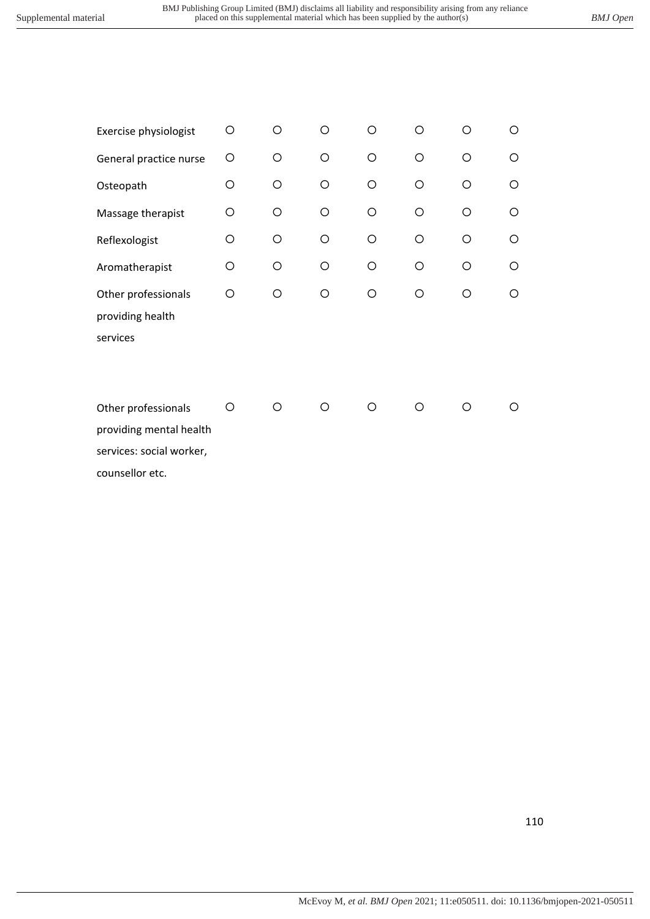| | | | | | | | |
|---|---|---|---|---|---|---|---|
| Exercise physiologist | ○ | ○ | ○ | ○ | ○ | ○ | ○ |
| General practice nurse | ○ | ○ | ○ | ○ | ○ | ○ | ○ |
| Osteopath | ○ | ○ | ○ | ○ | ○ | ○ | ○ |
| Massage therapist | ○ | ○ | ○ | ○ | ○ | ○ | ○ |
| Reflexologist | ○ | ○ | ○ | ○ | ○ | ○ | ○ |
| Aromatherapist | ○ | ○ | ○ | ○ | ○ | ○ | ○ |
| Other professionals providing health services | ○ | ○ | ○ | ○ | ○ | ○ | ○ |
| Other professionals providing mental health services: social worker, counsellor etc. | ○ | ○ | ○ | ○ | ○ | ○ | ○ |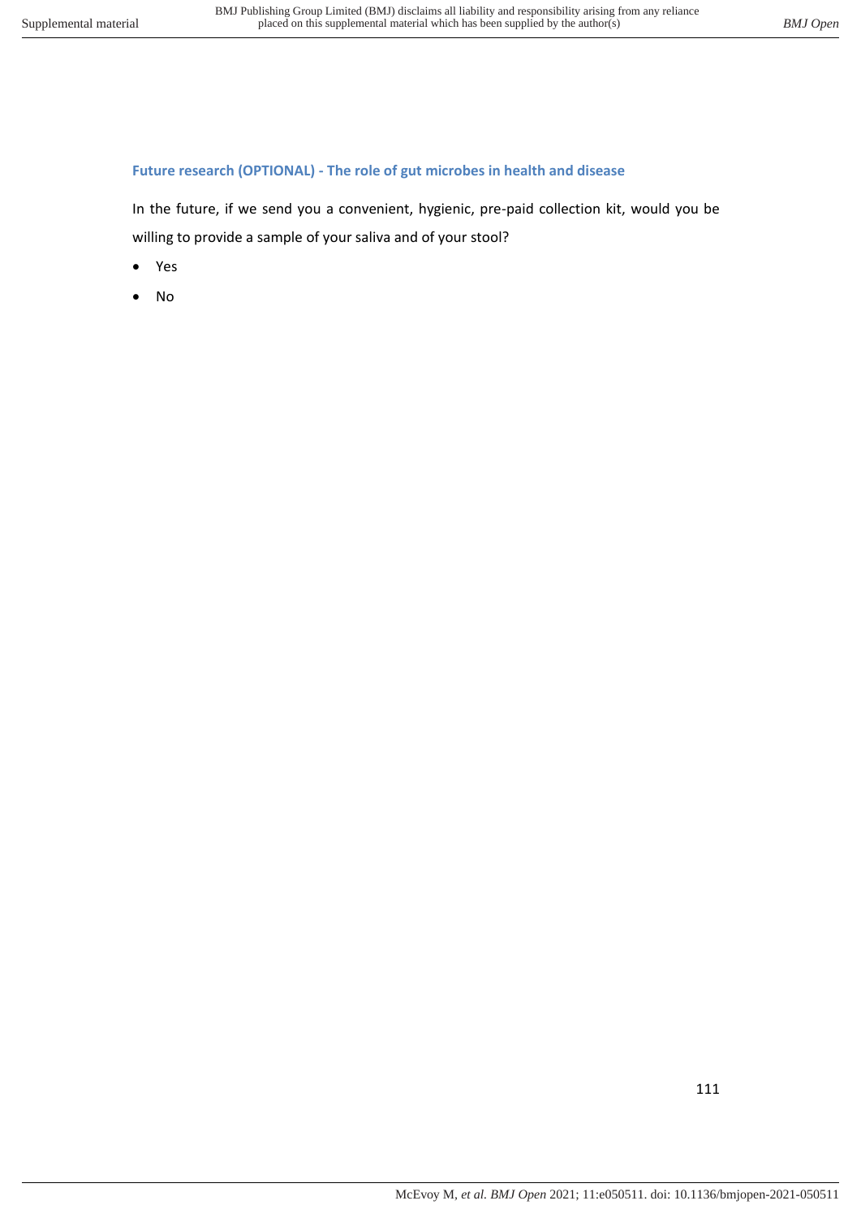### Future research (OPTIONAL) - The role of gut microbes in health and disease

In the future, if we send you a convenient, hygienic, pre-paid collection kit, would you be willing to provide a sample of your saliva and of your stool?

- Yes
- No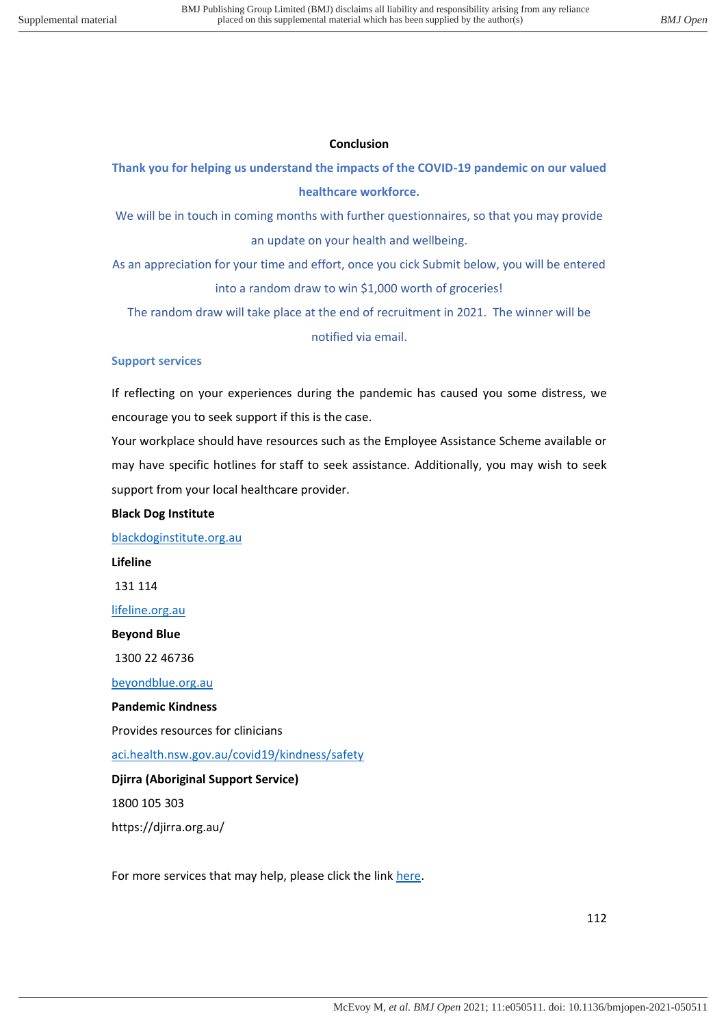**Conclusion**

**Thank you for helping us understand the impacts of the COVID-19 pandemic on our valued healthcare workforce.**

We will be in touch in coming months with further questionnaires, so that you may provide an update on your health and wellbeing.

As an appreciation for your time and effort, once you cick Submit below, you will be entered into a random draw to win $1,000 worth of groceries!

The random draw will take place at the end of recruitment in 2021. The winner will be notified via email.

**Support services**

If reflecting on your experiences during the pandemic has caused you some distress, we encourage you to seek support if this is the case.

Your workplace should have resources such as the Employee Assistance Scheme available or may have specific hotlines for staff to seek assistance. Additionally, you may wish to seek support from your local healthcare provider.

**Black Dog Institute**

blackdoginstitute.org.au

**Lifeline**

131 114

lifeline.org.au

**Beyond Blue**

1300 22 46736

beyondblue.org.au

**Pandemic Kindness**

Provides resources for clinicians

aci.health.nsw.gov.au/covid19/kindness/safety

**Djirra (Aboriginal Support Service)**

1800 105 303

https://djirra.org.au/

For more services that may help, please click the link here.